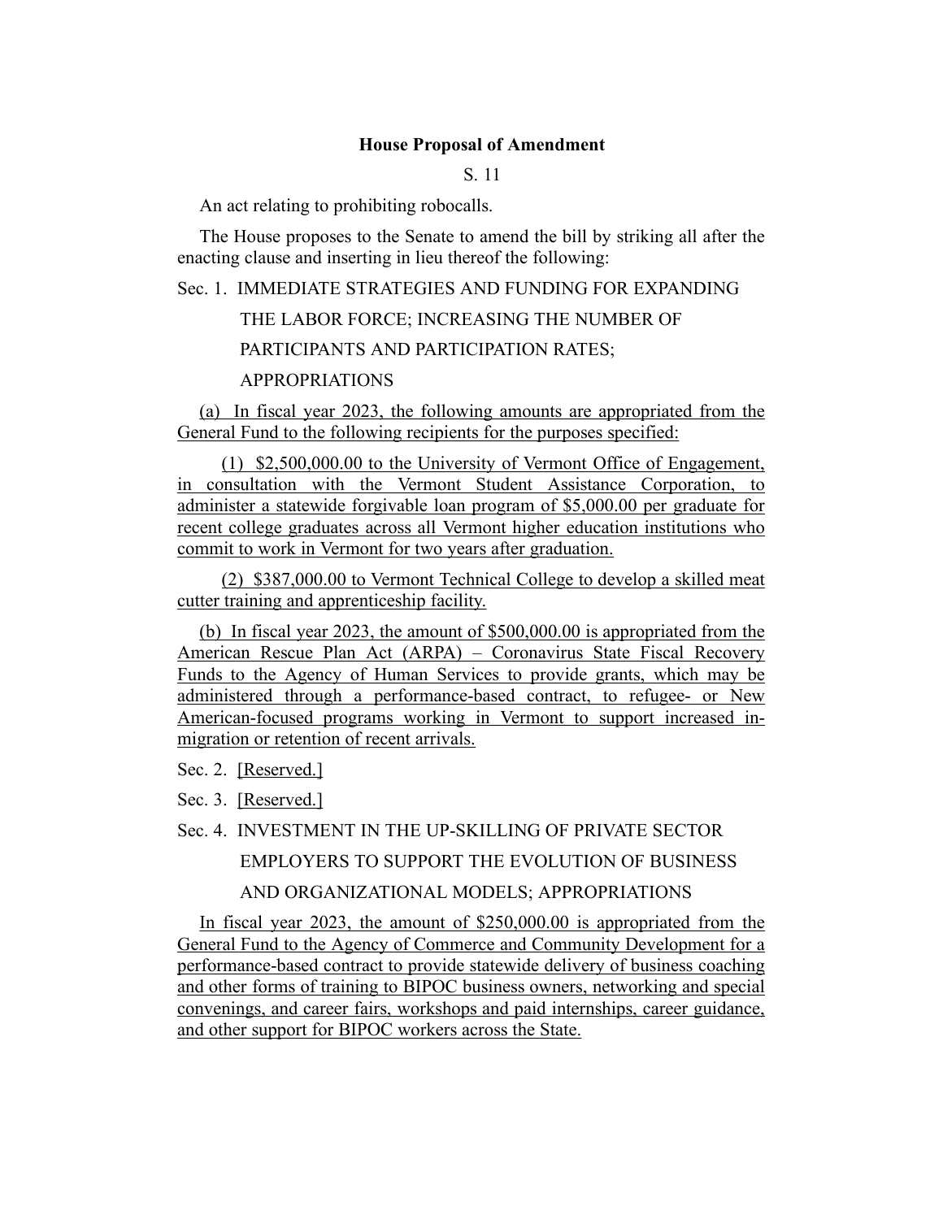**House Proposal of Amendment**

S. 11

An act relating to prohibiting robocalls.

The House proposes to the Senate to amend the bill by striking all after the enacting clause and inserting in lieu thereof the following:

Sec. 1. IMMEDIATE STRATEGIES AND FUNDING FOR EXPANDING THE LABOR FORCE; INCREASING THE NUMBER OF PARTICIPANTS AND PARTICIPATION RATES; APPROPRIATIONS

(a) In fiscal year 2023, the following amounts are appropriated from the General Fund to the following recipients for the purposes specified:

(1) $2,500,000.00 to the University of Vermont Office of Engagement, in consultation with the Vermont Student Assistance Corporation, to administer a statewide forgivable loan program of $5,000.00 per graduate for recent college graduates across all Vermont higher education institutions who commit to work in Vermont for two years after graduation.

(2) $387,000.00 to Vermont Technical College to develop a skilled meat cutter training and apprenticeship facility.

(b) In fiscal year 2023, the amount of $500,000.00 is appropriated from the American Rescue Plan Act (ARPA) – Coronavirus State Fiscal Recovery Funds to the Agency of Human Services to provide grants, which may be administered through a performance-based contract, to refugee- or New American-focused programs working in Vermont to support increased in-migration or retention of recent arrivals.

Sec. 2. [Reserved.]

Sec. 3. [Reserved.]

Sec. 4. INVESTMENT IN THE UP-SKILLING OF PRIVATE SECTOR EMPLOYERS TO SUPPORT THE EVOLUTION OF BUSINESS AND ORGANIZATIONAL MODELS; APPROPRIATIONS

In fiscal year 2023, the amount of $250,000.00 is appropriated from the General Fund to the Agency of Commerce and Community Development for a performance-based contract to provide statewide delivery of business coaching and other forms of training to BIPOC business owners, networking and special convenings, and career fairs, workshops and paid internships, career guidance, and other support for BIPOC workers across the State.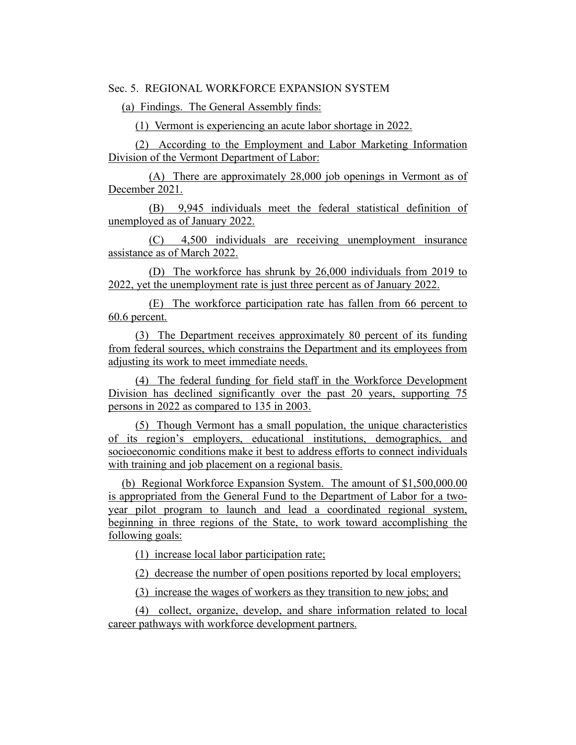Sec. 5. REGIONAL WORKFORCE EXPANSION SYSTEM

(a) Findings. The General Assembly finds:

(1) Vermont is experiencing an acute labor shortage in 2022.

(2) According to the Employment and Labor Marketing Information Division of the Vermont Department of Labor:

(A) There are approximately 28,000 job openings in Vermont as of December 2021.

(B) 9,945 individuals meet the federal statistical definition of unemployed as of January 2022.

(C) 4,500 individuals are receiving unemployment insurance assistance as of March 2022.

(D) The workforce has shrunk by 26,000 individuals from 2019 to 2022, yet the unemployment rate is just three percent as of January 2022.

(E) The workforce participation rate has fallen from 66 percent to 60.6 percent.

(3) The Department receives approximately 80 percent of its funding from federal sources, which constrains the Department and its employees from adjusting its work to meet immediate needs.

(4) The federal funding for field staff in the Workforce Development Division has declined significantly over the past 20 years, supporting 75 persons in 2022 as compared to 135 in 2003.

(5) Though Vermont has a small population, the unique characteristics of its region's employers, educational institutions, demographics, and socioeconomic conditions make it best to address efforts to connect individuals with training and job placement on a regional basis.

(b) Regional Workforce Expansion System. The amount of $1,500,000.00 is appropriated from the General Fund to the Department of Labor for a two-year pilot program to launch and lead a coordinated regional system, beginning in three regions of the State, to work toward accomplishing the following goals:

(1) increase local labor participation rate;

(2) decrease the number of open positions reported by local employers;

(3) increase the wages of workers as they transition to new jobs; and

(4) collect, organize, develop, and share information related to local career pathways with workforce development partners.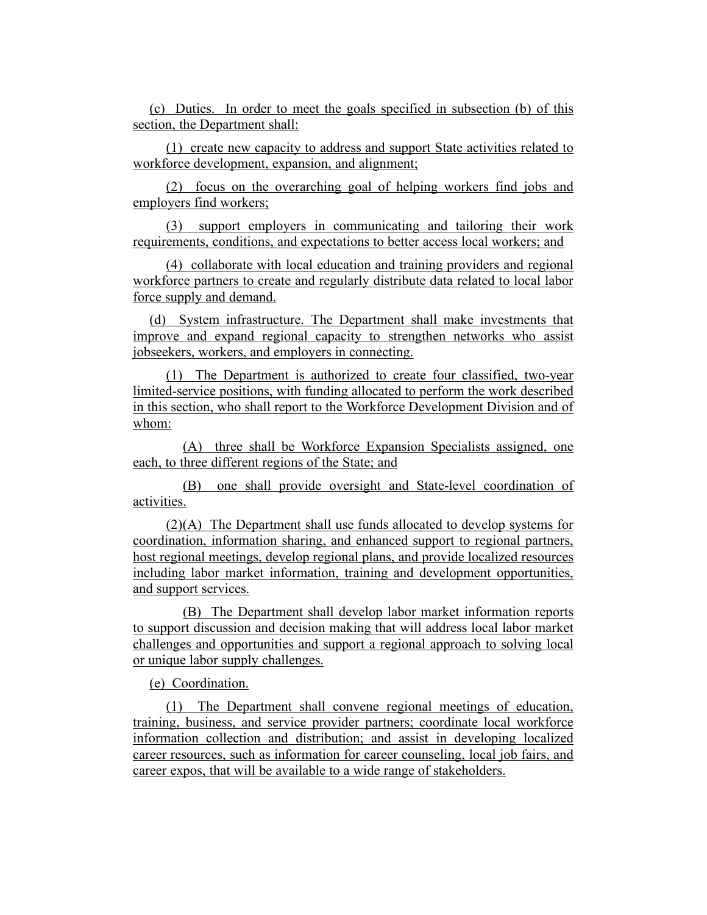(c) Duties. In order to meet the goals specified in subsection (b) of this section, the Department shall:

(1) create new capacity to address and support State activities related to workforce development, expansion, and alignment;

(2) focus on the overarching goal of helping workers find jobs and employers find workers;

(3) support employers in communicating and tailoring their work requirements, conditions, and expectations to better access local workers; and

(4) collaborate with local education and training providers and regional workforce partners to create and regularly distribute data related to local labor force supply and demand.

(d) System infrastructure. The Department shall make investments that improve and expand regional capacity to strengthen networks who assist jobseekers, workers, and employers in connecting.

(1) The Department is authorized to create four classified, two-year limited-service positions, with funding allocated to perform the work described in this section, who shall report to the Workforce Development Division and of whom:

(A) three shall be Workforce Expansion Specialists assigned, one each, to three different regions of the State; and

(B) one shall provide oversight and State-level coordination of activities.

(2)(A) The Department shall use funds allocated to develop systems for coordination, information sharing, and enhanced support to regional partners, host regional meetings, develop regional plans, and provide localized resources including labor market information, training and development opportunities, and support services.

(B) The Department shall develop labor market information reports to support discussion and decision making that will address local labor market challenges and opportunities and support a regional approach to solving local or unique labor supply challenges.

(e) Coordination.

(1) The Department shall convene regional meetings of education, training, business, and service provider partners; coordinate local workforce information collection and distribution; and assist in developing localized career resources, such as information for career counseling, local job fairs, and career expos, that will be available to a wide range of stakeholders.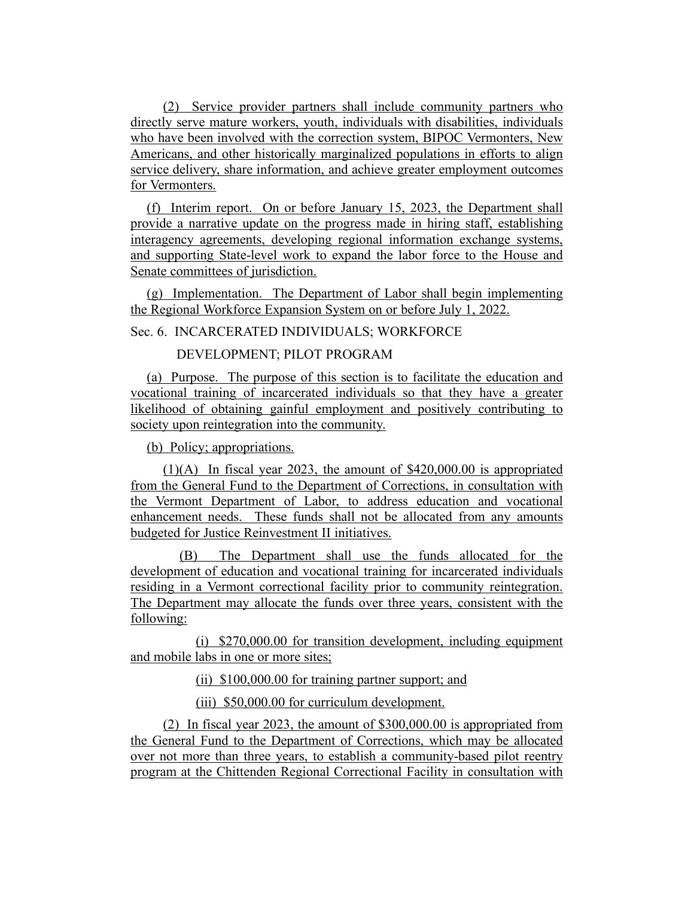(2) Service provider partners shall include community partners who directly serve mature workers, youth, individuals with disabilities, individuals who have been involved with the correction system, BIPOC Vermonters, New Americans, and other historically marginalized populations in efforts to align service delivery, share information, and achieve greater employment outcomes for Vermonters.

(f) Interim report. On or before January 15, 2023, the Department shall provide a narrative update on the progress made in hiring staff, establishing interagency agreements, developing regional information exchange systems, and supporting State-level work to expand the labor force to the House and Senate committees of jurisdiction.

(g) Implementation. The Department of Labor shall begin implementing the Regional Workforce Expansion System on or before July 1, 2022.

Sec. 6. INCARCERATED INDIVIDUALS; WORKFORCE DEVELOPMENT; PILOT PROGRAM

(a) Purpose. The purpose of this section is to facilitate the education and vocational training of incarcerated individuals so that they have a greater likelihood of obtaining gainful employment and positively contributing to society upon reintegration into the community.

(b) Policy; appropriations.

(1)(A) In fiscal year 2023, the amount of $420,000.00 is appropriated from the General Fund to the Department of Corrections, in consultation with the Vermont Department of Labor, to address education and vocational enhancement needs. These funds shall not be allocated from any amounts budgeted for Justice Reinvestment II initiatives.

(B) The Department shall use the funds allocated for the development of education and vocational training for incarcerated individuals residing in a Vermont correctional facility prior to community reintegration. The Department may allocate the funds over three years, consistent with the following:

(i) $270,000.00 for transition development, including equipment and mobile labs in one or more sites;

(ii) $100,000.00 for training partner support; and

(iii) $50,000.00 for curriculum development.

(2) In fiscal year 2023, the amount of $300,000.00 is appropriated from the General Fund to the Department of Corrections, which may be allocated over not more than three years, to establish a community-based pilot reentry program at the Chittenden Regional Correctional Facility in consultation with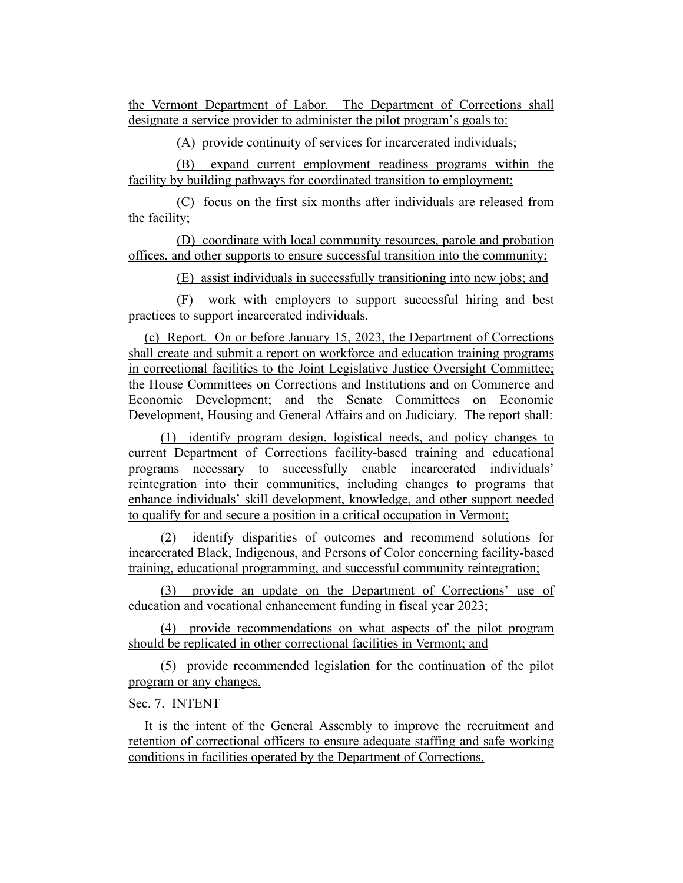the Vermont Department of Labor. The Department of Corrections shall designate a service provider to administer the pilot program's goals to:

(A) provide continuity of services for incarcerated individuals;

(B) expand current employment readiness programs within the facility by building pathways for coordinated transition to employment;

(C) focus on the first six months after individuals are released from the facility;

(D) coordinate with local community resources, parole and probation offices, and other supports to ensure successful transition into the community;

(E) assist individuals in successfully transitioning into new jobs; and

(F) work with employers to support successful hiring and best practices to support incarcerated individuals.

(c) Report. On or before January 15, 2023, the Department of Corrections shall create and submit a report on workforce and education training programs in correctional facilities to the Joint Legislative Justice Oversight Committee; the House Committees on Corrections and Institutions and on Commerce and Economic Development; and the Senate Committees on Economic Development, Housing and General Affairs and on Judiciary. The report shall:

(1) identify program design, logistical needs, and policy changes to current Department of Corrections facility-based training and educational programs necessary to successfully enable incarcerated individuals' reintegration into their communities, including changes to programs that enhance individuals' skill development, knowledge, and other support needed to qualify for and secure a position in a critical occupation in Vermont;

(2) identify disparities of outcomes and recommend solutions for incarcerated Black, Indigenous, and Persons of Color concerning facility-based training, educational programming, and successful community reintegration;

(3) provide an update on the Department of Corrections' use of education and vocational enhancement funding in fiscal year 2023;

(4) provide recommendations on what aspects of the pilot program should be replicated in other correctional facilities in Vermont; and

(5) provide recommended legislation for the continuation of the pilot program or any changes.

Sec. 7. INTENT

It is the intent of the General Assembly to improve the recruitment and retention of correctional officers to ensure adequate staffing and safe working conditions in facilities operated by the Department of Corrections.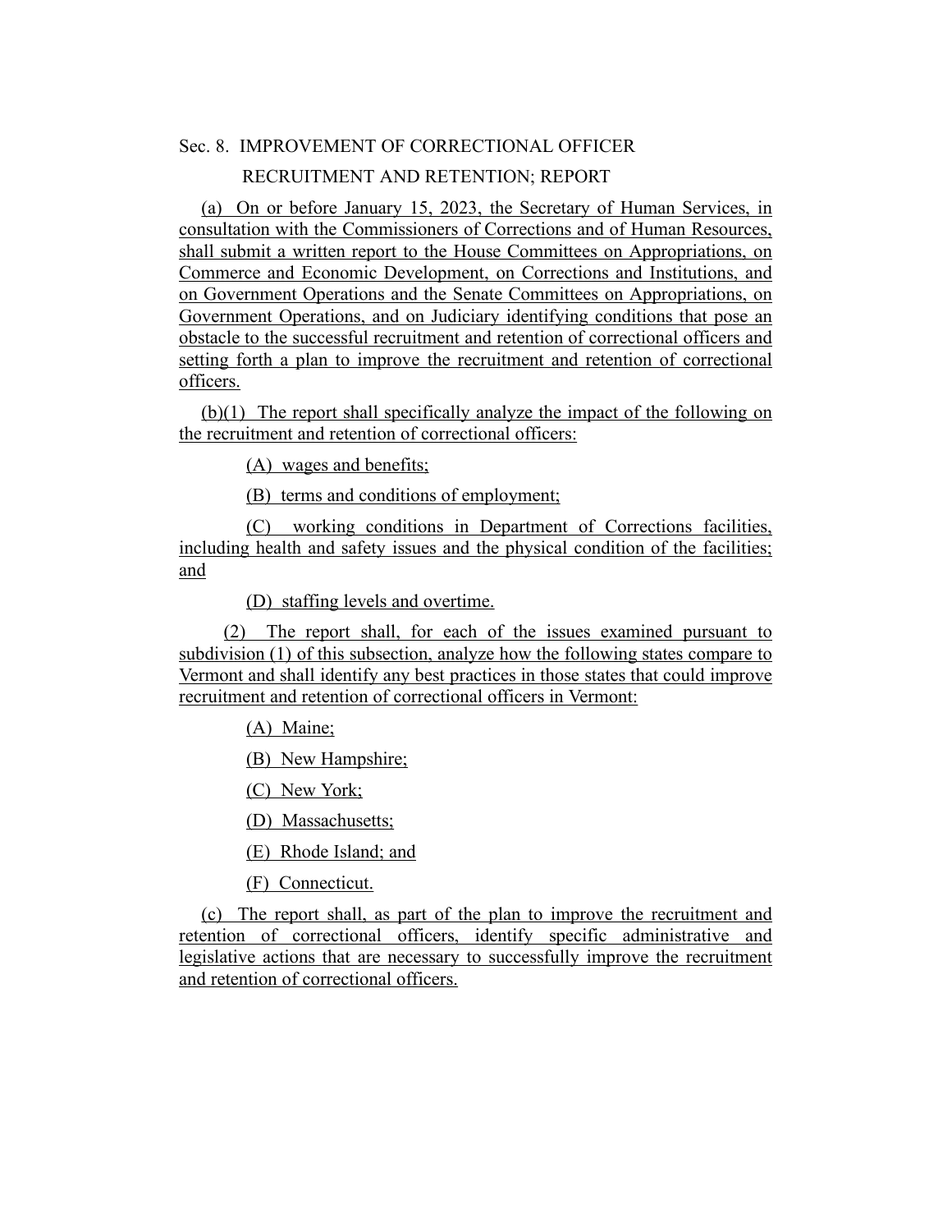Sec. 8. IMPROVEMENT OF CORRECTIONAL OFFICER RECRUITMENT AND RETENTION; REPORT

(a) On or before January 15, 2023, the Secretary of Human Services, in consultation with the Commissioners of Corrections and of Human Resources, shall submit a written report to the House Committees on Appropriations, on Commerce and Economic Development, on Corrections and Institutions, and on Government Operations and the Senate Committees on Appropriations, on Government Operations, and on Judiciary identifying conditions that pose an obstacle to the successful recruitment and retention of correctional officers and setting forth a plan to improve the recruitment and retention of correctional officers.

(b)(1) The report shall specifically analyze the impact of the following on the recruitment and retention of correctional officers:

(A) wages and benefits;

(B) terms and conditions of employment;

(C) working conditions in Department of Corrections facilities, including health and safety issues and the physical condition of the facilities; and

(D) staffing levels and overtime.

(2) The report shall, for each of the issues examined pursuant to subdivision (1) of this subsection, analyze how the following states compare to Vermont and shall identify any best practices in those states that could improve recruitment and retention of correctional officers in Vermont:

(A) Maine;

(B) New Hampshire;

(C) New York;

(D) Massachusetts;

(E) Rhode Island; and

(F) Connecticut.

(c) The report shall, as part of the plan to improve the recruitment and retention of correctional officers, identify specific administrative and legislative actions that are necessary to successfully improve the recruitment and retention of correctional officers.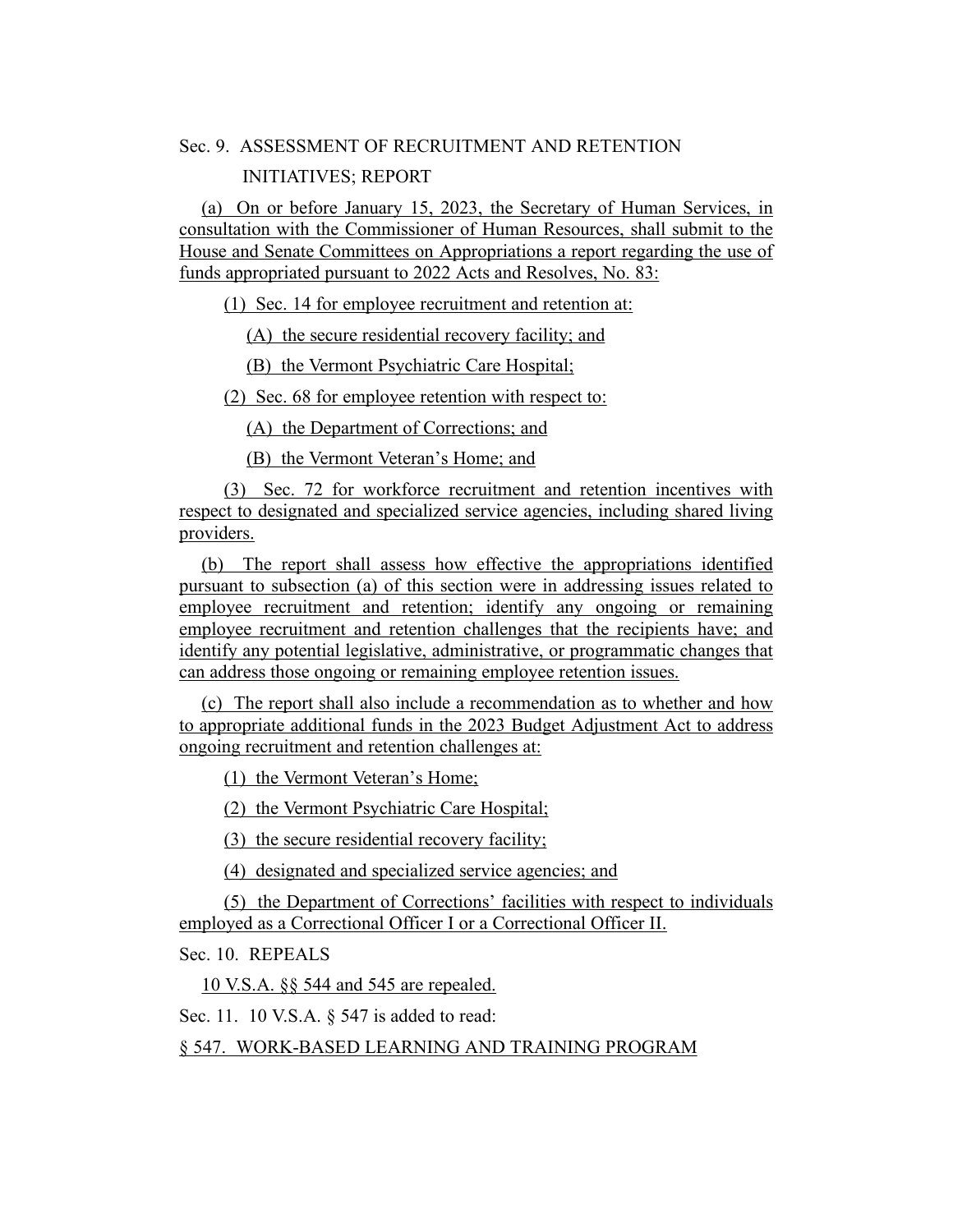Sec. 9. ASSESSMENT OF RECRUITMENT AND RETENTION INITIATIVES; REPORT

(a) On or before January 15, 2023, the Secretary of Human Services, in consultation with the Commissioner of Human Resources, shall submit to the House and Senate Committees on Appropriations a report regarding the use of funds appropriated pursuant to 2022 Acts and Resolves, No. 83:

(1) Sec. 14 for employee recruitment and retention at:

(A) the secure residential recovery facility; and

(B) the Vermont Psychiatric Care Hospital;

(2) Sec. 68 for employee retention with respect to:

(A) the Department of Corrections; and

(B) the Vermont Veteran's Home; and

(3) Sec. 72 for workforce recruitment and retention incentives with respect to designated and specialized service agencies, including shared living providers.

(b) The report shall assess how effective the appropriations identified pursuant to subsection (a) of this section were in addressing issues related to employee recruitment and retention; identify any ongoing or remaining employee recruitment and retention challenges that the recipients have; and identify any potential legislative, administrative, or programmatic changes that can address those ongoing or remaining employee retention issues.

(c) The report shall also include a recommendation as to whether and how to appropriate additional funds in the 2023 Budget Adjustment Act to address ongoing recruitment and retention challenges at:

(1) the Vermont Veteran's Home;

(2) the Vermont Psychiatric Care Hospital;

(3) the secure residential recovery facility;

(4) designated and specialized service agencies; and

(5) the Department of Corrections' facilities with respect to individuals employed as a Correctional Officer I or a Correctional Officer II.

Sec. 10. REPEALS

10 V.S.A. §§ 544 and 545 are repealed.

Sec. 11. 10 V.S.A. § 547 is added to read:

§ 547. WORK-BASED LEARNING AND TRAINING PROGRAM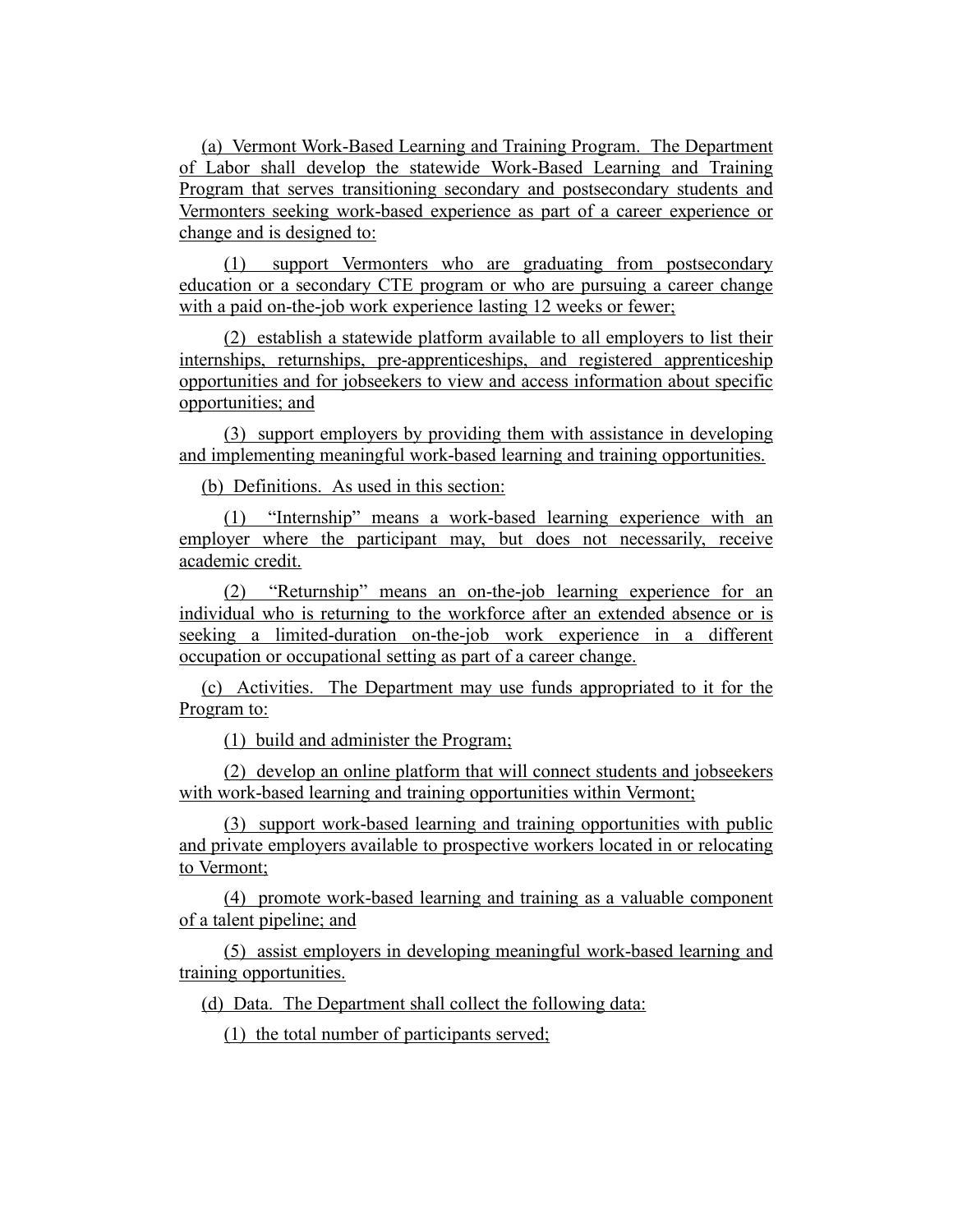(a) Vermont Work-Based Learning and Training Program. The Department of Labor shall develop the statewide Work-Based Learning and Training Program that serves transitioning secondary and postsecondary students and Vermonters seeking work-based experience as part of a career experience or change and is designed to:

(1) support Vermonters who are graduating from postsecondary education or a secondary CTE program or who are pursuing a career change with a paid on-the-job work experience lasting 12 weeks or fewer;

(2) establish a statewide platform available to all employers to list their internships, returnships, pre-apprenticeships, and registered apprenticeship opportunities and for jobseekers to view and access information about specific opportunities; and

(3) support employers by providing them with assistance in developing and implementing meaningful work-based learning and training opportunities.

(b) Definitions. As used in this section:

(1) "Internship" means a work-based learning experience with an employer where the participant may, but does not necessarily, receive academic credit.

(2) "Returnship" means an on-the-job learning experience for an individual who is returning to the workforce after an extended absence or is seeking a limited-duration on-the-job work experience in a different occupation or occupational setting as part of a career change.

(c) Activities. The Department may use funds appropriated to it for the Program to:

(1) build and administer the Program;

(2) develop an online platform that will connect students and jobseekers with work-based learning and training opportunities within Vermont;

(3) support work-based learning and training opportunities with public and private employers available to prospective workers located in or relocating to Vermont;

(4) promote work-based learning and training as a valuable component of a talent pipeline; and

(5) assist employers in developing meaningful work-based learning and training opportunities.

(d) Data. The Department shall collect the following data:

(1) the total number of participants served;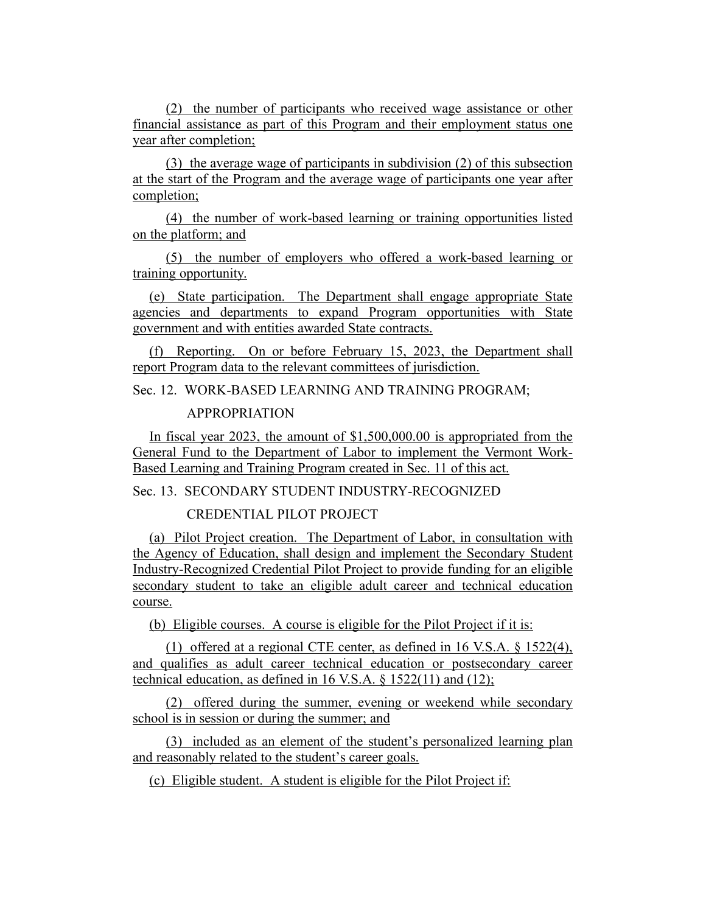(2) the number of participants who received wage assistance or other financial assistance as part of this Program and their employment status one year after completion;

(3) the average wage of participants in subdivision (2) of this subsection at the start of the Program and the average wage of participants one year after completion;

(4) the number of work-based learning or training opportunities listed on the platform; and

(5) the number of employers who offered a work-based learning or training opportunity.

(e) State participation. The Department shall engage appropriate State agencies and departments to expand Program opportunities with State government and with entities awarded State contracts.

(f) Reporting. On or before February 15, 2023, the Department shall report Program data to the relevant committees of jurisdiction.

Sec. 12. WORK-BASED LEARNING AND TRAINING PROGRAM; APPROPRIATION

In fiscal year 2023, the amount of $1,500,000.00 is appropriated from the General Fund to the Department of Labor to implement the Vermont Work-Based Learning and Training Program created in Sec. 11 of this act.

Sec. 13. SECONDARY STUDENT INDUSTRY-RECOGNIZED CREDENTIAL PILOT PROJECT

(a) Pilot Project creation. The Department of Labor, in consultation with the Agency of Education, shall design and implement the Secondary Student Industry-Recognized Credential Pilot Project to provide funding for an eligible secondary student to take an eligible adult career and technical education course.

(b) Eligible courses. A course is eligible for the Pilot Project if it is:

(1) offered at a regional CTE center, as defined in 16 V.S.A. § 1522(4), and qualifies as adult career technical education or postsecondary career technical education, as defined in 16 V.S.A. § 1522(11) and (12);

(2) offered during the summer, evening or weekend while secondary school is in session or during the summer; and

(3) included as an element of the student's personalized learning plan and reasonably related to the student's career goals.

(c) Eligible student. A student is eligible for the Pilot Project if: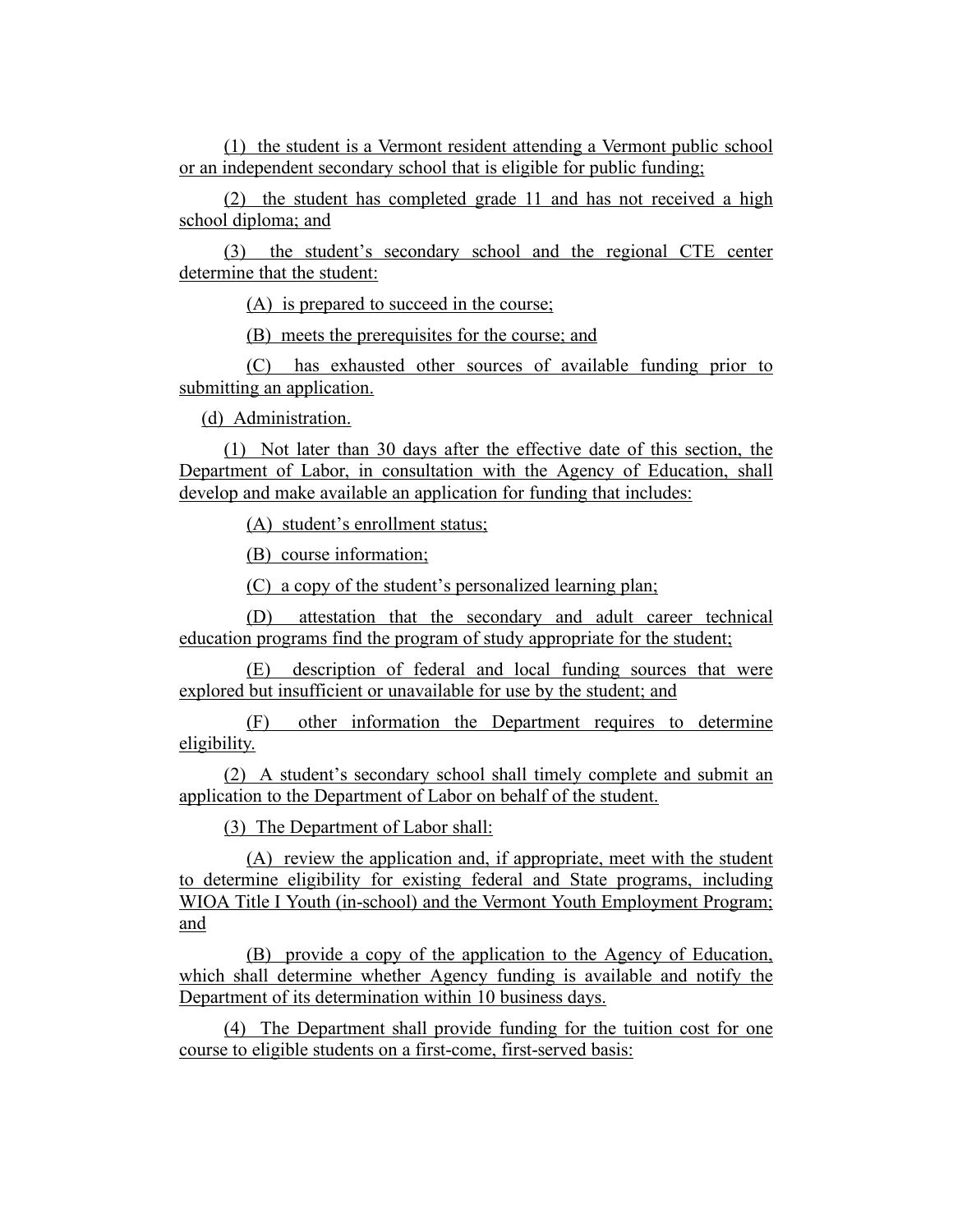(1) the student is a Vermont resident attending a Vermont public school or an independent secondary school that is eligible for public funding;

(2) the student has completed grade 11 and has not received a high school diploma; and

(3) the student's secondary school and the regional CTE center determine that the student:

(A) is prepared to succeed in the course;

(B) meets the prerequisites for the course; and

(C) has exhausted other sources of available funding prior to submitting an application.

(d) Administration.

(1) Not later than 30 days after the effective date of this section, the Department of Labor, in consultation with the Agency of Education, shall develop and make available an application for funding that includes:

(A) student's enrollment status;

(B) course information;

(C) a copy of the student's personalized learning plan;

(D) attestation that the secondary and adult career technical education programs find the program of study appropriate for the student;

(E) description of federal and local funding sources that were explored but insufficient or unavailable for use by the student; and

(F) other information the Department requires to determine eligibility.

(2) A student's secondary school shall timely complete and submit an application to the Department of Labor on behalf of the student.

(3) The Department of Labor shall:

(A) review the application and, if appropriate, meet with the student to determine eligibility for existing federal and State programs, including WIOA Title I Youth (in-school) and the Vermont Youth Employment Program; and

(B) provide a copy of the application to the Agency of Education, which shall determine whether Agency funding is available and notify the Department of its determination within 10 business days.

(4) The Department shall provide funding for the tuition cost for one course to eligible students on a first-come, first-served basis: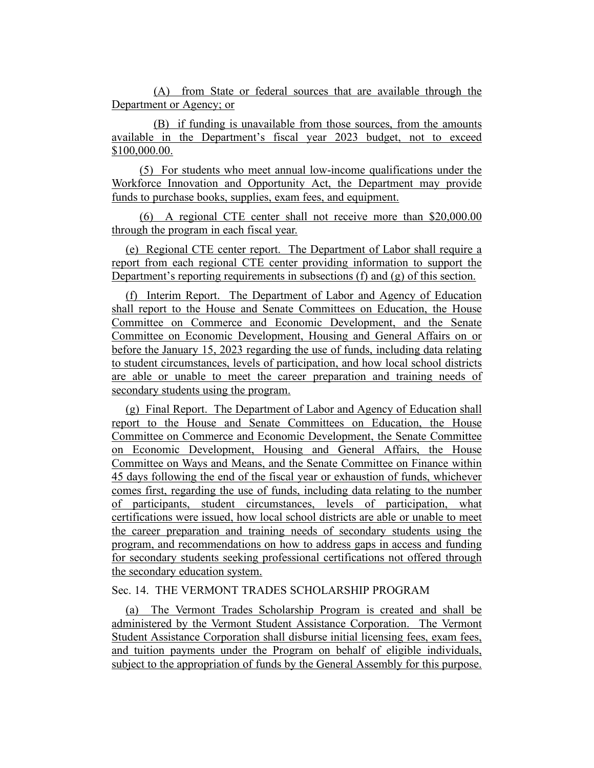(A) from State or federal sources that are available through the Department or Agency; or

(B) if funding is unavailable from those sources, from the amounts available in the Department's fiscal year 2023 budget, not to exceed $100,000.00.

(5) For students who meet annual low-income qualifications under the Workforce Innovation and Opportunity Act, the Department may provide funds to purchase books, supplies, exam fees, and equipment.

(6) A regional CTE center shall not receive more than $20,000.00 through the program in each fiscal year.

(e) Regional CTE center report. The Department of Labor shall require a report from each regional CTE center providing information to support the Department's reporting requirements in subsections (f) and (g) of this section.

(f) Interim Report. The Department of Labor and Agency of Education shall report to the House and Senate Committees on Education, the House Committee on Commerce and Economic Development, and the Senate Committee on Economic Development, Housing and General Affairs on or before the January 15, 2023 regarding the use of funds, including data relating to student circumstances, levels of participation, and how local school districts are able or unable to meet the career preparation and training needs of secondary students using the program.

(g) Final Report. The Department of Labor and Agency of Education shall report to the House and Senate Committees on Education, the House Committee on Commerce and Economic Development, the Senate Committee on Economic Development, Housing and General Affairs, the House Committee on Ways and Means, and the Senate Committee on Finance within 45 days following the end of the fiscal year or exhaustion of funds, whichever comes first, regarding the use of funds, including data relating to the number of participants, student circumstances, levels of participation, what certifications were issued, how local school districts are able or unable to meet the career preparation and training needs of secondary students using the program, and recommendations on how to address gaps in access and funding for secondary students seeking professional certifications not offered through the secondary education system.

Sec. 14. THE VERMONT TRADES SCHOLARSHIP PROGRAM

(a) The Vermont Trades Scholarship Program is created and shall be administered by the Vermont Student Assistance Corporation. The Vermont Student Assistance Corporation shall disburse initial licensing fees, exam fees, and tuition payments under the Program on behalf of eligible individuals, subject to the appropriation of funds by the General Assembly for this purpose.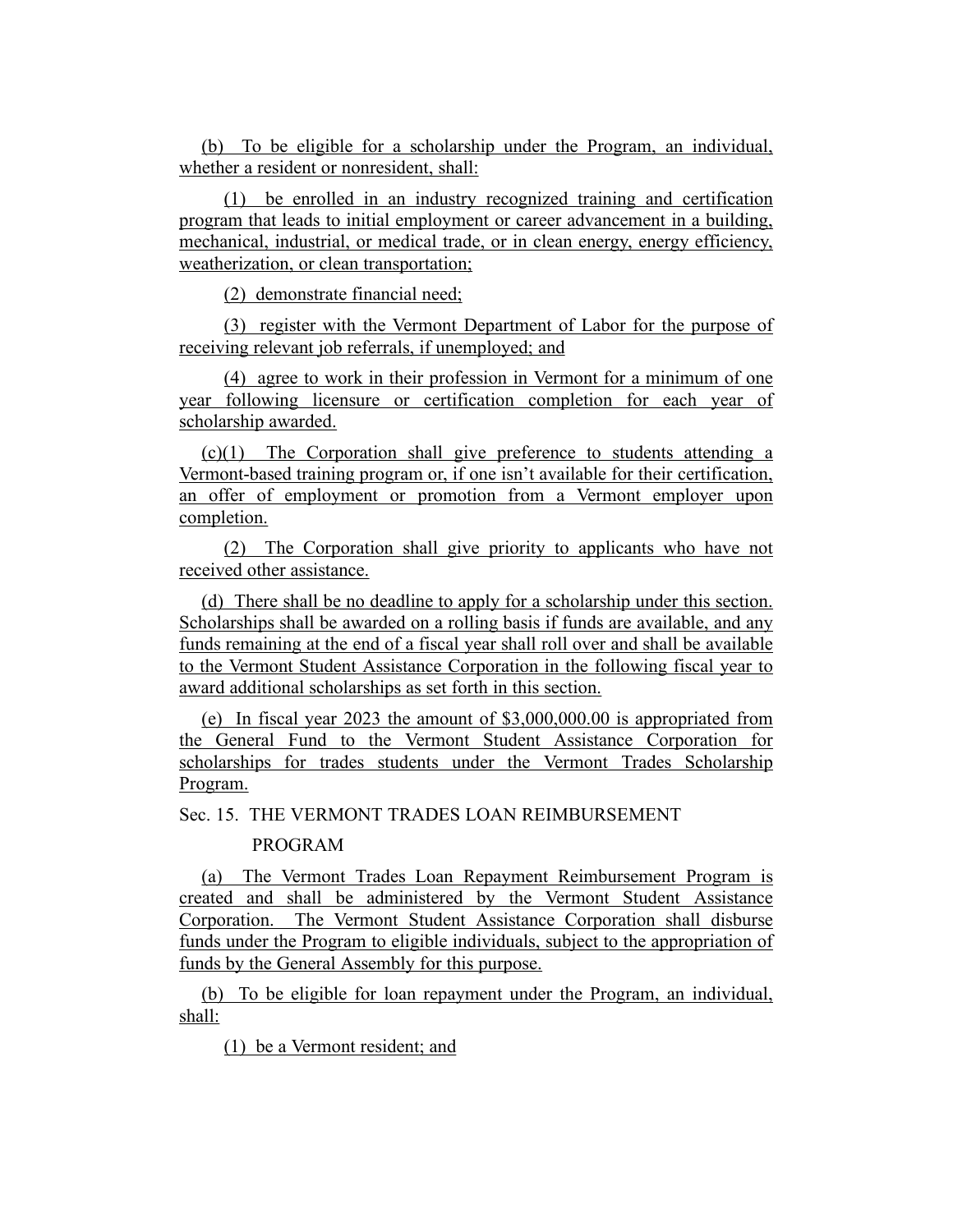(b) To be eligible for a scholarship under the Program, an individual, whether a resident or nonresident, shall:

(1) be enrolled in an industry recognized training and certification program that leads to initial employment or career advancement in a building, mechanical, industrial, or medical trade, or in clean energy, energy efficiency, weatherization, or clean transportation;

(2) demonstrate financial need;

(3) register with the Vermont Department of Labor for the purpose of receiving relevant job referrals, if unemployed; and

(4) agree to work in their profession in Vermont for a minimum of one year following licensure or certification completion for each year of scholarship awarded.

(c)(1) The Corporation shall give preference to students attending a Vermont-based training program or, if one isn't available for their certification, an offer of employment or promotion from a Vermont employer upon completion.

(2) The Corporation shall give priority to applicants who have not received other assistance.

(d) There shall be no deadline to apply for a scholarship under this section. Scholarships shall be awarded on a rolling basis if funds are available, and any funds remaining at the end of a fiscal year shall roll over and shall be available to the Vermont Student Assistance Corporation in the following fiscal year to award additional scholarships as set forth in this section.

(e) In fiscal year 2023 the amount of $3,000,000.00 is appropriated from the General Fund to the Vermont Student Assistance Corporation for scholarships for trades students under the Vermont Trades Scholarship Program.

Sec. 15. THE VERMONT TRADES LOAN REIMBURSEMENT PROGRAM

(a) The Vermont Trades Loan Repayment Reimbursement Program is created and shall be administered by the Vermont Student Assistance Corporation. The Vermont Student Assistance Corporation shall disburse funds under the Program to eligible individuals, subject to the appropriation of funds by the General Assembly for this purpose.

(b) To be eligible for loan repayment under the Program, an individual, shall:

(1) be a Vermont resident; and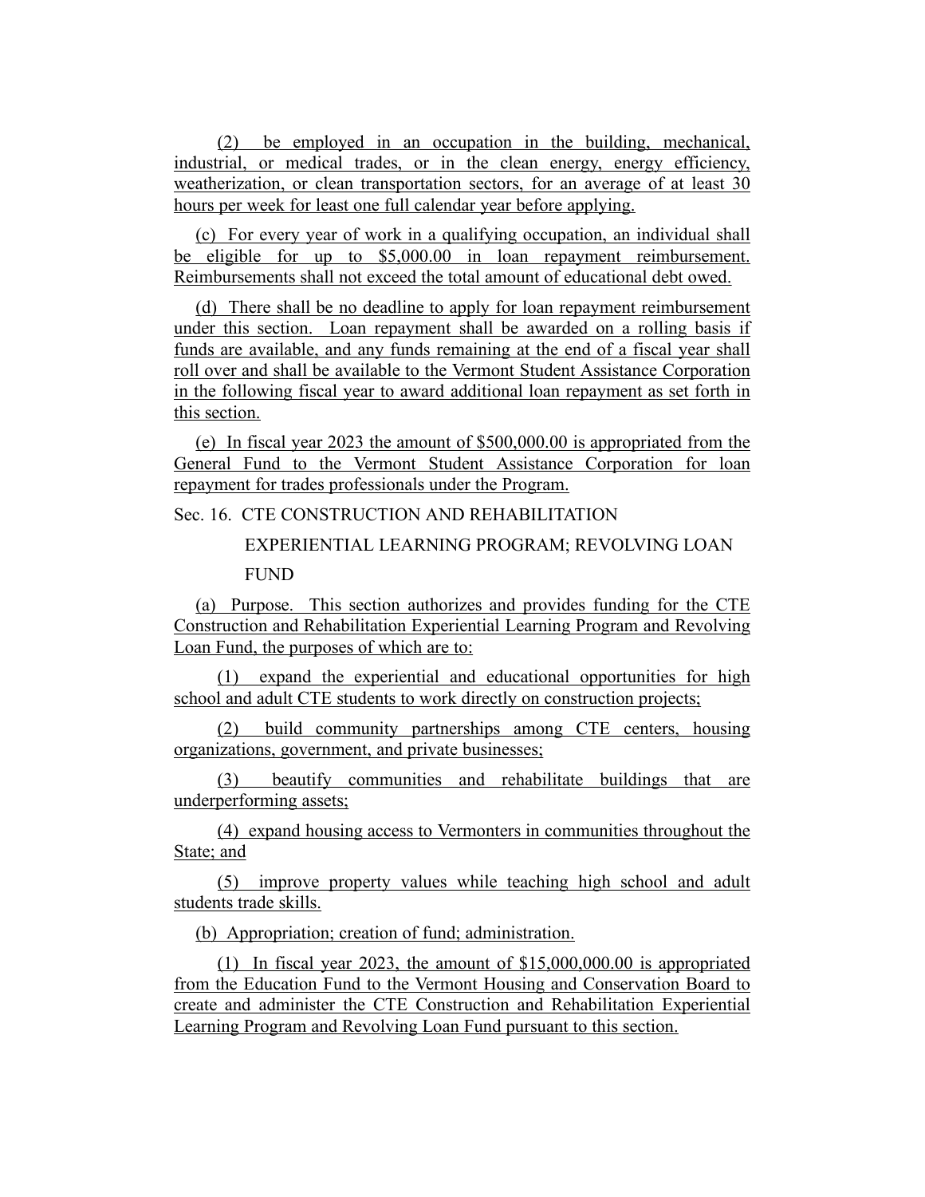(2) be employed in an occupation in the building, mechanical, industrial, or medical trades, or in the clean energy, energy efficiency, weatherization, or clean transportation sectors, for an average of at least 30 hours per week for least one full calendar year before applying.

(c) For every year of work in a qualifying occupation, an individual shall be eligible for up to $5,000.00 in loan repayment reimbursement. Reimbursements shall not exceed the total amount of educational debt owed.

(d) There shall be no deadline to apply for loan repayment reimbursement under this section. Loan repayment shall be awarded on a rolling basis if funds are available, and any funds remaining at the end of a fiscal year shall roll over and shall be available to the Vermont Student Assistance Corporation in the following fiscal year to award additional loan repayment as set forth in this section.

(e) In fiscal year 2023 the amount of $500,000.00 is appropriated from the General Fund to the Vermont Student Assistance Corporation for loan repayment for trades professionals under the Program.

Sec. 16. CTE CONSTRUCTION AND REHABILITATION EXPERIENTIAL LEARNING PROGRAM; REVOLVING LOAN FUND

(a) Purpose. This section authorizes and provides funding for the CTE Construction and Rehabilitation Experiential Learning Program and Revolving Loan Fund, the purposes of which are to:

(1) expand the experiential and educational opportunities for high school and adult CTE students to work directly on construction projects;

(2) build community partnerships among CTE centers, housing organizations, government, and private businesses;

(3) beautify communities and rehabilitate buildings that are underperforming assets;

(4) expand housing access to Vermonters in communities throughout the State; and

(5) improve property values while teaching high school and adult students trade skills.

(b) Appropriation; creation of fund; administration.

(1) In fiscal year 2023, the amount of $15,000,000.00 is appropriated from the Education Fund to the Vermont Housing and Conservation Board to create and administer the CTE Construction and Rehabilitation Experiential Learning Program and Revolving Loan Fund pursuant to this section.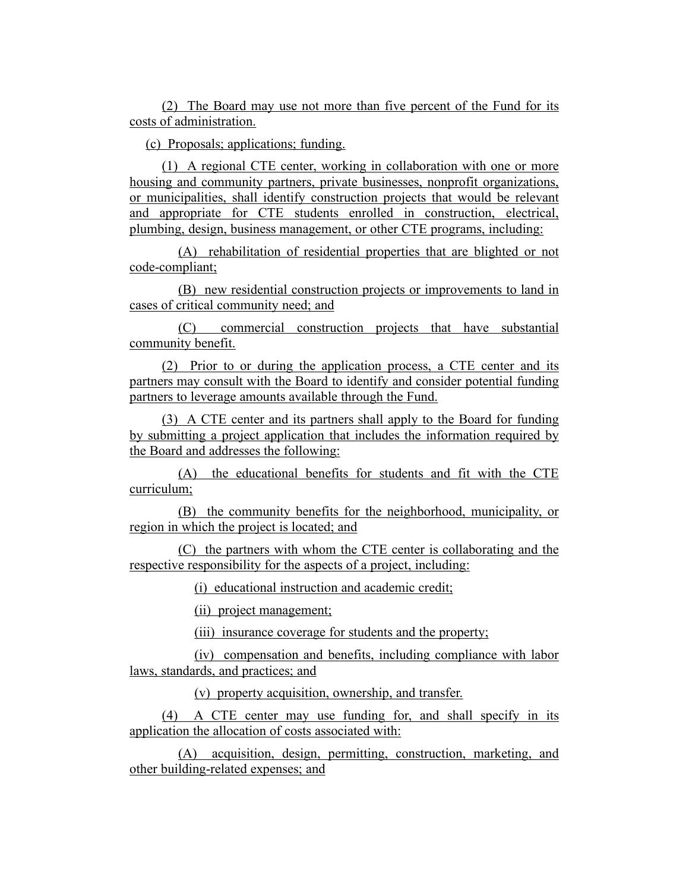(2) The Board may use not more than five percent of the Fund for its costs of administration.

(c) Proposals; applications; funding.

(1) A regional CTE center, working in collaboration with one or more housing and community partners, private businesses, nonprofit organizations, or municipalities, shall identify construction projects that would be relevant and appropriate for CTE students enrolled in construction, electrical, plumbing, design, business management, or other CTE programs, including:

(A) rehabilitation of residential properties that are blighted or not code-compliant;

(B) new residential construction projects or improvements to land in cases of critical community need; and

(C) commercial construction projects that have substantial community benefit.

(2) Prior to or during the application process, a CTE center and its partners may consult with the Board to identify and consider potential funding partners to leverage amounts available through the Fund.

(3) A CTE center and its partners shall apply to the Board for funding by submitting a project application that includes the information required by the Board and addresses the following:

(A) the educational benefits for students and fit with the CTE curriculum;

(B) the community benefits for the neighborhood, municipality, or region in which the project is located; and

(C) the partners with whom the CTE center is collaborating and the respective responsibility for the aspects of a project, including:

(i) educational instruction and academic credit;

(ii) project management;

(iii) insurance coverage for students and the property;

(iv) compensation and benefits, including compliance with labor laws, standards, and practices; and

(v) property acquisition, ownership, and transfer.

(4) A CTE center may use funding for, and shall specify in its application the allocation of costs associated with:

(A) acquisition, design, permitting, construction, marketing, and other building-related expenses; and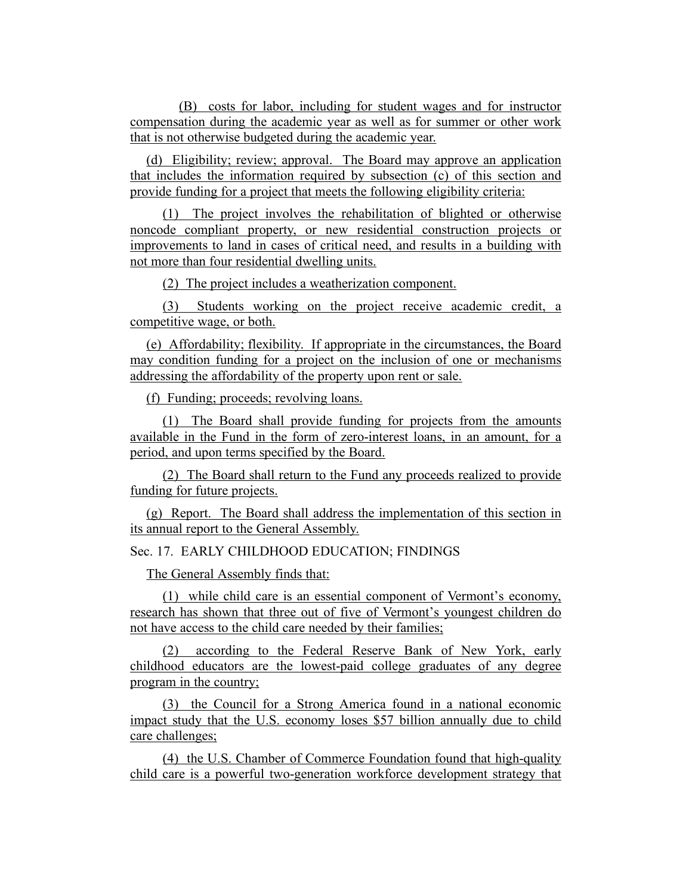(B) costs for labor, including for student wages and for instructor compensation during the academic year as well as for summer or other work that is not otherwise budgeted during the academic year.

(d) Eligibility; review; approval. The Board may approve an application that includes the information required by subsection (c) of this section and provide funding for a project that meets the following eligibility criteria:

(1) The project involves the rehabilitation of blighted or otherwise noncode compliant property, or new residential construction projects or improvements to land in cases of critical need, and results in a building with not more than four residential dwelling units.

(2) The project includes a weatherization component.

(3) Students working on the project receive academic credit, a competitive wage, or both.

(e) Affordability; flexibility. If appropriate in the circumstances, the Board may condition funding for a project on the inclusion of one or mechanisms addressing the affordability of the property upon rent or sale.

(f) Funding; proceeds; revolving loans.

(1) The Board shall provide funding for projects from the amounts available in the Fund in the form of zero-interest loans, in an amount, for a period, and upon terms specified by the Board.

(2) The Board shall return to the Fund any proceeds realized to provide funding for future projects.

(g) Report. The Board shall address the implementation of this section in its annual report to the General Assembly.

Sec. 17. EARLY CHILDHOOD EDUCATION; FINDINGS

The General Assembly finds that:

(1) while child care is an essential component of Vermont's economy, research has shown that three out of five of Vermont's youngest children do not have access to the child care needed by their families;

(2) according to the Federal Reserve Bank of New York, early childhood educators are the lowest-paid college graduates of any degree program in the country;

(3) the Council for a Strong America found in a national economic impact study that the U.S. economy loses $57 billion annually due to child care challenges;

(4) the U.S. Chamber of Commerce Foundation found that high-quality child care is a powerful two-generation workforce development strategy that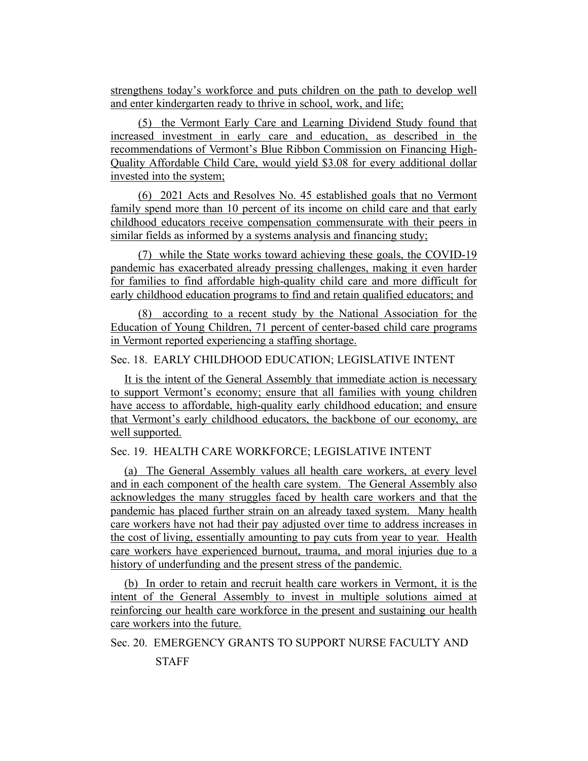strengthens today's workforce and puts children on the path to develop well and enter kindergarten ready to thrive in school, work, and life;

(5) the Vermont Early Care and Learning Dividend Study found that increased investment in early care and education, as described in the recommendations of Vermont's Blue Ribbon Commission on Financing High-Quality Affordable Child Care, would yield $3.08 for every additional dollar invested into the system;

(6) 2021 Acts and Resolves No. 45 established goals that no Vermont family spend more than 10 percent of its income on child care and that early childhood educators receive compensation commensurate with their peers in similar fields as informed by a systems analysis and financing study;

(7) while the State works toward achieving these goals, the COVID-19 pandemic has exacerbated already pressing challenges, making it even harder for families to find affordable high-quality child care and more difficult for early childhood education programs to find and retain qualified educators; and

(8) according to a recent study by the National Association for the Education of Young Children, 71 percent of center-based child care programs in Vermont reported experiencing a staffing shortage.

Sec. 18. EARLY CHILDHOOD EDUCATION; LEGISLATIVE INTENT

It is the intent of the General Assembly that immediate action is necessary to support Vermont's economy; ensure that all families with young children have access to affordable, high-quality early childhood education; and ensure that Vermont's early childhood educators, the backbone of our economy, are well supported.

Sec. 19. HEALTH CARE WORKFORCE; LEGISLATIVE INTENT

(a) The General Assembly values all health care workers, at every level and in each component of the health care system. The General Assembly also acknowledges the many struggles faced by health care workers and that the pandemic has placed further strain on an already taxed system. Many health care workers have not had their pay adjusted over time to address increases in the cost of living, essentially amounting to pay cuts from year to year. Health care workers have experienced burnout, trauma, and moral injuries due to a history of underfunding and the present stress of the pandemic.

(b) In order to retain and recruit health care workers in Vermont, it is the intent of the General Assembly to invest in multiple solutions aimed at reinforcing our health care workforce in the present and sustaining our health care workers into the future.

Sec. 20. EMERGENCY GRANTS TO SUPPORT NURSE FACULTY AND STAFF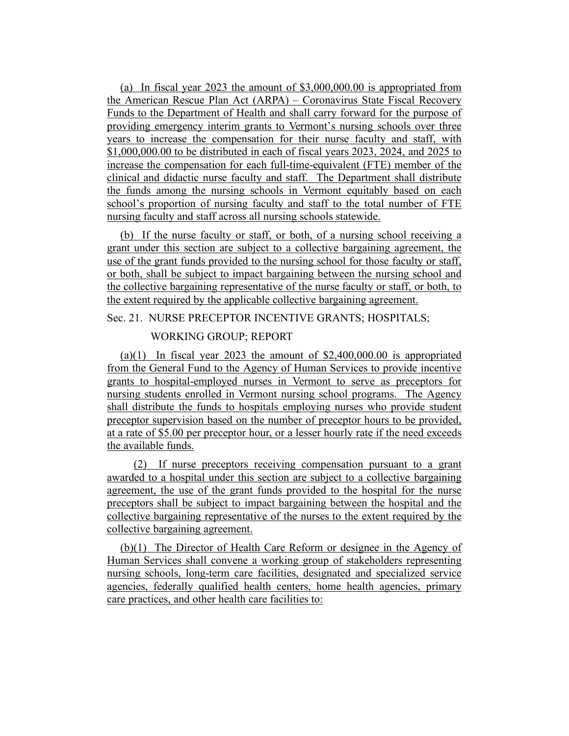(a) In fiscal year 2023 the amount of $3,000,000.00 is appropriated from the American Rescue Plan Act (ARPA) – Coronavirus State Fiscal Recovery Funds to the Department of Health and shall carry forward for the purpose of providing emergency interim grants to Vermont's nursing schools over three years to increase the compensation for their nurse faculty and staff, with $1,000,000.00 to be distributed in each of fiscal years 2023, 2024, and 2025 to increase the compensation for each full-time-equivalent (FTE) member of the clinical and didactic nurse faculty and staff. The Department shall distribute the funds among the nursing schools in Vermont equitably based on each school's proportion of nursing faculty and staff to the total number of FTE nursing faculty and staff across all nursing schools statewide.

(b) If the nurse faculty or staff, or both, of a nursing school receiving a grant under this section are subject to a collective bargaining agreement, the use of the grant funds provided to the nursing school for those faculty or staff, or both, shall be subject to impact bargaining between the nursing school and the collective bargaining representative of the nurse faculty or staff, or both, to the extent required by the applicable collective bargaining agreement.

Sec. 21. NURSE PRECEPTOR INCENTIVE GRANTS; HOSPITALS; WORKING GROUP; REPORT

(a)(1) In fiscal year 2023 the amount of $2,400,000.00 is appropriated from the General Fund to the Agency of Human Services to provide incentive grants to hospital-employed nurses in Vermont to serve as preceptors for nursing students enrolled in Vermont nursing school programs. The Agency shall distribute the funds to hospitals employing nurses who provide student preceptor supervision based on the number of preceptor hours to be provided, at a rate of $5.00 per preceptor hour, or a lesser hourly rate if the need exceeds the available funds.

(2) If nurse preceptors receiving compensation pursuant to a grant awarded to a hospital under this section are subject to a collective bargaining agreement, the use of the grant funds provided to the hospital for the nurse preceptors shall be subject to impact bargaining between the hospital and the collective bargaining representative of the nurses to the extent required by the collective bargaining agreement.

(b)(1) The Director of Health Care Reform or designee in the Agency of Human Services shall convene a working group of stakeholders representing nursing schools, long-term care facilities, designated and specialized service agencies, federally qualified health centers, home health agencies, primary care practices, and other health care facilities to: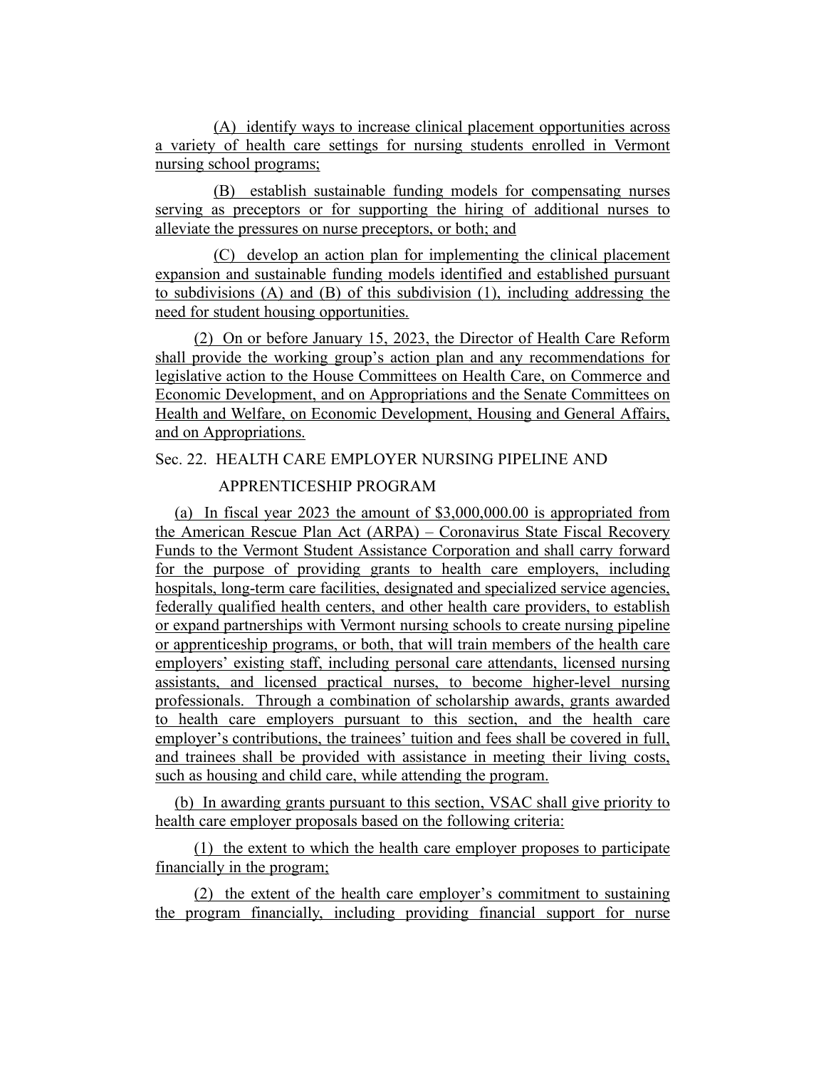(A) identify ways to increase clinical placement opportunities across a variety of health care settings for nursing students enrolled in Vermont nursing school programs;

(B) establish sustainable funding models for compensating nurses serving as preceptors or for supporting the hiring of additional nurses to alleviate the pressures on nurse preceptors, or both; and

(C) develop an action plan for implementing the clinical placement expansion and sustainable funding models identified and established pursuant to subdivisions (A) and (B) of this subdivision (1), including addressing the need for student housing opportunities.

(2) On or before January 15, 2023, the Director of Health Care Reform shall provide the working group's action plan and any recommendations for legislative action to the House Committees on Health Care, on Commerce and Economic Development, and on Appropriations and the Senate Committees on Health and Welfare, on Economic Development, Housing and General Affairs, and on Appropriations.

Sec. 22. HEALTH CARE EMPLOYER NURSING PIPELINE AND APPRENTICESHIP PROGRAM

(a) In fiscal year 2023 the amount of $3,000,000.00 is appropriated from the American Rescue Plan Act (ARPA) – Coronavirus State Fiscal Recovery Funds to the Vermont Student Assistance Corporation and shall carry forward for the purpose of providing grants to health care employers, including hospitals, long-term care facilities, designated and specialized service agencies, federally qualified health centers, and other health care providers, to establish or expand partnerships with Vermont nursing schools to create nursing pipeline or apprenticeship programs, or both, that will train members of the health care employers' existing staff, including personal care attendants, licensed nursing assistants, and licensed practical nurses, to become higher-level nursing professionals. Through a combination of scholarship awards, grants awarded to health care employers pursuant to this section, and the health care employer's contributions, the trainees' tuition and fees shall be covered in full, and trainees shall be provided with assistance in meeting their living costs, such as housing and child care, while attending the program.

(b) In awarding grants pursuant to this section, VSAC shall give priority to health care employer proposals based on the following criteria:

(1) the extent to which the health care employer proposes to participate financially in the program;

(2) the extent of the health care employer's commitment to sustaining the program financially, including providing financial support for nurse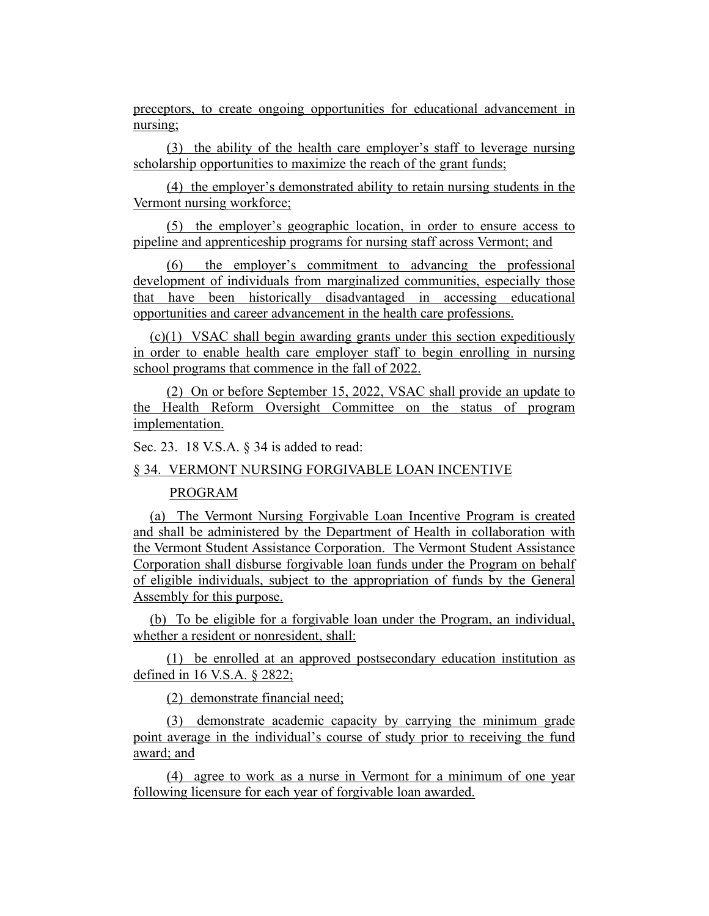preceptors, to create ongoing opportunities for educational advancement in nursing;

(3) the ability of the health care employer's staff to leverage nursing scholarship opportunities to maximize the reach of the grant funds;

(4) the employer's demonstrated ability to retain nursing students in the Vermont nursing workforce;

(5) the employer's geographic location, in order to ensure access to pipeline and apprenticeship programs for nursing staff across Vermont; and

(6) the employer's commitment to advancing the professional development of individuals from marginalized communities, especially those that have been historically disadvantaged in accessing educational opportunities and career advancement in the health care professions.

(c)(1) VSAC shall begin awarding grants under this section expeditiously in order to enable health care employer staff to begin enrolling in nursing school programs that commence in the fall of 2022.

(2) On or before September 15, 2022, VSAC shall provide an update to the Health Reform Oversight Committee on the status of program implementation.

Sec. 23. 18 V.S.A. § 34 is added to read:

§ 34. VERMONT NURSING FORGIVABLE LOAN INCENTIVE PROGRAM

(a) The Vermont Nursing Forgivable Loan Incentive Program is created and shall be administered by the Department of Health in collaboration with the Vermont Student Assistance Corporation. The Vermont Student Assistance Corporation shall disburse forgivable loan funds under the Program on behalf of eligible individuals, subject to the appropriation of funds by the General Assembly for this purpose.

(b) To be eligible for a forgivable loan under the Program, an individual, whether a resident or nonresident, shall:

(1) be enrolled at an approved postsecondary education institution as defined in 16 V.S.A. § 2822;

(2) demonstrate financial need;

(3) demonstrate academic capacity by carrying the minimum grade point average in the individual's course of study prior to receiving the fund award; and

(4) agree to work as a nurse in Vermont for a minimum of one year following licensure for each year of forgivable loan awarded.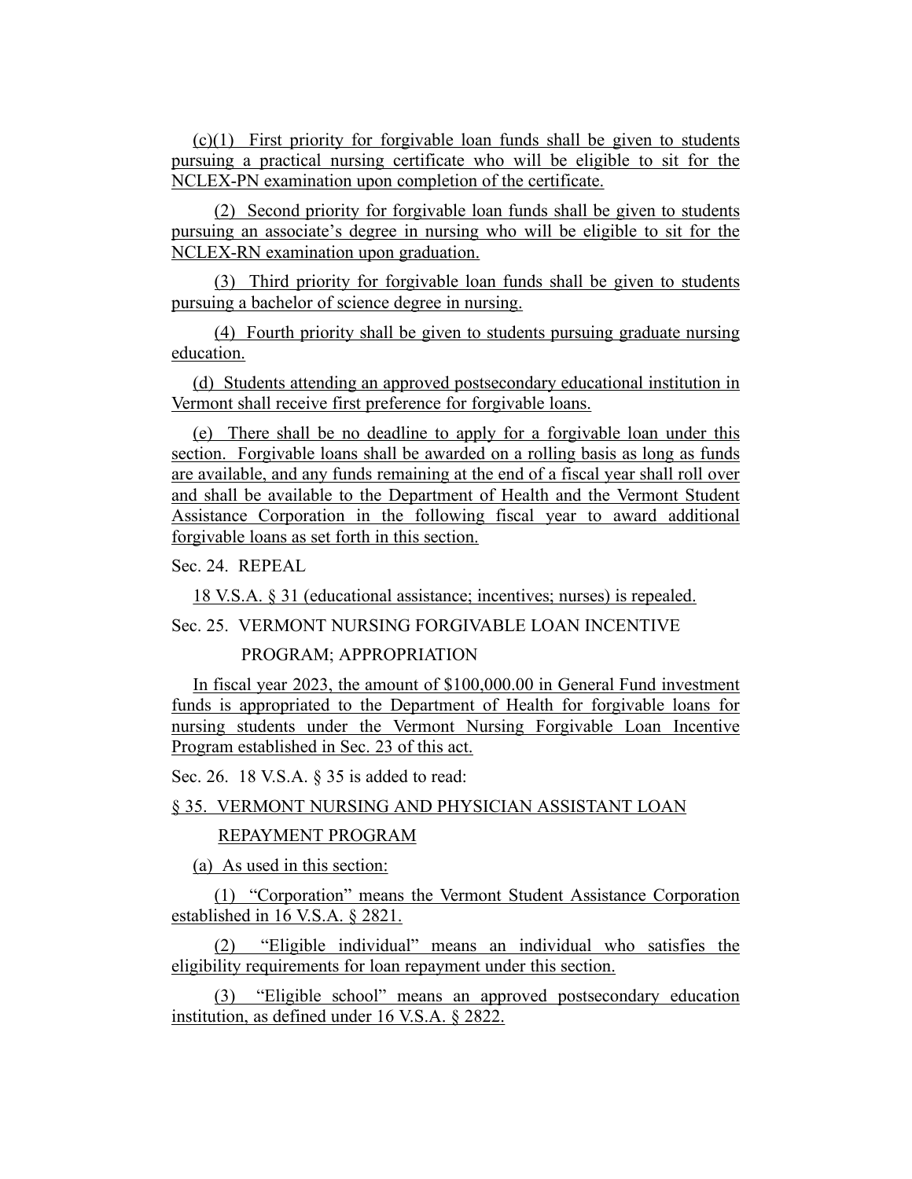(c)(1) First priority for forgivable loan funds shall be given to students pursuing a practical nursing certificate who will be eligible to sit for the NCLEX-PN examination upon completion of the certificate.

(2) Second priority for forgivable loan funds shall be given to students pursuing an associate's degree in nursing who will be eligible to sit for the NCLEX-RN examination upon graduation.

(3) Third priority for forgivable loan funds shall be given to students pursuing a bachelor of science degree in nursing.

(4) Fourth priority shall be given to students pursuing graduate nursing education.

(d) Students attending an approved postsecondary educational institution in Vermont shall receive first preference for forgivable loans.

(e) There shall be no deadline to apply for a forgivable loan under this section. Forgivable loans shall be awarded on a rolling basis as long as funds are available, and any funds remaining at the end of a fiscal year shall roll over and shall be available to the Department of Health and the Vermont Student Assistance Corporation in the following fiscal year to award additional forgivable loans as set forth in this section.

Sec. 24. REPEAL

18 V.S.A. § 31 (educational assistance; incentives; nurses) is repealed.

Sec. 25. VERMONT NURSING FORGIVABLE LOAN INCENTIVE PROGRAM; APPROPRIATION

In fiscal year 2023, the amount of $100,000.00 in General Fund investment funds is appropriated to the Department of Health for forgivable loans for nursing students under the Vermont Nursing Forgivable Loan Incentive Program established in Sec. 23 of this act.

Sec. 26. 18 V.S.A. § 35 is added to read:

§ 35. VERMONT NURSING AND PHYSICIAN ASSISTANT LOAN REPAYMENT PROGRAM

(a) As used in this section:

(1) "Corporation" means the Vermont Student Assistance Corporation established in 16 V.S.A. § 2821.

(2) "Eligible individual" means an individual who satisfies the eligibility requirements for loan repayment under this section.

(3) "Eligible school" means an approved postsecondary education institution, as defined under 16 V.S.A. § 2822.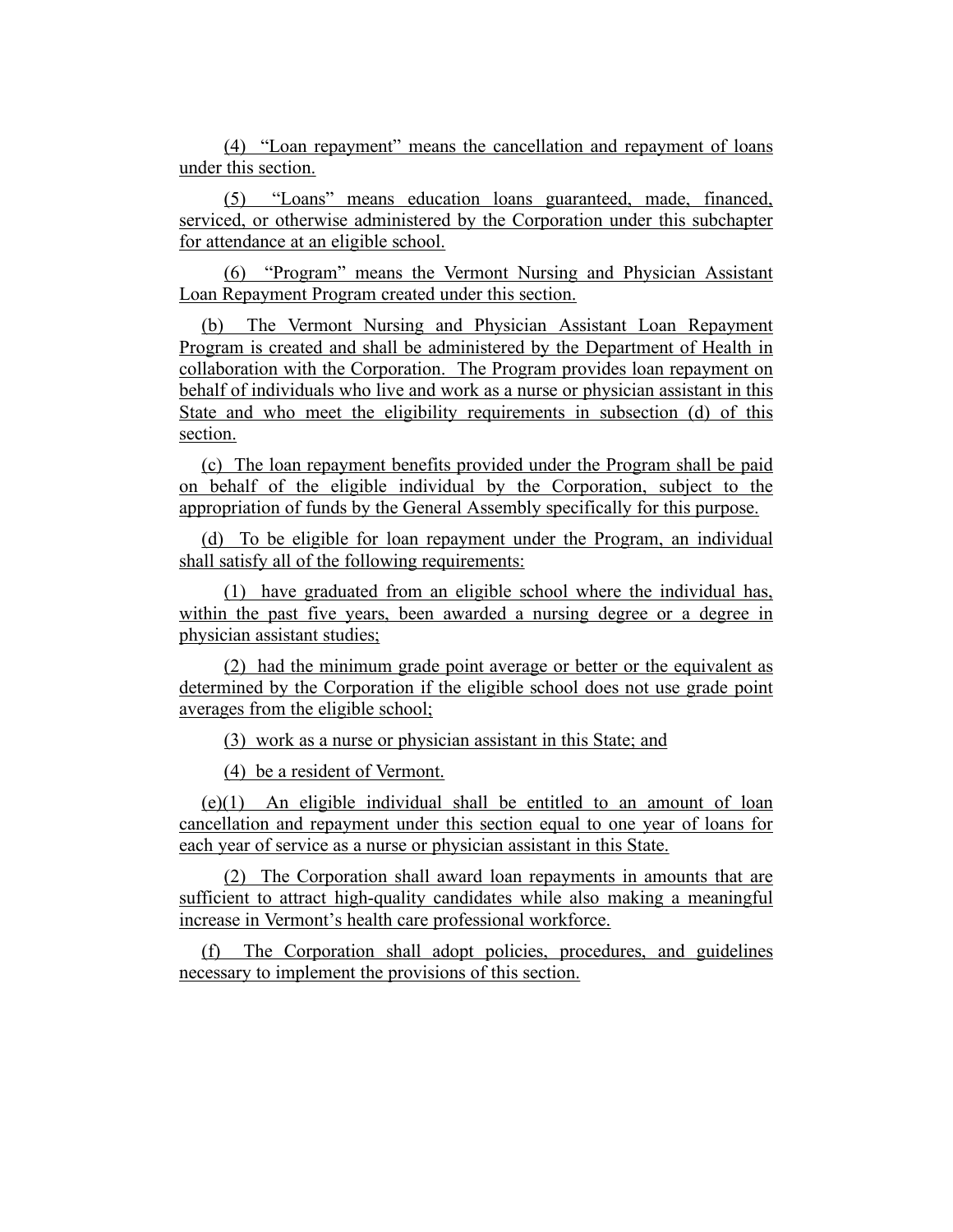(4) “Loan repayment” means the cancellation and repayment of loans under this section.

(5) “Loans” means education loans guaranteed, made, financed, serviced, or otherwise administered by the Corporation under this subchapter for attendance at an eligible school.

(6) “Program” means the Vermont Nursing and Physician Assistant Loan Repayment Program created under this section.

(b) The Vermont Nursing and Physician Assistant Loan Repayment Program is created and shall be administered by the Department of Health in collaboration with the Corporation. The Program provides loan repayment on behalf of individuals who live and work as a nurse or physician assistant in this State and who meet the eligibility requirements in subsection (d) of this section.

(c) The loan repayment benefits provided under the Program shall be paid on behalf of the eligible individual by the Corporation, subject to the appropriation of funds by the General Assembly specifically for this purpose.

(d) To be eligible for loan repayment under the Program, an individual shall satisfy all of the following requirements:

(1) have graduated from an eligible school where the individual has, within the past five years, been awarded a nursing degree or a degree in physician assistant studies;

(2) had the minimum grade point average or better or the equivalent as determined by the Corporation if the eligible school does not use grade point averages from the eligible school;

(3) work as a nurse or physician assistant in this State; and

(4) be a resident of Vermont.

(e)(1) An eligible individual shall be entitled to an amount of loan cancellation and repayment under this section equal to one year of loans for each year of service as a nurse or physician assistant in this State.

(2) The Corporation shall award loan repayments in amounts that are sufficient to attract high-quality candidates while also making a meaningful increase in Vermont’s health care professional workforce.

(f) The Corporation shall adopt policies, procedures, and guidelines necessary to implement the provisions of this section.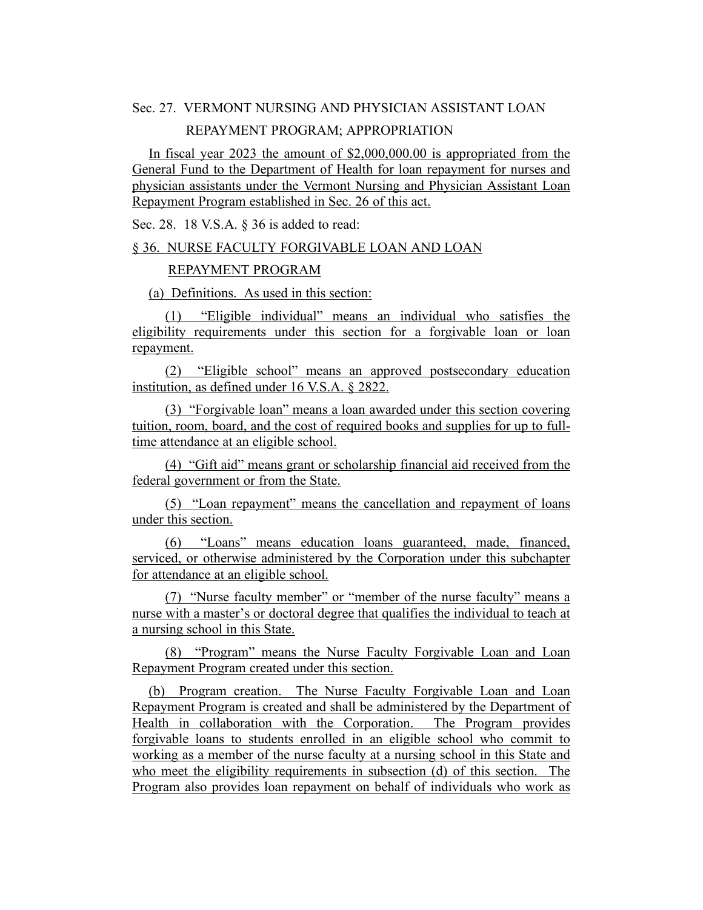Sec. 27. VERMONT NURSING AND PHYSICIAN ASSISTANT LOAN REPAYMENT PROGRAM; APPROPRIATION

In fiscal year 2023 the amount of $2,000,000.00 is appropriated from the General Fund to the Department of Health for loan repayment for nurses and physician assistants under the Vermont Nursing and Physician Assistant Loan Repayment Program established in Sec. 26 of this act.

Sec. 28. 18 V.S.A. § 36 is added to read:

§ 36. NURSE FACULTY FORGIVABLE LOAN AND LOAN REPAYMENT PROGRAM

(a) Definitions. As used in this section:

(1) "Eligible individual" means an individual who satisfies the eligibility requirements under this section for a forgivable loan or loan repayment.

(2) "Eligible school" means an approved postsecondary education institution, as defined under 16 V.S.A. § 2822.

(3) "Forgivable loan" means a loan awarded under this section covering tuition, room, board, and the cost of required books and supplies for up to full-time attendance at an eligible school.

(4) "Gift aid" means grant or scholarship financial aid received from the federal government or from the State.

(5) "Loan repayment" means the cancellation and repayment of loans under this section.

(6) "Loans" means education loans guaranteed, made, financed, serviced, or otherwise administered by the Corporation under this subchapter for attendance at an eligible school.

(7) "Nurse faculty member" or "member of the nurse faculty" means a nurse with a master's or doctoral degree that qualifies the individual to teach at a nursing school in this State.

(8) "Program" means the Nurse Faculty Forgivable Loan and Loan Repayment Program created under this section.

(b) Program creation. The Nurse Faculty Forgivable Loan and Loan Repayment Program is created and shall be administered by the Department of Health in collaboration with the Corporation. The Program provides forgivable loans to students enrolled in an eligible school who commit to working as a member of the nurse faculty at a nursing school in this State and who meet the eligibility requirements in subsection (d) of this section. The Program also provides loan repayment on behalf of individuals who work as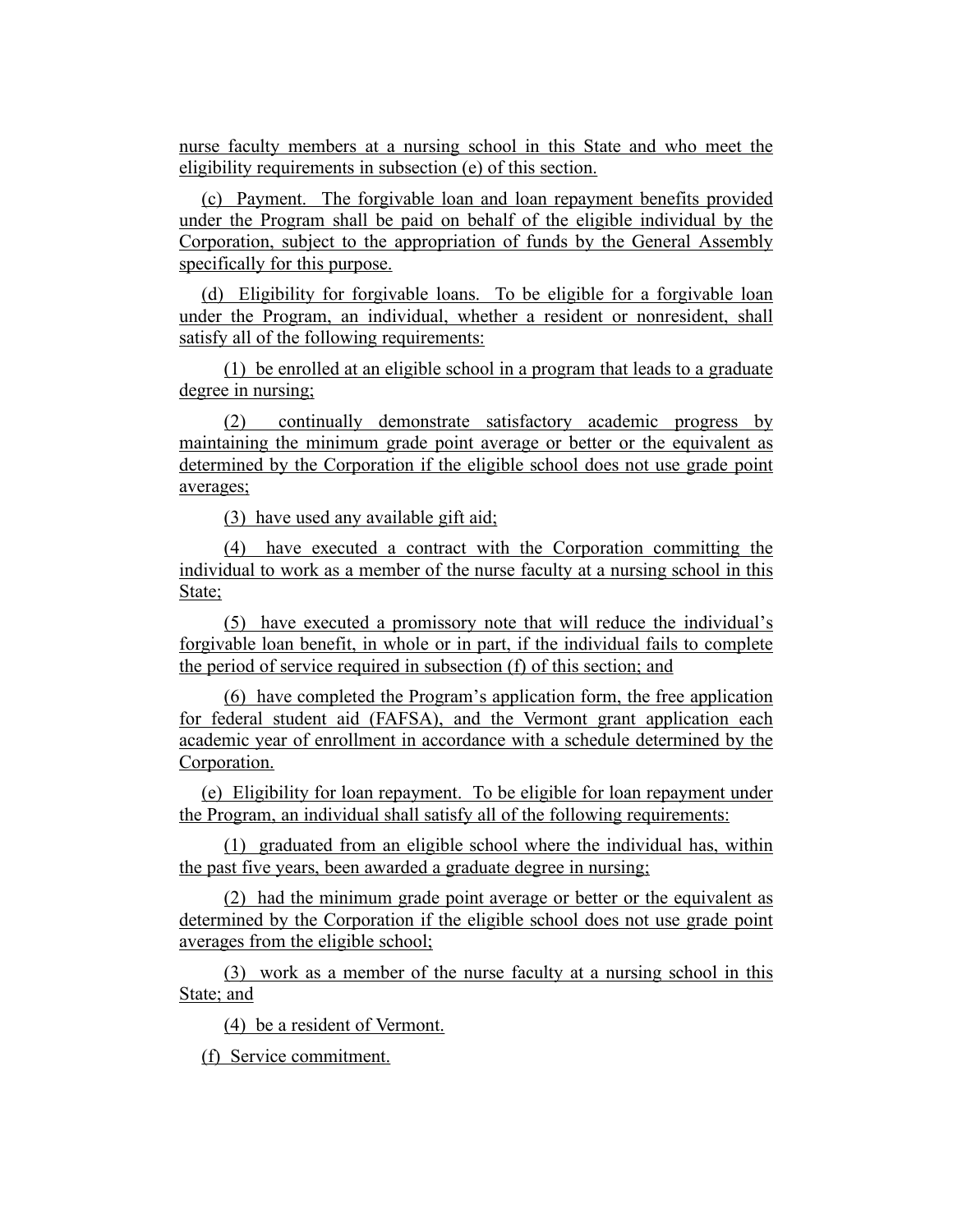nurse faculty members at a nursing school in this State and who meet the eligibility requirements in subsection (e) of this section.

(c) Payment. The forgivable loan and loan repayment benefits provided under the Program shall be paid on behalf of the eligible individual by the Corporation, subject to the appropriation of funds by the General Assembly specifically for this purpose.

(d) Eligibility for forgivable loans. To be eligible for a forgivable loan under the Program, an individual, whether a resident or nonresident, shall satisfy all of the following requirements:

(1) be enrolled at an eligible school in a program that leads to a graduate degree in nursing;

(2) continually demonstrate satisfactory academic progress by maintaining the minimum grade point average or better or the equivalent as determined by the Corporation if the eligible school does not use grade point averages;

(3) have used any available gift aid;

(4) have executed a contract with the Corporation committing the individual to work as a member of the nurse faculty at a nursing school in this State;

(5) have executed a promissory note that will reduce the individual's forgivable loan benefit, in whole or in part, if the individual fails to complete the period of service required in subsection (f) of this section; and

(6) have completed the Program's application form, the free application for federal student aid (FAFSA), and the Vermont grant application each academic year of enrollment in accordance with a schedule determined by the Corporation.

(e) Eligibility for loan repayment. To be eligible for loan repayment under the Program, an individual shall satisfy all of the following requirements:

(1) graduated from an eligible school where the individual has, within the past five years, been awarded a graduate degree in nursing;

(2) had the minimum grade point average or better or the equivalent as determined by the Corporation if the eligible school does not use grade point averages from the eligible school;

(3) work as a member of the nurse faculty at a nursing school in this State; and

(4) be a resident of Vermont.

(f) Service commitment.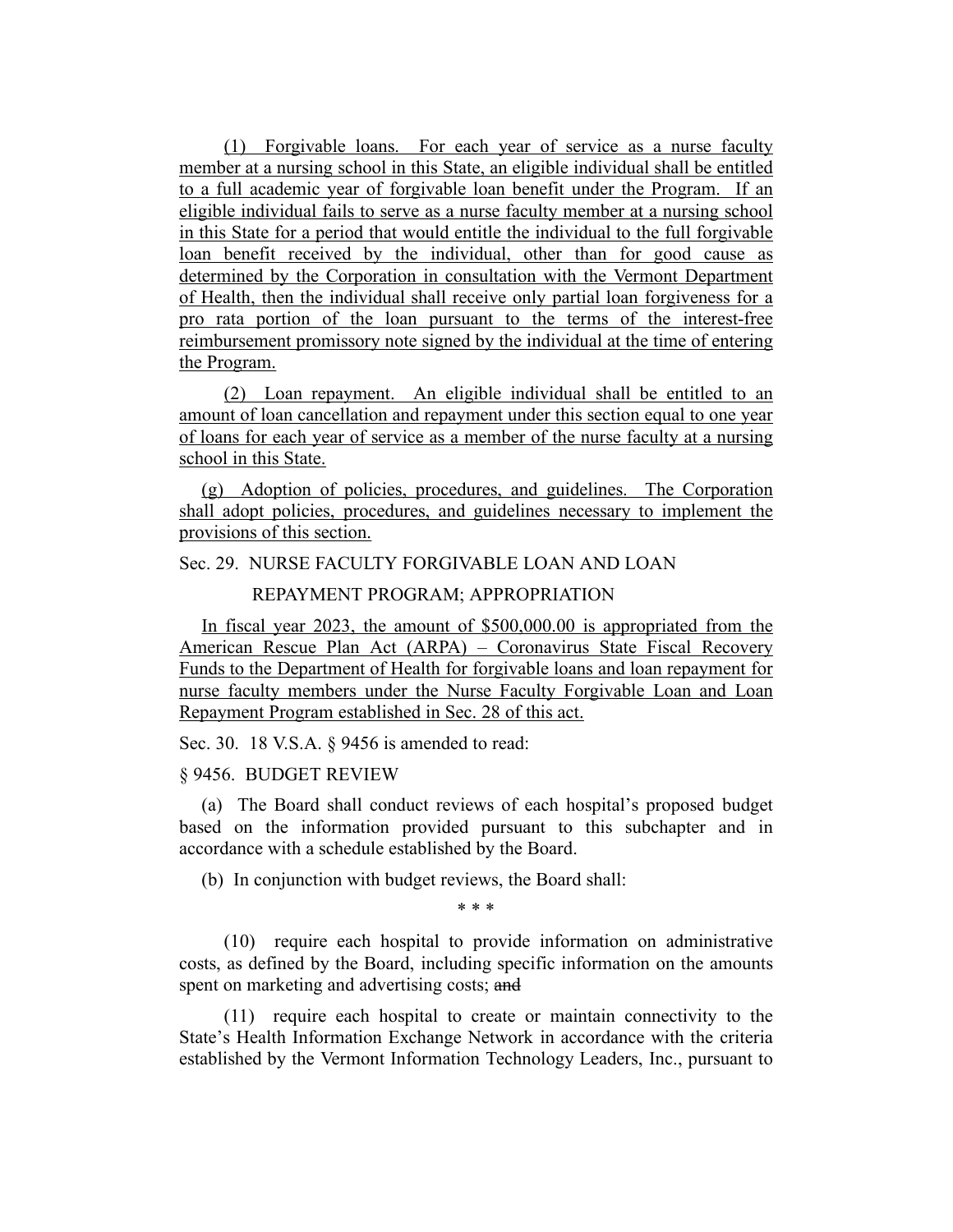(1) Forgivable loans. For each year of service as a nurse faculty member at a nursing school in this State, an eligible individual shall be entitled to a full academic year of forgivable loan benefit under the Program. If an eligible individual fails to serve as a nurse faculty member at a nursing school in this State for a period that would entitle the individual to the full forgivable loan benefit received by the individual, other than for good cause as determined by the Corporation in consultation with the Vermont Department of Health, then the individual shall receive only partial loan forgiveness for a pro rata portion of the loan pursuant to the terms of the interest-free reimbursement promissory note signed by the individual at the time of entering the Program.

(2) Loan repayment. An eligible individual shall be entitled to an amount of loan cancellation and repayment under this section equal to one year of loans for each year of service as a member of the nurse faculty at a nursing school in this State.

(g) Adoption of policies, procedures, and guidelines. The Corporation shall adopt policies, procedures, and guidelines necessary to implement the provisions of this section.

Sec. 29. NURSE FACULTY FORGIVABLE LOAN AND LOAN REPAYMENT PROGRAM; APPROPRIATION

In fiscal year 2023, the amount of $500,000.00 is appropriated from the American Rescue Plan Act (ARPA) – Coronavirus State Fiscal Recovery Funds to the Department of Health for forgivable loans and loan repayment for nurse faculty members under the Nurse Faculty Forgivable Loan and Loan Repayment Program established in Sec. 28 of this act.

Sec. 30. 18 V.S.A. § 9456 is amended to read:

§ 9456. BUDGET REVIEW

(a) The Board shall conduct reviews of each hospital's proposed budget based on the information provided pursuant to this subchapter and in accordance with a schedule established by the Board.

(b) In conjunction with budget reviews, the Board shall:

\* \* \*

(10) require each hospital to provide information on administrative costs, as defined by the Board, including specific information on the amounts spent on marketing and advertising costs; ~~and~~

(11) require each hospital to create or maintain connectivity to the State's Health Information Exchange Network in accordance with the criteria established by the Vermont Information Technology Leaders, Inc., pursuant to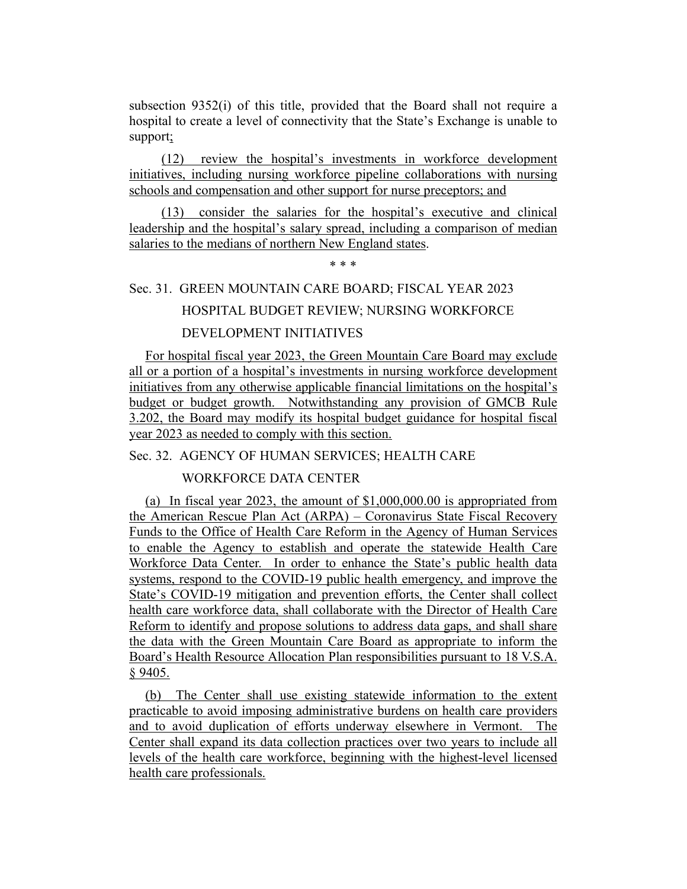subsection 9352(i) of this title, provided that the Board shall not require a hospital to create a level of connectivity that the State's Exchange is unable to support;

(12) review the hospital's investments in workforce development initiatives, including nursing workforce pipeline collaborations with nursing schools and compensation and other support for nurse preceptors; and

(13) consider the salaries for the hospital's executive and clinical leadership and the hospital's salary spread, including a comparison of median salaries to the medians of northern New England states.

\* \* \*

Sec. 31. GREEN MOUNTAIN CARE BOARD; FISCAL YEAR 2023 HOSPITAL BUDGET REVIEW; NURSING WORKFORCE DEVELOPMENT INITIATIVES

For hospital fiscal year 2023, the Green Mountain Care Board may exclude all or a portion of a hospital's investments in nursing workforce development initiatives from any otherwise applicable financial limitations on the hospital's budget or budget growth. Notwithstanding any provision of GMCB Rule 3.202, the Board may modify its hospital budget guidance for hospital fiscal year 2023 as needed to comply with this section.

Sec. 32. AGENCY OF HUMAN SERVICES; HEALTH CARE WORKFORCE DATA CENTER

(a) In fiscal year 2023, the amount of $1,000,000.00 is appropriated from the American Rescue Plan Act (ARPA) – Coronavirus State Fiscal Recovery Funds to the Office of Health Care Reform in the Agency of Human Services to enable the Agency to establish and operate the statewide Health Care Workforce Data Center. In order to enhance the State's public health data systems, respond to the COVID-19 public health emergency, and improve the State's COVID-19 mitigation and prevention efforts, the Center shall collect health care workforce data, shall collaborate with the Director of Health Care Reform to identify and propose solutions to address data gaps, and shall share the data with the Green Mountain Care Board as appropriate to inform the Board's Health Resource Allocation Plan responsibilities pursuant to 18 V.S.A. § 9405.

(b) The Center shall use existing statewide information to the extent practicable to avoid imposing administrative burdens on health care providers and to avoid duplication of efforts underway elsewhere in Vermont. The Center shall expand its data collection practices over two years to include all levels of the health care workforce, beginning with the highest-level licensed health care professionals.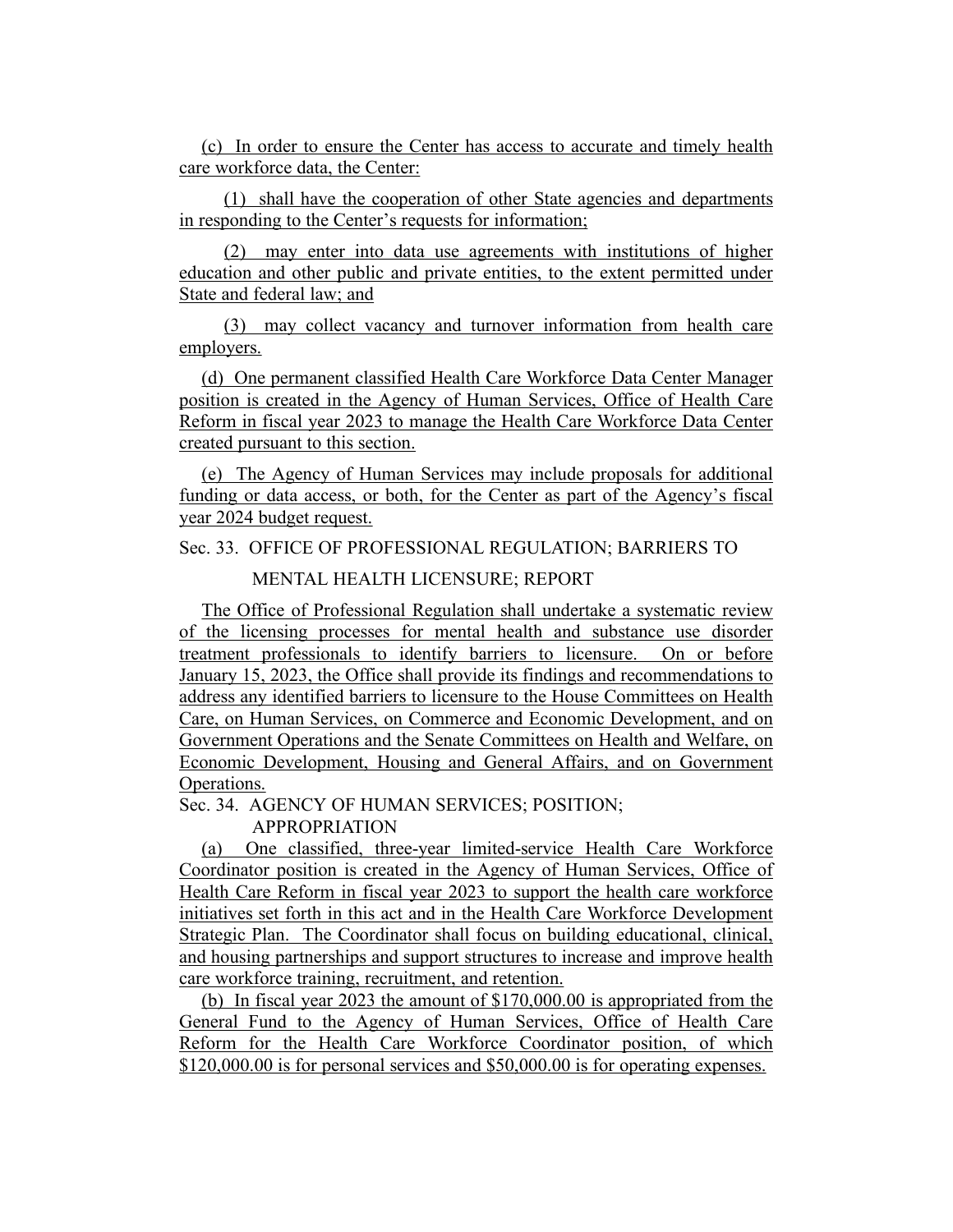(c) In order to ensure the Center has access to accurate and timely health care workforce data, the Center:

(1) shall have the cooperation of other State agencies and departments in responding to the Center's requests for information;

(2) may enter into data use agreements with institutions of higher education and other public and private entities, to the extent permitted under State and federal law; and

(3) may collect vacancy and turnover information from health care employers.

(d) One permanent classified Health Care Workforce Data Center Manager position is created in the Agency of Human Services, Office of Health Care Reform in fiscal year 2023 to manage the Health Care Workforce Data Center created pursuant to this section.

(e) The Agency of Human Services may include proposals for additional funding or data access, or both, for the Center as part of the Agency's fiscal year 2024 budget request.

Sec. 33. OFFICE OF PROFESSIONAL REGULATION; BARRIERS TO MENTAL HEALTH LICENSURE; REPORT

The Office of Professional Regulation shall undertake a systematic review of the licensing processes for mental health and substance use disorder treatment professionals to identify barriers to licensure. On or before January 15, 2023, the Office shall provide its findings and recommendations to address any identified barriers to licensure to the House Committees on Health Care, on Human Services, on Commerce and Economic Development, and on Government Operations and the Senate Committees on Health and Welfare, on Economic Development, Housing and General Affairs, and on Government Operations.

Sec. 34. AGENCY OF HUMAN SERVICES; POSITION; APPROPRIATION

(a) One classified, three-year limited-service Health Care Workforce Coordinator position is created in the Agency of Human Services, Office of Health Care Reform in fiscal year 2023 to support the health care workforce initiatives set forth in this act and in the Health Care Workforce Development Strategic Plan. The Coordinator shall focus on building educational, clinical, and housing partnerships and support structures to increase and improve health care workforce training, recruitment, and retention.

(b) In fiscal year 2023 the amount of $170,000.00 is appropriated from the General Fund to the Agency of Human Services, Office of Health Care Reform for the Health Care Workforce Coordinator position, of which $120,000.00 is for personal services and $50,000.00 is for operating expenses.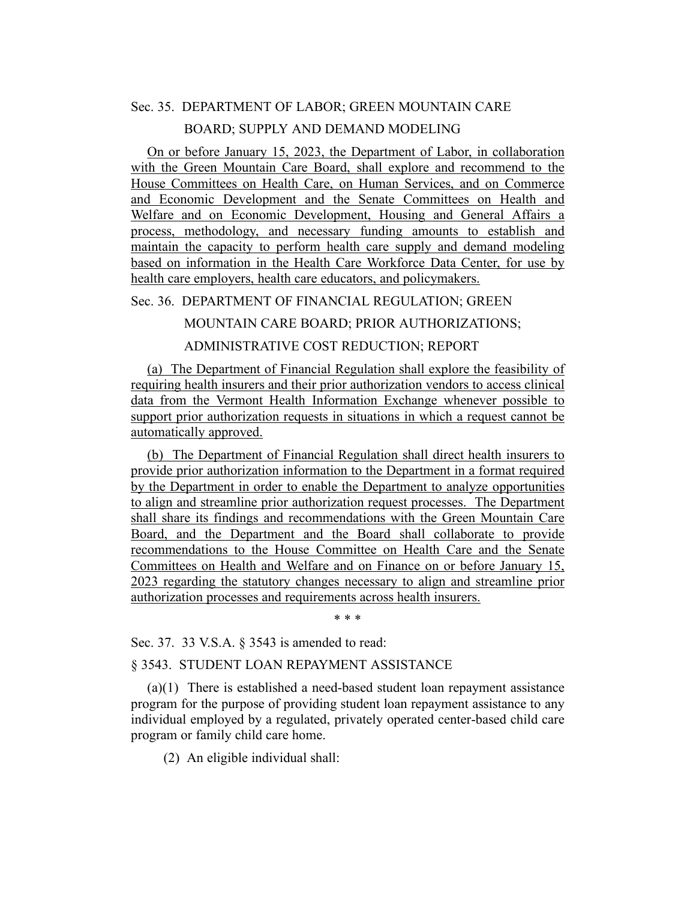Sec. 35. DEPARTMENT OF LABOR; GREEN MOUNTAIN CARE BOARD; SUPPLY AND DEMAND MODELING

On or before January 15, 2023, the Department of Labor, in collaboration with the Green Mountain Care Board, shall explore and recommend to the House Committees on Health Care, on Human Services, and on Commerce and Economic Development and the Senate Committees on Health and Welfare and on Economic Development, Housing and General Affairs a process, methodology, and necessary funding amounts to establish and maintain the capacity to perform health care supply and demand modeling based on information in the Health Care Workforce Data Center, for use by health care employers, health care educators, and policymakers.

Sec. 36. DEPARTMENT OF FINANCIAL REGULATION; GREEN MOUNTAIN CARE BOARD; PRIOR AUTHORIZATIONS; ADMINISTRATIVE COST REDUCTION; REPORT

(a) The Department of Financial Regulation shall explore the feasibility of requiring health insurers and their prior authorization vendors to access clinical data from the Vermont Health Information Exchange whenever possible to support prior authorization requests in situations in which a request cannot be automatically approved.

(b) The Department of Financial Regulation shall direct health insurers to provide prior authorization information to the Department in a format required by the Department in order to enable the Department to analyze opportunities to align and streamline prior authorization request processes. The Department shall share its findings and recommendations with the Green Mountain Care Board, and the Department and the Board shall collaborate to provide recommendations to the House Committee on Health Care and the Senate Committees on Health and Welfare and on Finance on or before January 15, 2023 regarding the statutory changes necessary to align and streamline prior authorization processes and requirements across health insurers.

\* \* \*

Sec. 37. 33 V.S.A. § 3543 is amended to read:

§ 3543. STUDENT LOAN REPAYMENT ASSISTANCE

(a)(1) There is established a need-based student loan repayment assistance program for the purpose of providing student loan repayment assistance to any individual employed by a regulated, privately operated center-based child care program or family child care home.

(2) An eligible individual shall: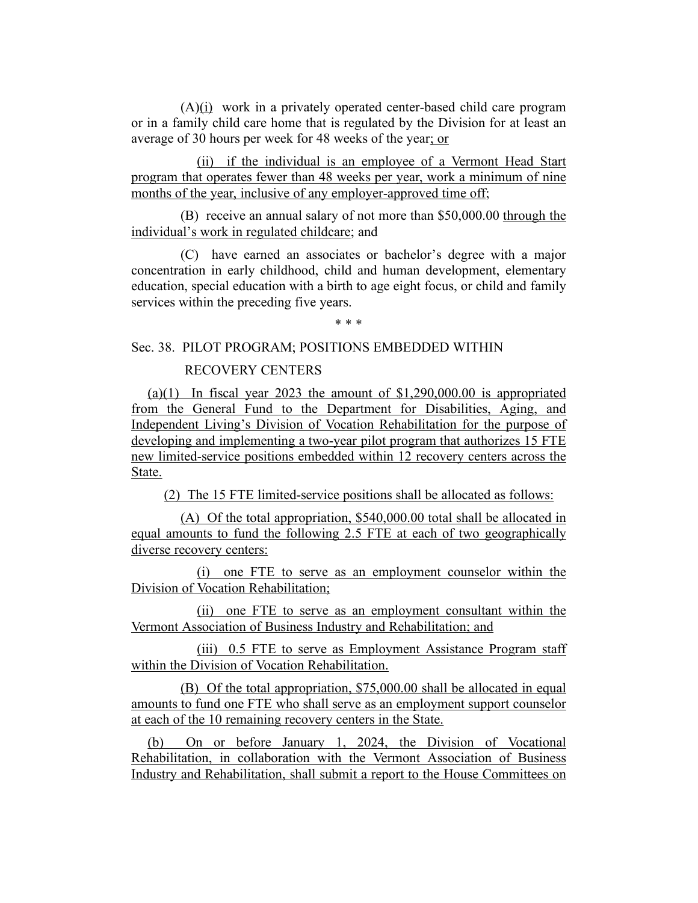(A)(i) work in a privately operated center-based child care program or in a family child care home that is regulated by the Division for at least an average of 30 hours per week for 48 weeks of the year; or

(ii) if the individual is an employee of a Vermont Head Start program that operates fewer than 48 weeks per year, work a minimum of nine months of the year, inclusive of any employer-approved time off;

(B) receive an annual salary of not more than $50,000.00 through the individual's work in regulated childcare; and

(C) have earned an associates or bachelor's degree with a major concentration in early childhood, child and human development, elementary education, special education with a birth to age eight focus, or child and family services within the preceding five years.

* * *

Sec. 38. PILOT PROGRAM; POSITIONS EMBEDDED WITHIN RECOVERY CENTERS

(a)(1) In fiscal year 2023 the amount of $1,290,000.00 is appropriated from the General Fund to the Department for Disabilities, Aging, and Independent Living's Division of Vocation Rehabilitation for the purpose of developing and implementing a two-year pilot program that authorizes 15 FTE new limited-service positions embedded within 12 recovery centers across the State.

(2) The 15 FTE limited-service positions shall be allocated as follows:

(A) Of the total appropriation, $540,000.00 total shall be allocated in equal amounts to fund the following 2.5 FTE at each of two geographically diverse recovery centers:

(i) one FTE to serve as an employment counselor within the Division of Vocation Rehabilitation;

(ii) one FTE to serve as an employment consultant within the Vermont Association of Business Industry and Rehabilitation; and

(iii) 0.5 FTE to serve as Employment Assistance Program staff within the Division of Vocation Rehabilitation.

(B) Of the total appropriation, $75,000.00 shall be allocated in equal amounts to fund one FTE who shall serve as an employment support counselor at each of the 10 remaining recovery centers in the State.

(b) On or before January 1, 2024, the Division of Vocational Rehabilitation, in collaboration with the Vermont Association of Business Industry and Rehabilitation, shall submit a report to the House Committees on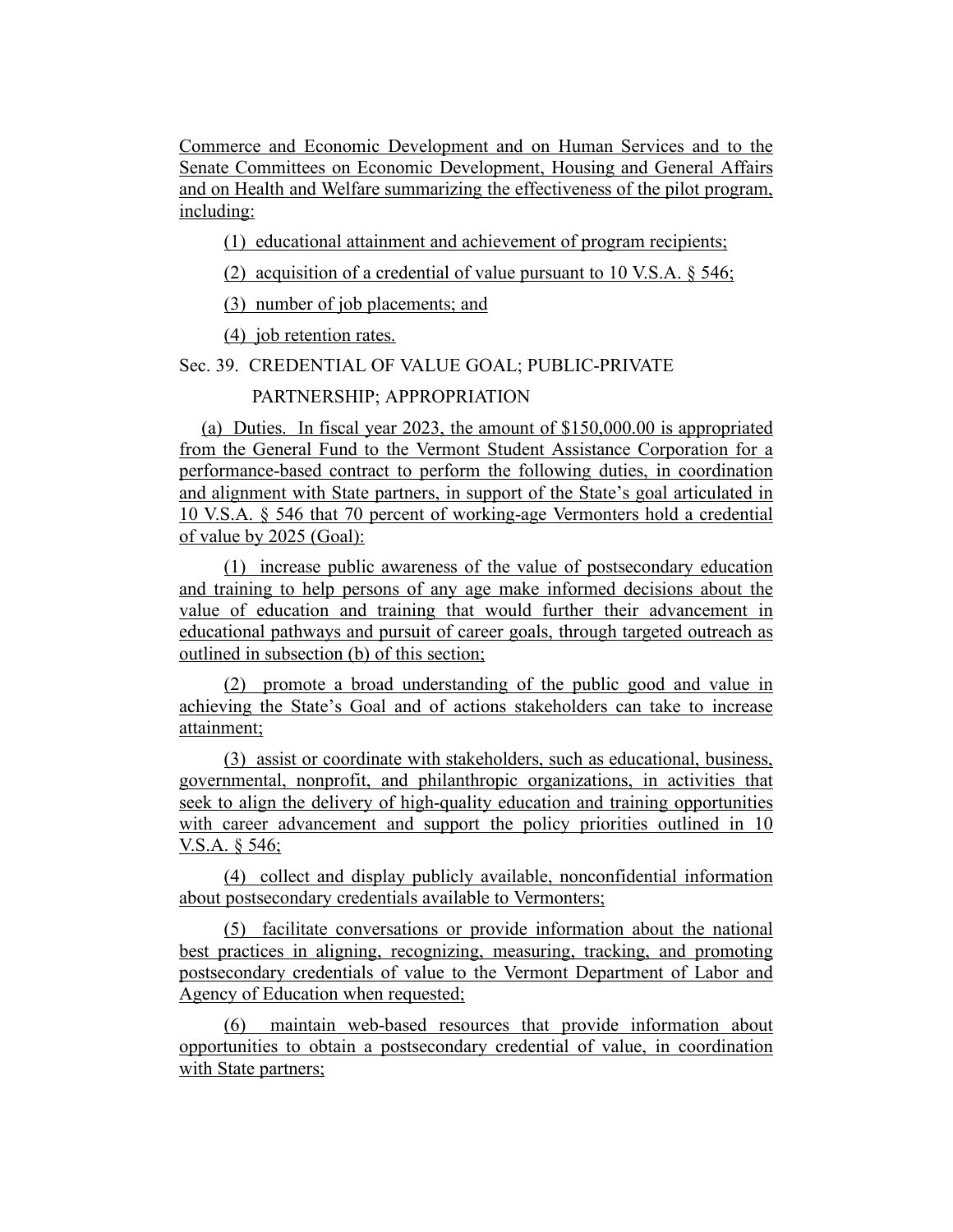Commerce and Economic Development and on Human Services and to the Senate Committees on Economic Development, Housing and General Affairs and on Health and Welfare summarizing the effectiveness of the pilot program, including:

(1) educational attainment and achievement of program recipients;

(2) acquisition of a credential of value pursuant to 10 V.S.A. § 546;

(3) number of job placements; and

(4) job retention rates.

Sec. 39. CREDENTIAL OF VALUE GOAL; PUBLIC-PRIVATE PARTNERSHIP; APPROPRIATION

(a) Duties. In fiscal year 2023, the amount of $150,000.00 is appropriated from the General Fund to the Vermont Student Assistance Corporation for a performance-based contract to perform the following duties, in coordination and alignment with State partners, in support of the State's goal articulated in 10 V.S.A. § 546 that 70 percent of working-age Vermonters hold a credential of value by 2025 (Goal):

(1) increase public awareness of the value of postsecondary education and training to help persons of any age make informed decisions about the value of education and training that would further their advancement in educational pathways and pursuit of career goals, through targeted outreach as outlined in subsection (b) of this section;

(2) promote a broad understanding of the public good and value in achieving the State's Goal and of actions stakeholders can take to increase attainment;

(3) assist or coordinate with stakeholders, such as educational, business, governmental, nonprofit, and philanthropic organizations, in activities that seek to align the delivery of high-quality education and training opportunities with career advancement and support the policy priorities outlined in 10 V.S.A. § 546;

(4) collect and display publicly available, nonconfidential information about postsecondary credentials available to Vermonters;

(5) facilitate conversations or provide information about the national best practices in aligning, recognizing, measuring, tracking, and promoting postsecondary credentials of value to the Vermont Department of Labor and Agency of Education when requested;

(6) maintain web-based resources that provide information about opportunities to obtain a postsecondary credential of value, in coordination with State partners;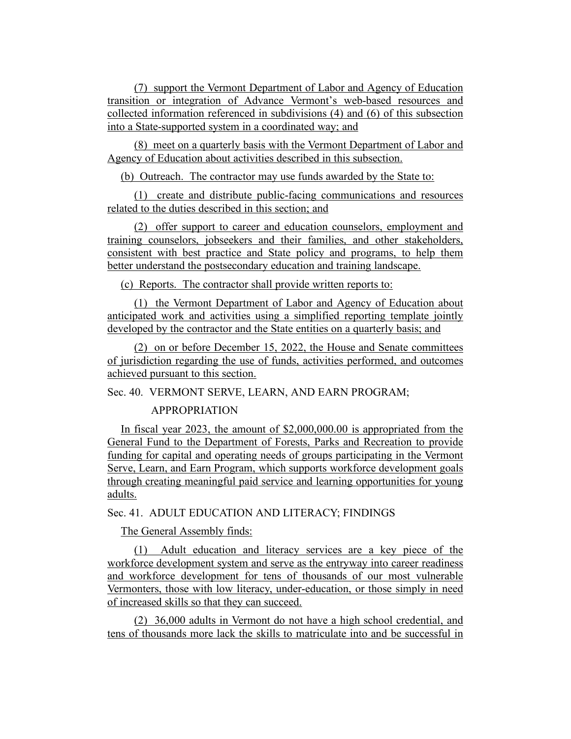(7) support the Vermont Department of Labor and Agency of Education transition or integration of Advance Vermont's web-based resources and collected information referenced in subdivisions (4) and (6) of this subsection into a State-supported system in a coordinated way; and

(8) meet on a quarterly basis with the Vermont Department of Labor and Agency of Education about activities described in this subsection.

(b) Outreach. The contractor may use funds awarded by the State to:

(1) create and distribute public-facing communications and resources related to the duties described in this section; and

(2) offer support to career and education counselors, employment and training counselors, jobseekers and their families, and other stakeholders, consistent with best practice and State policy and programs, to help them better understand the postsecondary education and training landscape.

(c) Reports. The contractor shall provide written reports to:

(1) the Vermont Department of Labor and Agency of Education about anticipated work and activities using a simplified reporting template jointly developed by the contractor and the State entities on a quarterly basis; and

(2) on or before December 15, 2022, the House and Senate committees of jurisdiction regarding the use of funds, activities performed, and outcomes achieved pursuant to this section.

Sec. 40. VERMONT SERVE, LEARN, AND EARN PROGRAM; APPROPRIATION

In fiscal year 2023, the amount of $2,000,000.00 is appropriated from the General Fund to the Department of Forests, Parks and Recreation to provide funding for capital and operating needs of groups participating in the Vermont Serve, Learn, and Earn Program, which supports workforce development goals through creating meaningful paid service and learning opportunities for young adults.

Sec. 41. ADULT EDUCATION AND LITERACY; FINDINGS

The General Assembly finds:

(1) Adult education and literacy services are a key piece of the workforce development system and serve as the entryway into career readiness and workforce development for tens of thousands of our most vulnerable Vermonters, those with low literacy, under-education, or those simply in need of increased skills so that they can succeed.

(2) 36,000 adults in Vermont do not have a high school credential, and tens of thousands more lack the skills to matriculate into and be successful in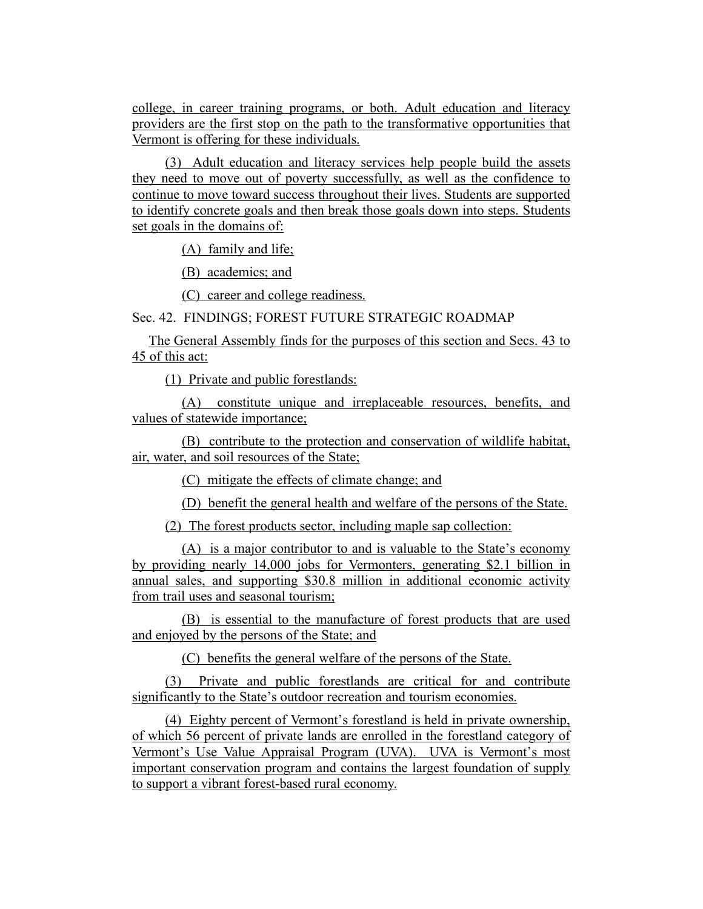college, in career training programs, or both. Adult education and literacy providers are the first stop on the path to the transformative opportunities that Vermont is offering for these individuals.

(3) Adult education and literacy services help people build the assets they need to move out of poverty successfully, as well as the confidence to continue to move toward success throughout their lives. Students are supported to identify concrete goals and then break those goals down into steps. Students set goals in the domains of:

(A) family and life;

(B) academics; and

(C) career and college readiness.

Sec. 42. FINDINGS; FOREST FUTURE STRATEGIC ROADMAP

The General Assembly finds for the purposes of this section and Secs. 43 to 45 of this act:

(1) Private and public forestlands:

(A) constitute unique and irreplaceable resources, benefits, and values of statewide importance;

(B) contribute to the protection and conservation of wildlife habitat, air, water, and soil resources of the State;

(C) mitigate the effects of climate change; and

(D) benefit the general health and welfare of the persons of the State.

(2) The forest products sector, including maple sap collection:

(A) is a major contributor to and is valuable to the State's economy by providing nearly 14,000 jobs for Vermonters, generating $2.1 billion in annual sales, and supporting $30.8 million in additional economic activity from trail uses and seasonal tourism;

(B) is essential to the manufacture of forest products that are used and enjoyed by the persons of the State; and

(C) benefits the general welfare of the persons of the State.

(3) Private and public forestlands are critical for and contribute significantly to the State's outdoor recreation and tourism economies.

(4) Eighty percent of Vermont's forestland is held in private ownership, of which 56 percent of private lands are enrolled in the forestland category of Vermont's Use Value Appraisal Program (UVA). UVA is Vermont's most important conservation program and contains the largest foundation of supply to support a vibrant forest-based rural economy.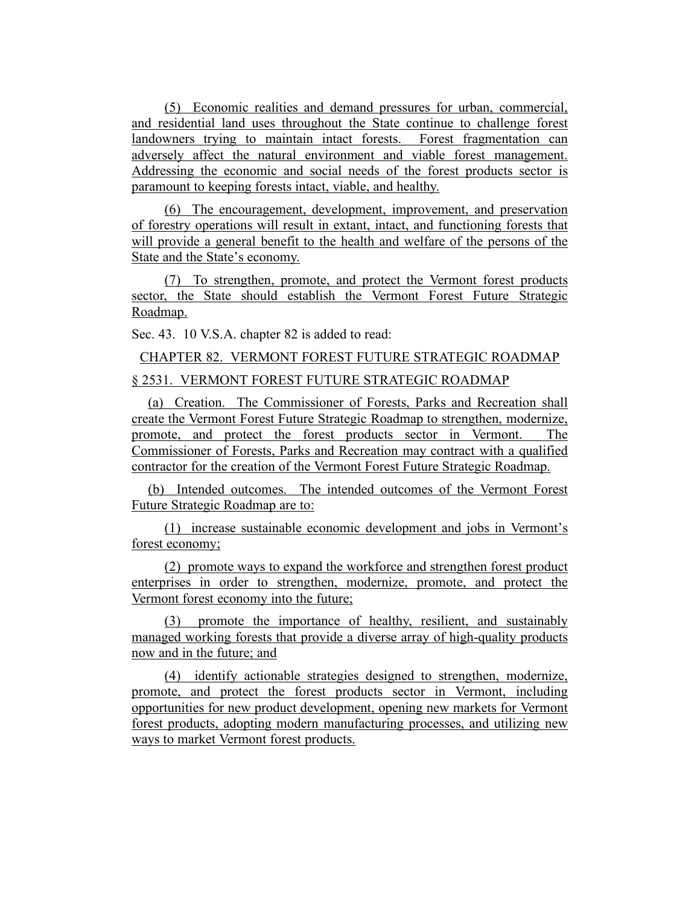(5) Economic realities and demand pressures for urban, commercial, and residential land uses throughout the State continue to challenge forest landowners trying to maintain intact forests. Forest fragmentation can adversely affect the natural environment and viable forest management. Addressing the economic and social needs of the forest products sector is paramount to keeping forests intact, viable, and healthy.

(6) The encouragement, development, improvement, and preservation of forestry operations will result in extant, intact, and functioning forests that will provide a general benefit to the health and welfare of the persons of the State and the State's economy.

(7) To strengthen, promote, and protect the Vermont forest products sector, the State should establish the Vermont Forest Future Strategic Roadmap.

Sec. 43. 10 V.S.A. chapter 82 is added to read:

CHAPTER 82. VERMONT FOREST FUTURE STRATEGIC ROADMAP

§ 2531. VERMONT FOREST FUTURE STRATEGIC ROADMAP

(a) Creation. The Commissioner of Forests, Parks and Recreation shall create the Vermont Forest Future Strategic Roadmap to strengthen, modernize, promote, and protect the forest products sector in Vermont. The Commissioner of Forests, Parks and Recreation may contract with a qualified contractor for the creation of the Vermont Forest Future Strategic Roadmap.

(b) Intended outcomes. The intended outcomes of the Vermont Forest Future Strategic Roadmap are to:

(1) increase sustainable economic development and jobs in Vermont's forest economy;

(2) promote ways to expand the workforce and strengthen forest product enterprises in order to strengthen, modernize, promote, and protect the Vermont forest economy into the future;

(3) promote the importance of healthy, resilient, and sustainably managed working forests that provide a diverse array of high-quality products now and in the future; and

(4) identify actionable strategies designed to strengthen, modernize, promote, and protect the forest products sector in Vermont, including opportunities for new product development, opening new markets for Vermont forest products, adopting modern manufacturing processes, and utilizing new ways to market Vermont forest products.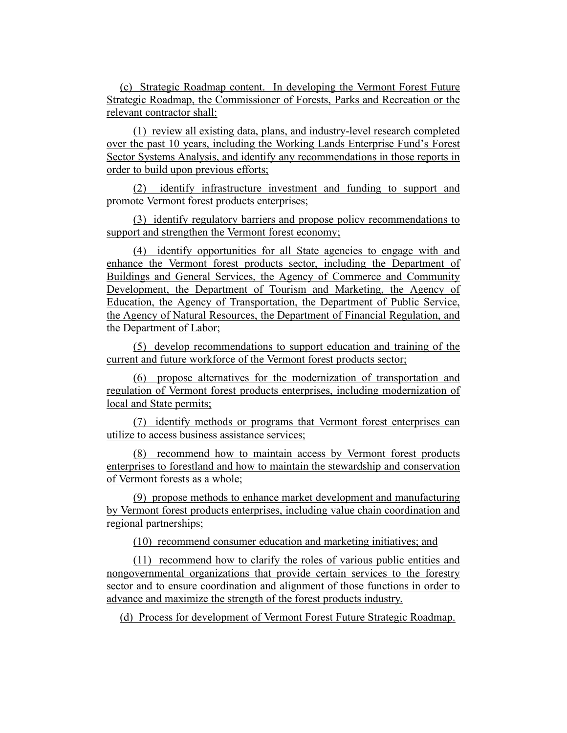(c) Strategic Roadmap content. In developing the Vermont Forest Future Strategic Roadmap, the Commissioner of Forests, Parks and Recreation or the relevant contractor shall:

(1) review all existing data, plans, and industry-level research completed over the past 10 years, including the Working Lands Enterprise Fund's Forest Sector Systems Analysis, and identify any recommendations in those reports in order to build upon previous efforts;

(2) identify infrastructure investment and funding to support and promote Vermont forest products enterprises;

(3) identify regulatory barriers and propose policy recommendations to support and strengthen the Vermont forest economy;

(4) identify opportunities for all State agencies to engage with and enhance the Vermont forest products sector, including the Department of Buildings and General Services, the Agency of Commerce and Community Development, the Department of Tourism and Marketing, the Agency of Education, the Agency of Transportation, the Department of Public Service, the Agency of Natural Resources, the Department of Financial Regulation, and the Department of Labor;

(5) develop recommendations to support education and training of the current and future workforce of the Vermont forest products sector;

(6) propose alternatives for the modernization of transportation and regulation of Vermont forest products enterprises, including modernization of local and State permits;

(7) identify methods or programs that Vermont forest enterprises can utilize to access business assistance services;

(8) recommend how to maintain access by Vermont forest products enterprises to forestland and how to maintain the stewardship and conservation of Vermont forests as a whole;

(9) propose methods to enhance market development and manufacturing by Vermont forest products enterprises, including value chain coordination and regional partnerships;

(10) recommend consumer education and marketing initiatives; and

(11) recommend how to clarify the roles of various public entities and nongovernmental organizations that provide certain services to the forestry sector and to ensure coordination and alignment of those functions in order to advance and maximize the strength of the forest products industry.

(d) Process for development of Vermont Forest Future Strategic Roadmap.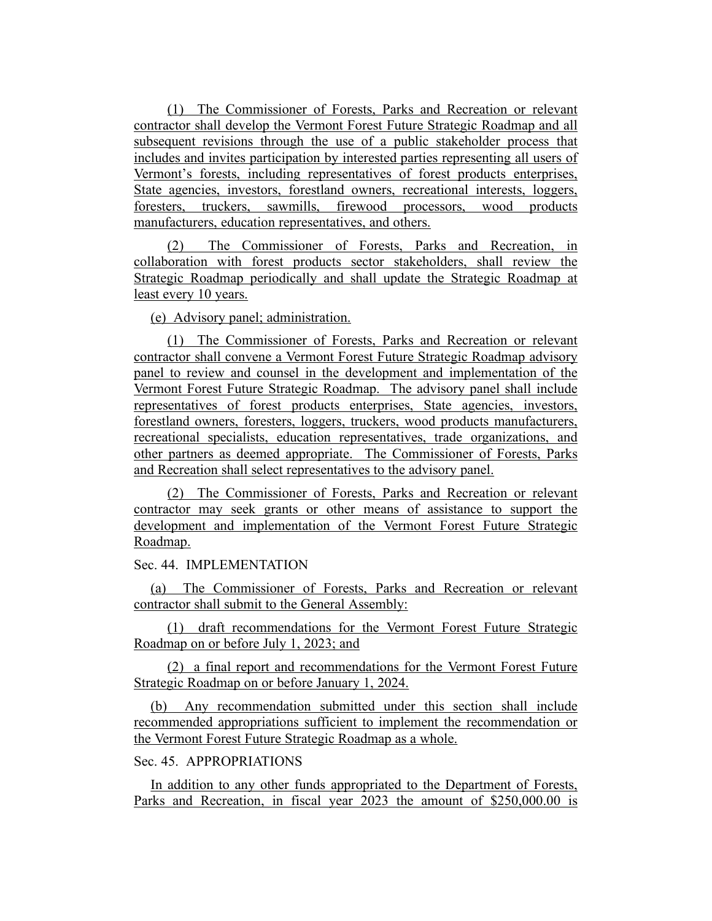(1) The Commissioner of Forests, Parks and Recreation or relevant contractor shall develop the Vermont Forest Future Strategic Roadmap and all subsequent revisions through the use of a public stakeholder process that includes and invites participation by interested parties representing all users of Vermont's forests, including representatives of forest products enterprises, State agencies, investors, forestland owners, recreational interests, loggers, foresters, truckers, sawmills, firewood processors, wood products manufacturers, education representatives, and others.

(2) The Commissioner of Forests, Parks and Recreation, in collaboration with forest products sector stakeholders, shall review the Strategic Roadmap periodically and shall update the Strategic Roadmap at least every 10 years.

(e) Advisory panel; administration.

(1) The Commissioner of Forests, Parks and Recreation or relevant contractor shall convene a Vermont Forest Future Strategic Roadmap advisory panel to review and counsel in the development and implementation of the Vermont Forest Future Strategic Roadmap. The advisory panel shall include representatives of forest products enterprises, State agencies, investors, forestland owners, foresters, loggers, truckers, wood products manufacturers, recreational specialists, education representatives, trade organizations, and other partners as deemed appropriate. The Commissioner of Forests, Parks and Recreation shall select representatives to the advisory panel.

(2) The Commissioner of Forests, Parks and Recreation or relevant contractor may seek grants or other means of assistance to support the development and implementation of the Vermont Forest Future Strategic Roadmap.

Sec. 44. IMPLEMENTATION

(a) The Commissioner of Forests, Parks and Recreation or relevant contractor shall submit to the General Assembly:

(1) draft recommendations for the Vermont Forest Future Strategic Roadmap on or before July 1, 2023; and

(2) a final report and recommendations for the Vermont Forest Future Strategic Roadmap on or before January 1, 2024.

(b) Any recommendation submitted under this section shall include recommended appropriations sufficient to implement the recommendation or the Vermont Forest Future Strategic Roadmap as a whole.

Sec. 45. APPROPRIATIONS

In addition to any other funds appropriated to the Department of Forests, Parks and Recreation, in fiscal year 2023 the amount of $250,000.00 is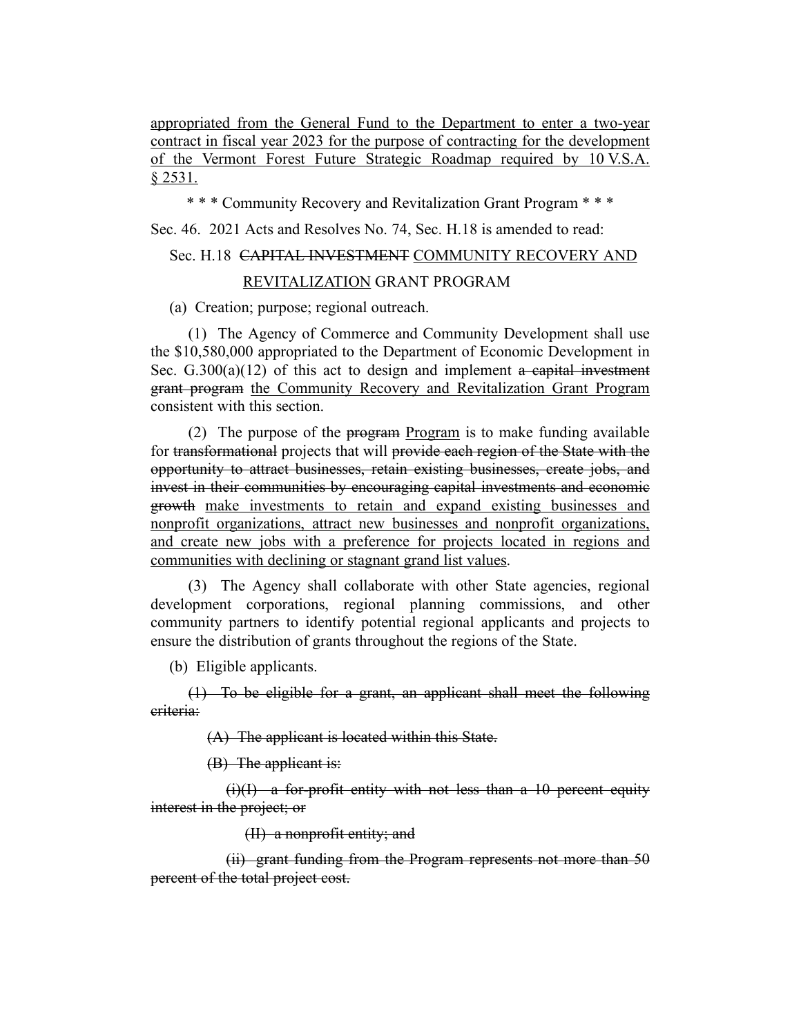<u>appropriated from the General Fund to the Department to enter a two-year contract in fiscal year 2023 for the purpose of contracting for the development of the Vermont Forest Future Strategic Roadmap required by 10 V.S.A. § 2531.</u>

\* \* \* Community Recovery and Revitalization Grant Program \* \* \*

Sec. 46. 2021 Acts and Resolves No. 74, Sec. H.18 is amended to read:

Sec. H.18 ~~CAPITAL INVESTMENT~~ <u>COMMUNITY RECOVERY AND REVITALIZATION</u> GRANT PROGRAM

(a) Creation; purpose; regional outreach.

(1) The Agency of Commerce and Community Development shall use the $10,580,000 appropriated to the Department of Economic Development in Sec. G.300(a)(12) of this act to design and implement ~~a capital investment grant program~~ <u>the Community Recovery and Revitalization Grant Program</u> consistent with this section.

(2) The purpose of the ~~program~~ <u>Program</u> is to make funding available for ~~transformational~~ projects that will ~~provide each region of the State with the opportunity to attract businesses, retain existing businesses, create jobs, and invest in their communities by encouraging capital investments and economic growth~~ <u>make investments to retain and expand existing businesses and nonprofit organizations, attract new businesses and nonprofit organizations, and create new jobs with a preference for projects located in regions and communities with declining or stagnant grand list values</u>.

(3) The Agency shall collaborate with other State agencies, regional development corporations, regional planning commissions, and other community partners to identify potential regional applicants and projects to ensure the distribution of grants throughout the regions of the State.

(b) Eligible applicants.

~~(1) To be eligible for a grant, an applicant shall meet the following criteria:~~

~~(A) The applicant is located within this State.~~

~~(B) The applicant is:~~

~~(i)(I) a for-profit entity with not less than a 10 percent equity interest in the project; or~~

~~(II) a nonprofit entity; and~~

~~(ii) grant funding from the Program represents not more than 50 percent of the total project cost.~~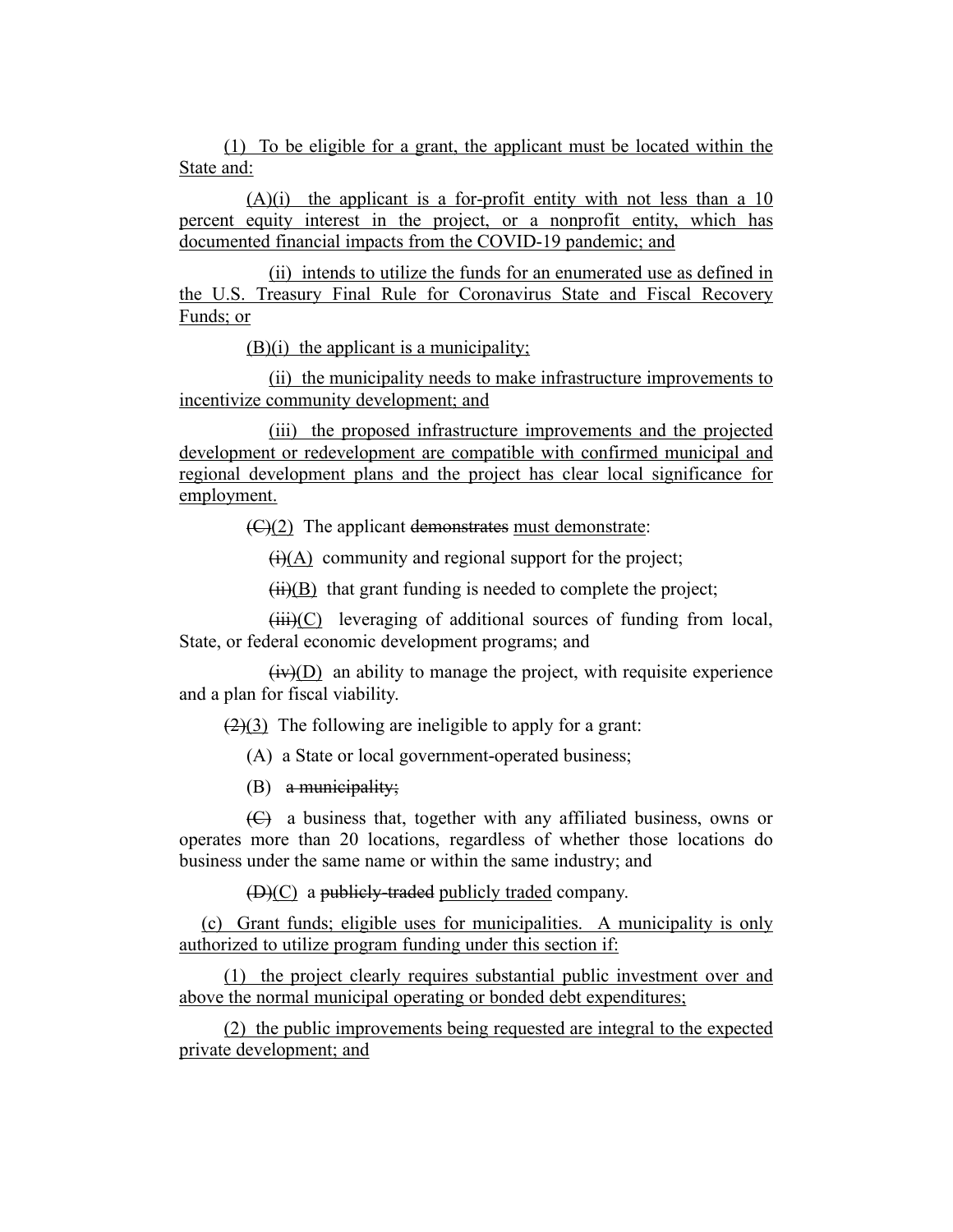(1) To be eligible for a grant, the applicant must be located within the State and:

(A)(i) the applicant is a for-profit entity with not less than a 10 percent equity interest in the project, or a nonprofit entity, which has documented financial impacts from the COVID-19 pandemic; and

(ii) intends to utilize the funds for an enumerated use as defined in the U.S. Treasury Final Rule for Coronavirus State and Fiscal Recovery Funds; or

(B)(i) the applicant is a municipality;

(ii) the municipality needs to make infrastructure improvements to incentivize community development; and

(iii) the proposed infrastructure improvements and the projected development or redevelopment are compatible with confirmed municipal and regional development plans and the project has clear local significance for employment.

~~(C)~~(2) The applicant ~~demonstrates~~ must demonstrate:

~~(i)~~(A) community and regional support for the project;

~~(ii)~~(B) that grant funding is needed to complete the project;

~~(iii)~~(C) leveraging of additional sources of funding from local, State, or federal economic development programs; and

~~(iv)~~(D) an ability to manage the project, with requisite experience and a plan for fiscal viability.

~~(2)~~(3) The following are ineligible to apply for a grant:

(A) a State or local government-operated business;

(B) ~~a municipality;~~

~~(C)~~ a business that, together with any affiliated business, owns or operates more than 20 locations, regardless of whether those locations do business under the same name or within the same industry; and

~~(D)~~(C) a ~~publicly-traded~~ publicly traded company.

(c) Grant funds; eligible uses for municipalities. A municipality is only authorized to utilize program funding under this section if:

(1) the project clearly requires substantial public investment over and above the normal municipal operating or bonded debt expenditures;

(2) the public improvements being requested are integral to the expected private development; and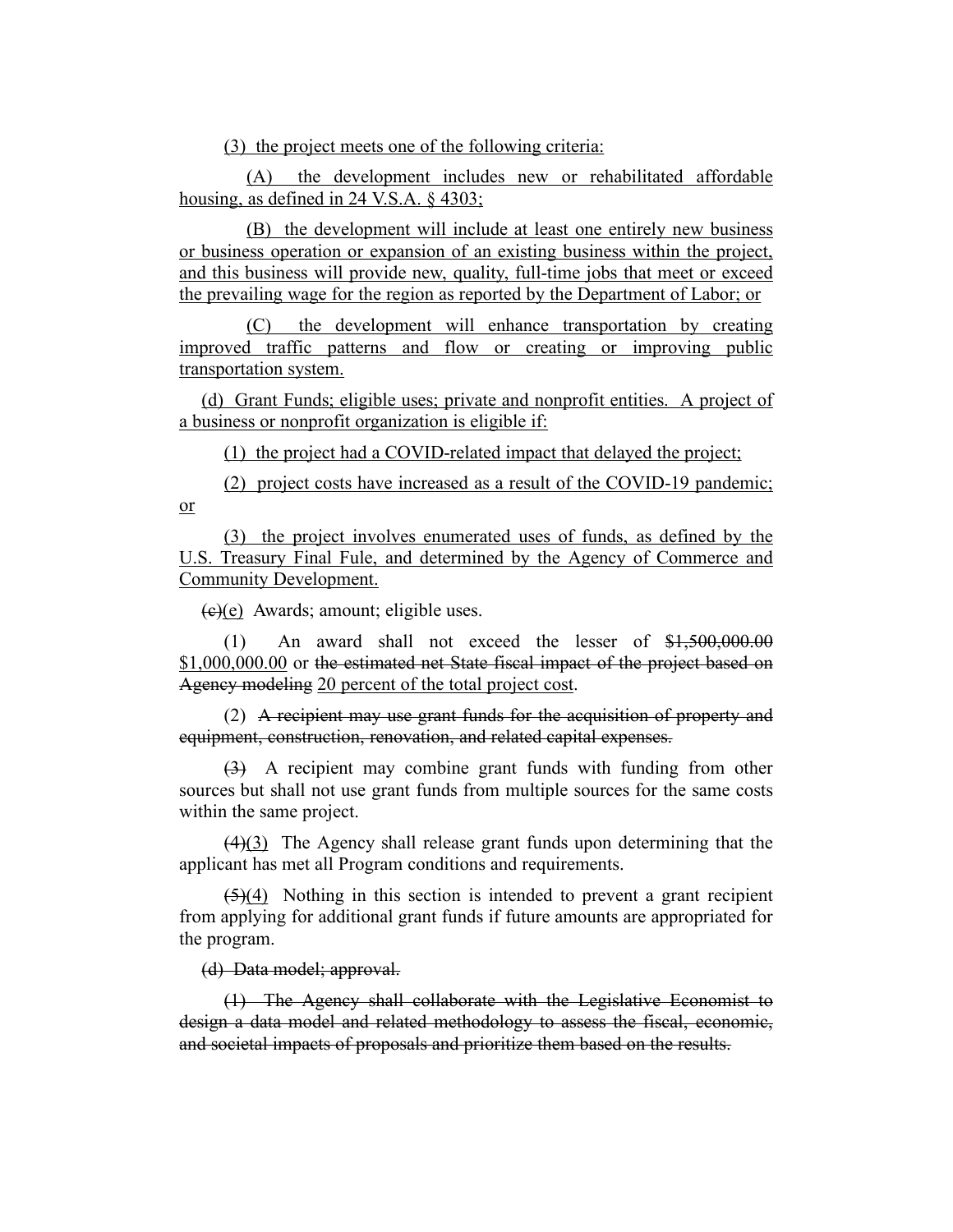(3) the project meets one of the following criteria:

(A) the development includes new or rehabilitated affordable housing, as defined in 24 V.S.A. § 4303;

(B) the development will include at least one entirely new business or business operation or expansion of an existing business within the project, and this business will provide new, quality, full-time jobs that meet or exceed the prevailing wage for the region as reported by the Department of Labor; or

(C) the development will enhance transportation by creating improved traffic patterns and flow or creating or improving public transportation system.

(d) Grant Funds; eligible uses; private and nonprofit entities. A project of a business or nonprofit organization is eligible if:

(1) the project had a COVID-related impact that delayed the project;

(2) project costs have increased as a result of the COVID-19 pandemic; or

(3) the project involves enumerated uses of funds, as defined by the U.S. Treasury Final Fule, and determined by the Agency of Commerce and Community Development.

~~(c)~~(e) Awards; amount; eligible uses.

(1) An award shall not exceed the lesser of ~~$1,500,000.00~~ $1,000,000.00 or ~~the estimated net State fiscal impact of the project based on Agency modeling~~ 20 percent of the total project cost.

(2) ~~A recipient may use grant funds for the acquisition of property and equipment, construction, renovation, and related capital expenses.~~

~~(3)~~ A recipient may combine grant funds with funding from other sources but shall not use grant funds from multiple sources for the same costs within the same project.

~~(4)~~(3) The Agency shall release grant funds upon determining that the applicant has met all Program conditions and requirements.

~~(5)~~(4) Nothing in this section is intended to prevent a grant recipient from applying for additional grant funds if future amounts are appropriated for the program.

~~(d) Data model; approval.~~

~~(1) The Agency shall collaborate with the Legislative Economist to design a data model and related methodology to assess the fiscal, economic, and societal impacts of proposals and prioritize them based on the results.~~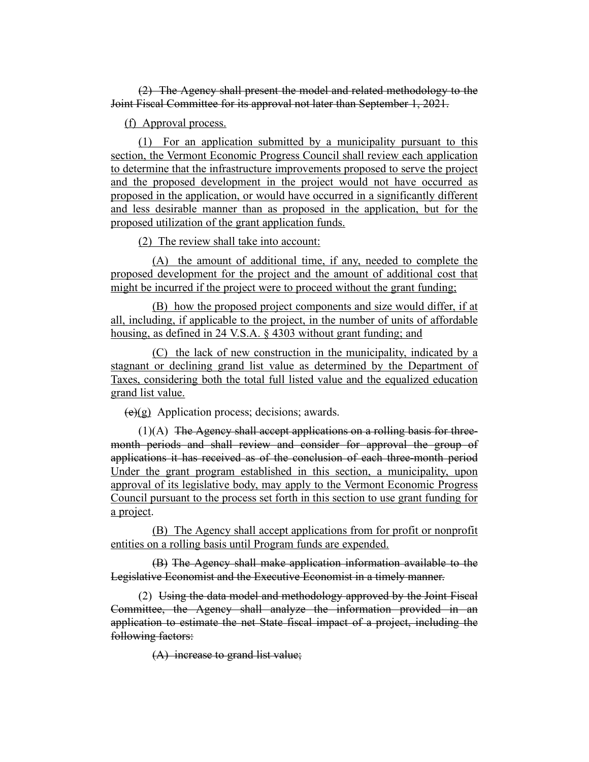~~(2) The Agency shall present the model and related methodology to the Joint Fiscal Committee for its approval not later than September 1, 2021.~~

<u>(f) Approval process.</u>

<u>(1) For an application submitted by a municipality pursuant to this section, the Vermont Economic Progress Council shall review each application to determine that the infrastructure improvements proposed to serve the project and the proposed development in the project would not have occurred as proposed in the application, or would have occurred in a significantly different and less desirable manner than as proposed in the application, but for the proposed utilization of the grant application funds.</u>

<u>(2) The review shall take into account:</u>

<u>(A) the amount of additional time, if any, needed to complete the proposed development for the project and the amount of additional cost that might be incurred if the project were to proceed without the grant funding;</u>

<u>(B) how the proposed project components and size would differ, if at all, including, if applicable to the project, in the number of units of affordable housing, as defined in 24 V.S.A. § 4303 without grant funding; and</u>

<u>(C) the lack of new construction in the municipality, indicated by a stagnant or declining grand list value as determined by the Department of Taxes, considering both the total full listed value and the equalized education grand list value.</u>

~~(e)~~<u>(g)</u> Application process; decisions; awards.

(1)(A) ~~The Agency shall accept applications on a rolling basis for three-month periods and shall review and consider for approval the group of applications it has received as of the conclusion of each three-month period~~ <u>Under the grant program established in this section, a municipality, upon approval of its legislative body, may apply to the Vermont Economic Progress Council pursuant to the process set forth in this section to use grant funding for a project</u>.

<u>(B) The Agency shall accept applications from for profit or nonprofit entities on a rolling basis until Program funds are expended.</u>

~~(B) The Agency shall make application information available to the Legislative Economist and the Executive Economist in a timely manner.~~

(2) ~~Using the data model and methodology approved by the Joint Fiscal Committee, the Agency shall analyze the information provided in an application to estimate the net State fiscal impact of a project, including the following factors:~~

~~(A) increase to grand list value;~~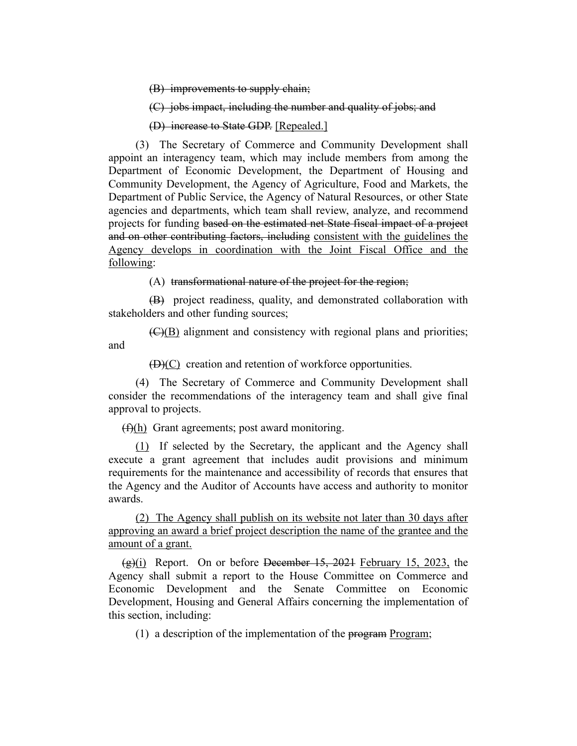~~(B) improvements to supply chain;~~

~~(C) jobs impact, including the number and quality of jobs; and~~

~~(D) increase to State GDP.~~ <u>[Repealed.]</u>

(3) The Secretary of Commerce and Community Development shall appoint an interagency team, which may include members from among the Department of Economic Development, the Department of Housing and Community Development, the Agency of Agriculture, Food and Markets, the Department of Public Service, the Agency of Natural Resources, or other State agencies and departments, which team shall review, analyze, and recommend projects for funding ~~based on the estimated net State fiscal impact of a project and on other contributing factors, including~~ <u>consistent with the guidelines the Agency develops in coordination with the Joint Fiscal Office and the following</u>:

(A) ~~transformational nature of the project for the region;~~

~~(B)~~ project readiness, quality, and demonstrated collaboration with stakeholders and other funding sources;

~~(C)~~<u>(B)</u> alignment and consistency with regional plans and priorities; and

~~(D)~~<u>(C)</u> creation and retention of workforce opportunities.

(4) The Secretary of Commerce and Community Development shall consider the recommendations of the interagency team and shall give final approval to projects.

~~(f)~~<u>(h)</u> Grant agreements; post award monitoring.

<u>(1)</u> If selected by the Secretary, the applicant and the Agency shall execute a grant agreement that includes audit provisions and minimum requirements for the maintenance and accessibility of records that ensures that the Agency and the Auditor of Accounts have access and authority to monitor awards.

<u>(2) The Agency shall publish on its website not later than 30 days after approving an award a brief project description the name of the grantee and the amount of a grant.</u>

~~(g)~~<u>(i)</u> Report. On or before ~~December 15, 2021~~ <u>February 15, 2023,</u> the Agency shall submit a report to the House Committee on Commerce and Economic Development and the Senate Committee on Economic Development, Housing and General Affairs concerning the implementation of this section, including:

(1) a description of the implementation of the ~~program~~ <u>Program</u>;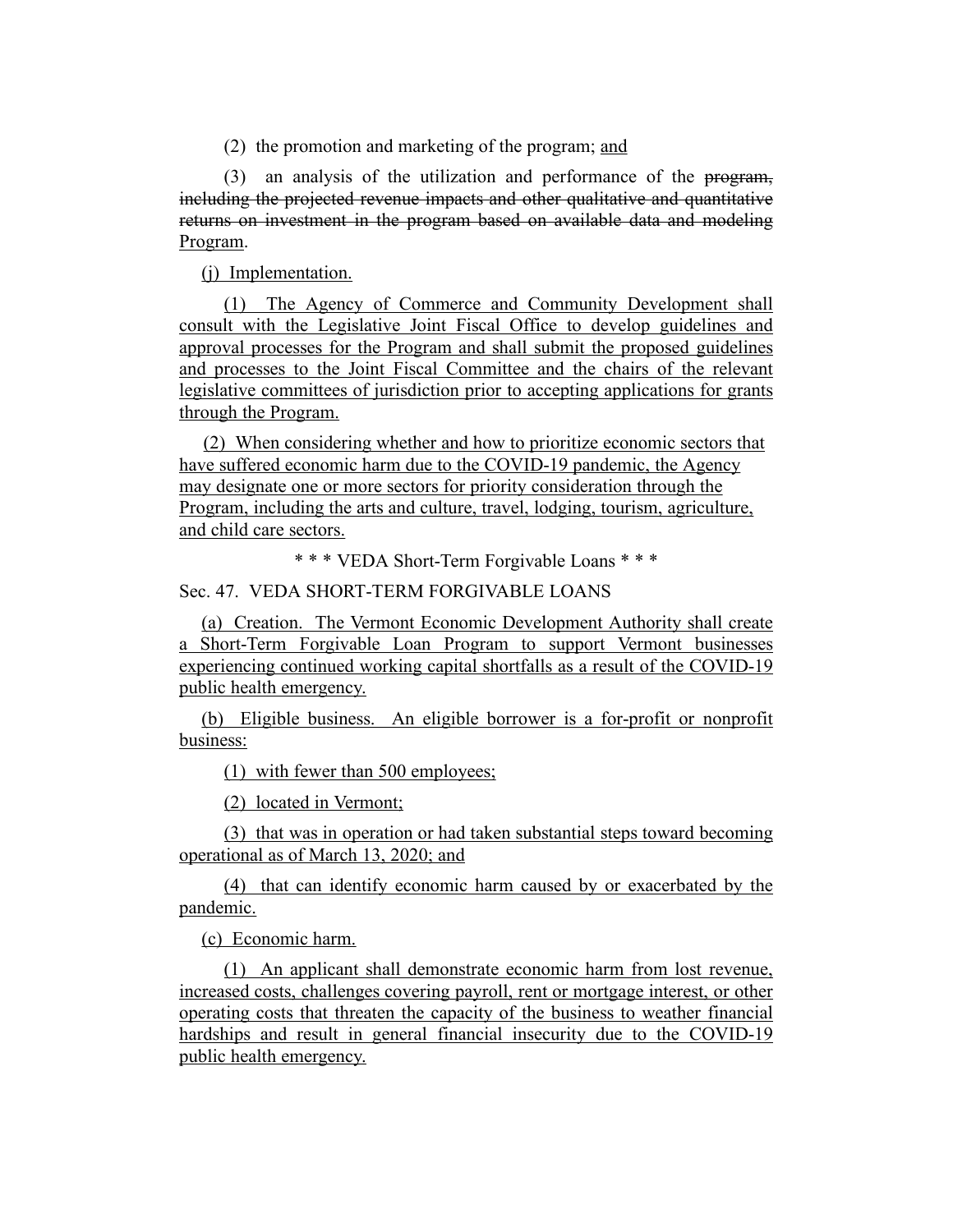(2) the promotion and marketing of the program; <u>and</u>

(3) an analysis of the utilization and performance of the ~~program, including the projected revenue impacts and other qualitative and quantitative returns on investment in the program based on available data and modeling~~ <u>Program</u>.

<u>(j) Implementation.</u>

<u>(1) The Agency of Commerce and Community Development shall consult with the Legislative Joint Fiscal Office to develop guidelines and approval processes for the Program and shall submit the proposed guidelines and processes to the Joint Fiscal Committee and the chairs of the relevant legislative committees of jurisdiction prior to accepting applications for grants through the Program.</u>

<u>(2) When considering whether and how to prioritize economic sectors that have suffered economic harm due to the COVID-19 pandemic, the Agency may designate one or more sectors for priority consideration through the Program, including the arts and culture, travel, lodging, tourism, agriculture, and child care sectors.</u>

\* \* \* VEDA Short-Term Forgivable Loans \* \* \*

Sec. 47. VEDA SHORT-TERM FORGIVABLE LOANS

<u>(a) Creation. The Vermont Economic Development Authority shall create a Short-Term Forgivable Loan Program to support Vermont businesses experiencing continued working capital shortfalls as a result of the COVID-19 public health emergency.</u>

<u>(b) Eligible business. An eligible borrower is a for-profit or nonprofit business:</u>

<u>(1) with fewer than 500 employees;</u>

<u>(2) located in Vermont;</u>

<u>(3) that was in operation or had taken substantial steps toward becoming operational as of March 13, 2020; and</u>

<u>(4) that can identify economic harm caused by or exacerbated by the pandemic.</u>

<u>(c) Economic harm.</u>

<u>(1) An applicant shall demonstrate economic harm from lost revenue, increased costs, challenges covering payroll, rent or mortgage interest, or other operating costs that threaten the capacity of the business to weather financial hardships and result in general financial insecurity due to the COVID-19 public health emergency.</u>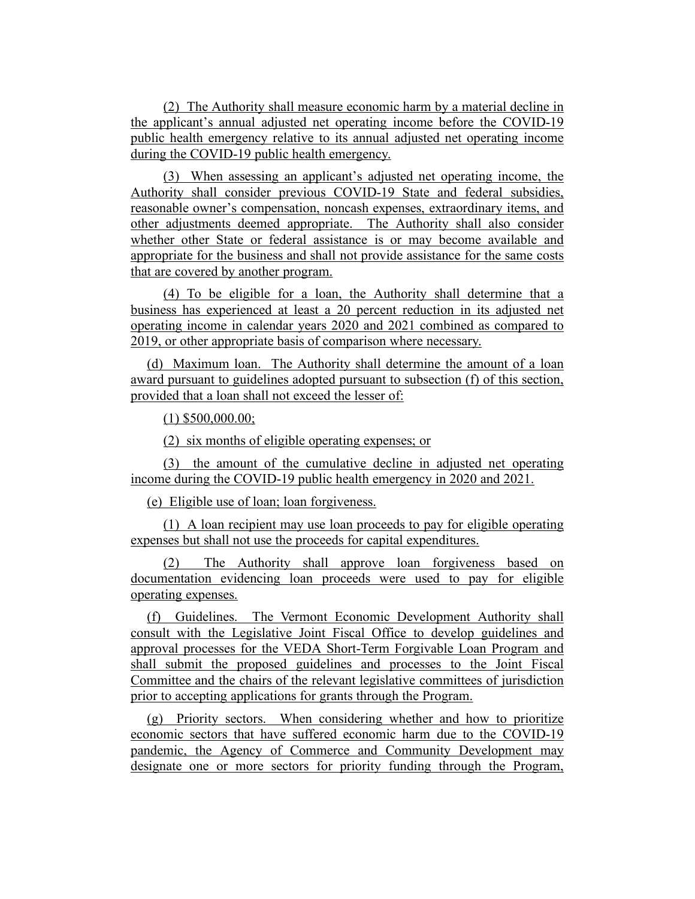(2) The Authority shall measure economic harm by a material decline in the applicant's annual adjusted net operating income before the COVID-19 public health emergency relative to its annual adjusted net operating income during the COVID-19 public health emergency.

(3) When assessing an applicant's adjusted net operating income, the Authority shall consider previous COVID-19 State and federal subsidies, reasonable owner's compensation, noncash expenses, extraordinary items, and other adjustments deemed appropriate. The Authority shall also consider whether other State or federal assistance is or may become available and appropriate for the business and shall not provide assistance for the same costs that are covered by another program.

(4) To be eligible for a loan, the Authority shall determine that a business has experienced at least a 20 percent reduction in its adjusted net operating income in calendar years 2020 and 2021 combined as compared to 2019, or other appropriate basis of comparison where necessary.

(d) Maximum loan. The Authority shall determine the amount of a loan award pursuant to guidelines adopted pursuant to subsection (f) of this section, provided that a loan shall not exceed the lesser of:

(1) $500,000.00;

(2) six months of eligible operating expenses; or

(3) the amount of the cumulative decline in adjusted net operating income during the COVID-19 public health emergency in 2020 and 2021.

(e) Eligible use of loan; loan forgiveness.

(1) A loan recipient may use loan proceeds to pay for eligible operating expenses but shall not use the proceeds for capital expenditures.

(2) The Authority shall approve loan forgiveness based on documentation evidencing loan proceeds were used to pay for eligible operating expenses.

(f) Guidelines. The Vermont Economic Development Authority shall consult with the Legislative Joint Fiscal Office to develop guidelines and approval processes for the VEDA Short-Term Forgivable Loan Program and shall submit the proposed guidelines and processes to the Joint Fiscal Committee and the chairs of the relevant legislative committees of jurisdiction prior to accepting applications for grants through the Program.

(g) Priority sectors. When considering whether and how to prioritize economic sectors that have suffered economic harm due to the COVID-19 pandemic, the Agency of Commerce and Community Development may designate one or more sectors for priority funding through the Program,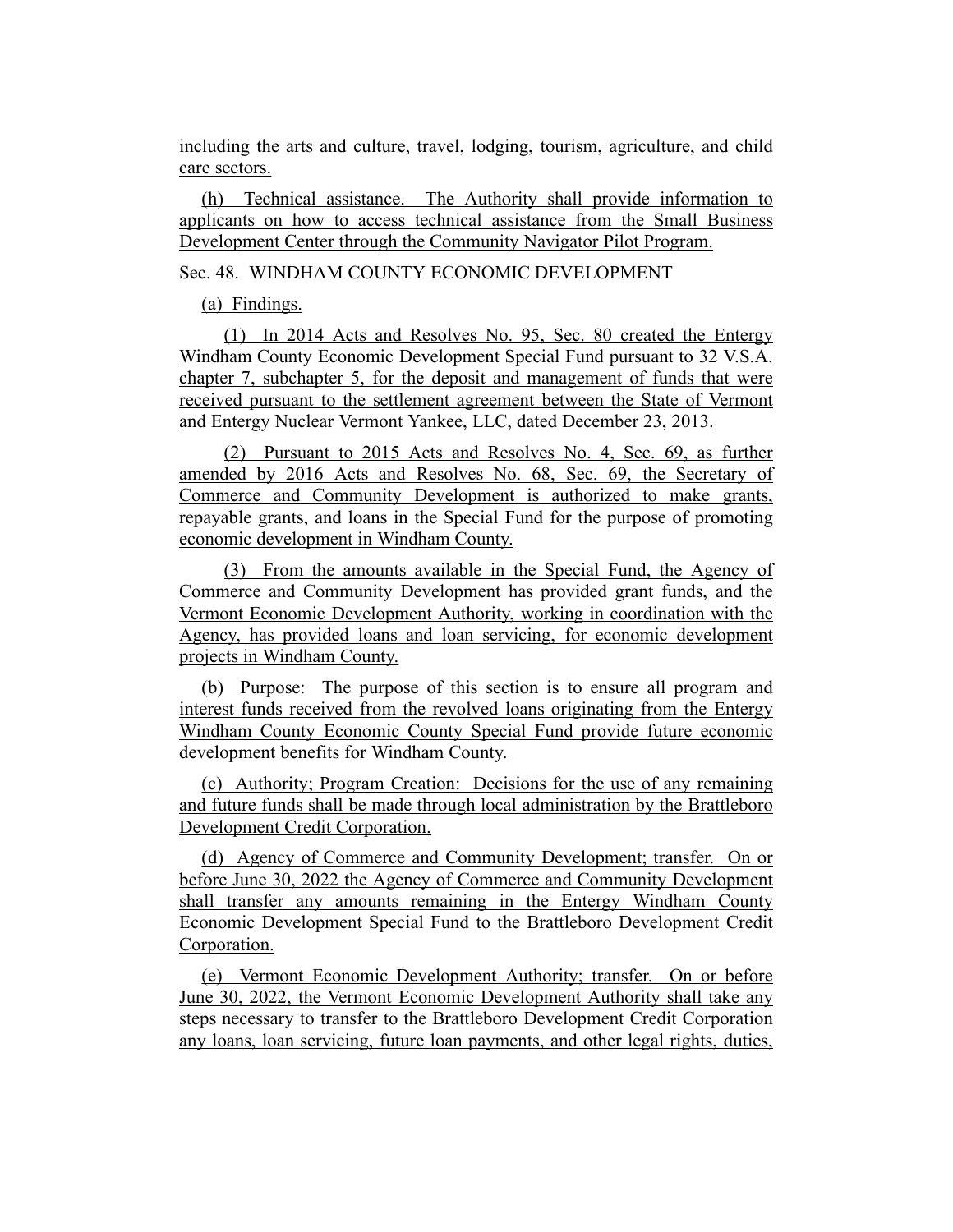including the arts and culture, travel, lodging, tourism, agriculture, and child care sectors.

(h) Technical assistance. The Authority shall provide information to applicants on how to access technical assistance from the Small Business Development Center through the Community Navigator Pilot Program.

Sec. 48. WINDHAM COUNTY ECONOMIC DEVELOPMENT

(a) Findings.

(1) In 2014 Acts and Resolves No. 95, Sec. 80 created the Entergy Windham County Economic Development Special Fund pursuant to 32 V.S.A. chapter 7, subchapter 5, for the deposit and management of funds that were received pursuant to the settlement agreement between the State of Vermont and Entergy Nuclear Vermont Yankee, LLC, dated December 23, 2013.

(2) Pursuant to 2015 Acts and Resolves No. 4, Sec. 69, as further amended by 2016 Acts and Resolves No. 68, Sec. 69, the Secretary of Commerce and Community Development is authorized to make grants, repayable grants, and loans in the Special Fund for the purpose of promoting economic development in Windham County.

(3) From the amounts available in the Special Fund, the Agency of Commerce and Community Development has provided grant funds, and the Vermont Economic Development Authority, working in coordination with the Agency, has provided loans and loan servicing, for economic development projects in Windham County.

(b) Purpose: The purpose of this section is to ensure all program and interest funds received from the revolved loans originating from the Entergy Windham County Economic County Special Fund provide future economic development benefits for Windham County.

(c) Authority; Program Creation: Decisions for the use of any remaining and future funds shall be made through local administration by the Brattleboro Development Credit Corporation.

(d) Agency of Commerce and Community Development; transfer. On or before June 30, 2022 the Agency of Commerce and Community Development shall transfer any amounts remaining in the Entergy Windham County Economic Development Special Fund to the Brattleboro Development Credit Corporation.

(e) Vermont Economic Development Authority; transfer. On or before June 30, 2022, the Vermont Economic Development Authority shall take any steps necessary to transfer to the Brattleboro Development Credit Corporation any loans, loan servicing, future loan payments, and other legal rights, duties,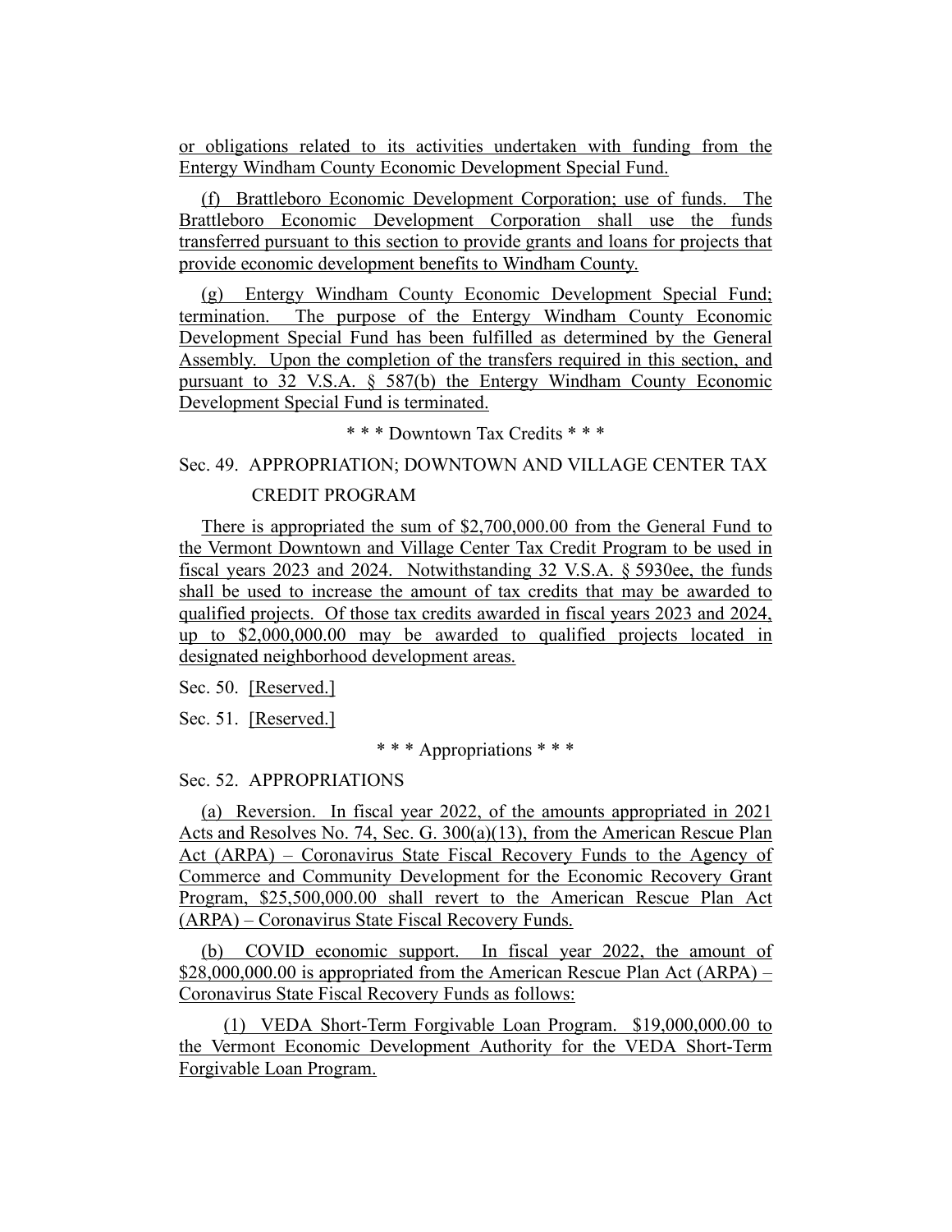or obligations related to its activities undertaken with funding from the Entergy Windham County Economic Development Special Fund.

(f) Brattleboro Economic Development Corporation; use of funds. The Brattleboro Economic Development Corporation shall use the funds transferred pursuant to this section to provide grants and loans for projects that provide economic development benefits to Windham County.

(g) Entergy Windham County Economic Development Special Fund; termination. The purpose of the Entergy Windham County Economic Development Special Fund has been fulfilled as determined by the General Assembly. Upon the completion of the transfers required in this section, and pursuant to 32 V.S.A. § 587(b) the Entergy Windham County Economic Development Special Fund is terminated.

\* \* \* Downtown Tax Credits \* \* \*

Sec. 49. APPROPRIATION; DOWNTOWN AND VILLAGE CENTER TAX CREDIT PROGRAM

There is appropriated the sum of $2,700,000.00 from the General Fund to the Vermont Downtown and Village Center Tax Credit Program to be used in fiscal years 2023 and 2024. Notwithstanding 32 V.S.A. § 5930ee, the funds shall be used to increase the amount of tax credits that may be awarded to qualified projects. Of those tax credits awarded in fiscal years 2023 and 2024, up to $2,000,000.00 may be awarded to qualified projects located in designated neighborhood development areas.

Sec. 50. [Reserved.]

Sec. 51. [Reserved.]

\* \* \* Appropriations \* \* \*

Sec. 52. APPROPRIATIONS

(a) Reversion. In fiscal year 2022, of the amounts appropriated in 2021 Acts and Resolves No. 74, Sec. G. 300(a)(13), from the American Rescue Plan Act (ARPA) – Coronavirus State Fiscal Recovery Funds to the Agency of Commerce and Community Development for the Economic Recovery Grant Program, $25,500,000.00 shall revert to the American Rescue Plan Act (ARPA) – Coronavirus State Fiscal Recovery Funds.

(b) COVID economic support. In fiscal year 2022, the amount of $28,000,000.00 is appropriated from the American Rescue Plan Act (ARPA) – Coronavirus State Fiscal Recovery Funds as follows:

(1) VEDA Short-Term Forgivable Loan Program. $19,000,000.00 to the Vermont Economic Development Authority for the VEDA Short-Term Forgivable Loan Program.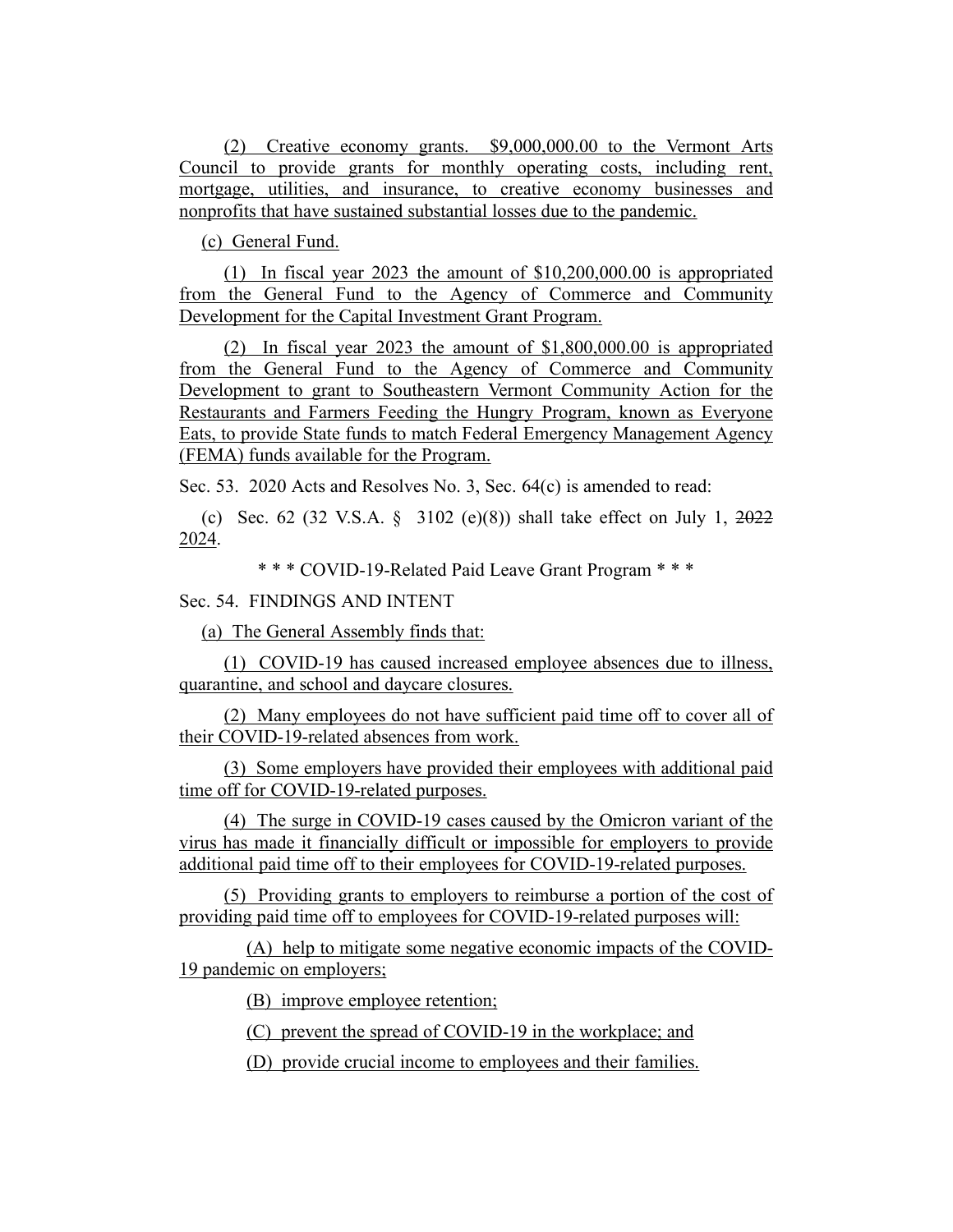(2) Creative economy grants. $9,000,000.00 to the Vermont Arts Council to provide grants for monthly operating costs, including rent, mortgage, utilities, and insurance, to creative economy businesses and nonprofits that have sustained substantial losses due to the pandemic.

(c) General Fund.

(1) In fiscal year 2023 the amount of $10,200,000.00 is appropriated from the General Fund to the Agency of Commerce and Community Development for the Capital Investment Grant Program.

(2) In fiscal year 2023 the amount of $1,800,000.00 is appropriated from the General Fund to the Agency of Commerce and Community Development to grant to Southeastern Vermont Community Action for the Restaurants and Farmers Feeding the Hungry Program, known as Everyone Eats, to provide State funds to match Federal Emergency Management Agency (FEMA) funds available for the Program.

Sec. 53. 2020 Acts and Resolves No. 3, Sec. 64(c) is amended to read:

(c) Sec. 62 (32 V.S.A. § 3102 (e)(8)) shall take effect on July 1, ~~2022~~ 2024.

\* \* \* COVID-19-Related Paid Leave Grant Program \* \* \*

Sec. 54. FINDINGS AND INTENT

(a) The General Assembly finds that:

(1) COVID-19 has caused increased employee absences due to illness, quarantine, and school and daycare closures.

(2) Many employees do not have sufficient paid time off to cover all of their COVID-19-related absences from work.

(3) Some employers have provided their employees with additional paid time off for COVID-19-related purposes.

(4) The surge in COVID-19 cases caused by the Omicron variant of the virus has made it financially difficult or impossible for employers to provide additional paid time off to their employees for COVID-19-related purposes.

(5) Providing grants to employers to reimburse a portion of the cost of providing paid time off to employees for COVID-19-related purposes will:

(A) help to mitigate some negative economic impacts of the COVID-19 pandemic on employers;

(B) improve employee retention;

(C) prevent the spread of COVID-19 in the workplace; and

(D) provide crucial income to employees and their families.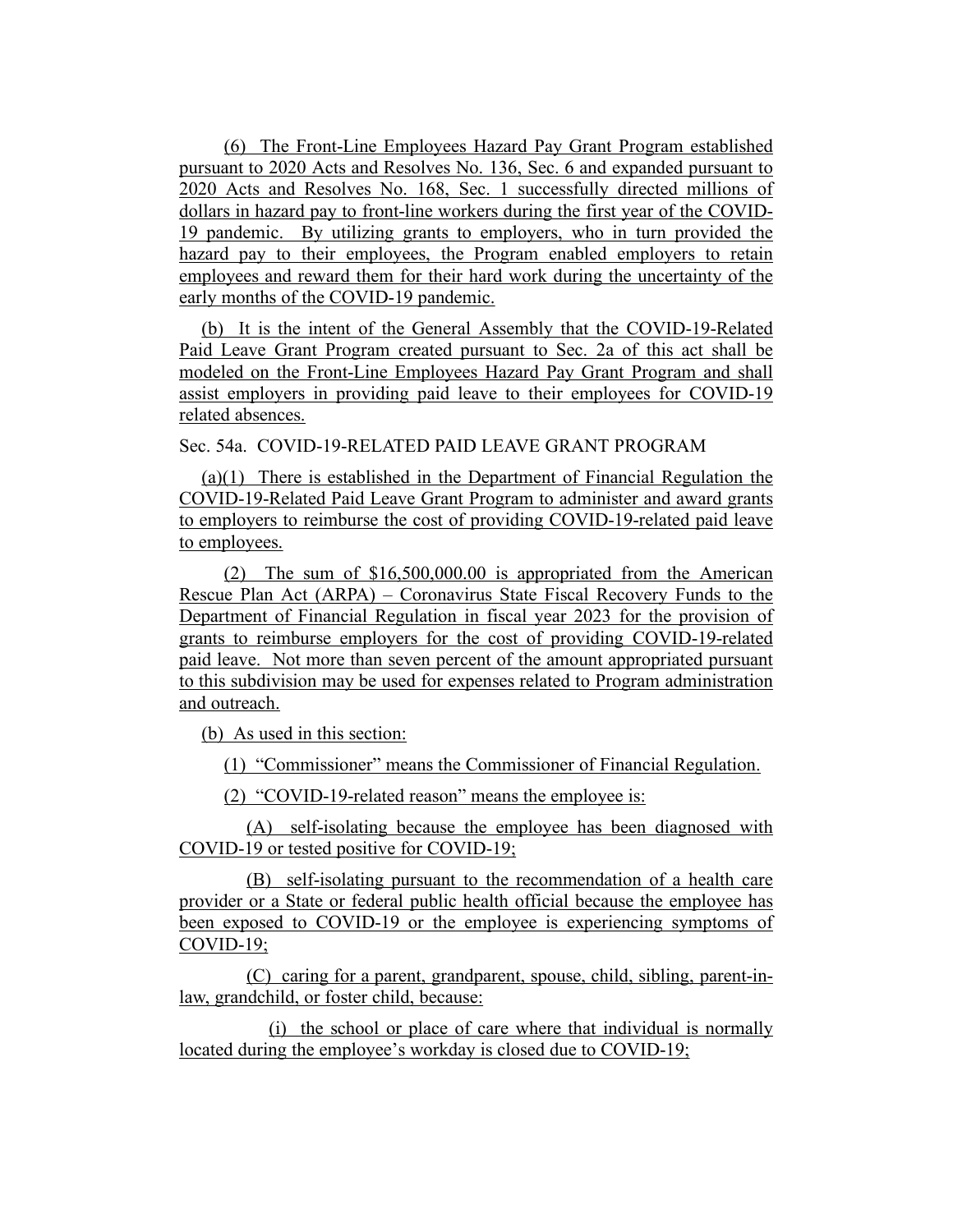(6) The Front-Line Employees Hazard Pay Grant Program established pursuant to 2020 Acts and Resolves No. 136, Sec. 6 and expanded pursuant to 2020 Acts and Resolves No. 168, Sec. 1 successfully directed millions of dollars in hazard pay to front-line workers during the first year of the COVID-19 pandemic. By utilizing grants to employers, who in turn provided the hazard pay to their employees, the Program enabled employers to retain employees and reward them for their hard work during the uncertainty of the early months of the COVID-19 pandemic.

(b) It is the intent of the General Assembly that the COVID-19-Related Paid Leave Grant Program created pursuant to Sec. 2a of this act shall be modeled on the Front-Line Employees Hazard Pay Grant Program and shall assist employers in providing paid leave to their employees for COVID-19 related absences.

Sec. 54a. COVID-19-RELATED PAID LEAVE GRANT PROGRAM

(a)(1) There is established in the Department of Financial Regulation the COVID-19-Related Paid Leave Grant Program to administer and award grants to employers to reimburse the cost of providing COVID-19-related paid leave to employees.

(2) The sum of $16,500,000.00 is appropriated from the American Rescue Plan Act (ARPA) – Coronavirus State Fiscal Recovery Funds to the Department of Financial Regulation in fiscal year 2023 for the provision of grants to reimburse employers for the cost of providing COVID-19-related paid leave. Not more than seven percent of the amount appropriated pursuant to this subdivision may be used for expenses related to Program administration and outreach.

(b) As used in this section:

(1) "Commissioner" means the Commissioner of Financial Regulation.

(2) "COVID-19-related reason" means the employee is:

(A) self-isolating because the employee has been diagnosed with COVID-19 or tested positive for COVID-19;

(B) self-isolating pursuant to the recommendation of a health care provider or a State or federal public health official because the employee has been exposed to COVID-19 or the employee is experiencing symptoms of COVID-19;

(C) caring for a parent, grandparent, spouse, child, sibling, parent-in-law, grandchild, or foster child, because:

(i) the school or place of care where that individual is normally located during the employee's workday is closed due to COVID-19;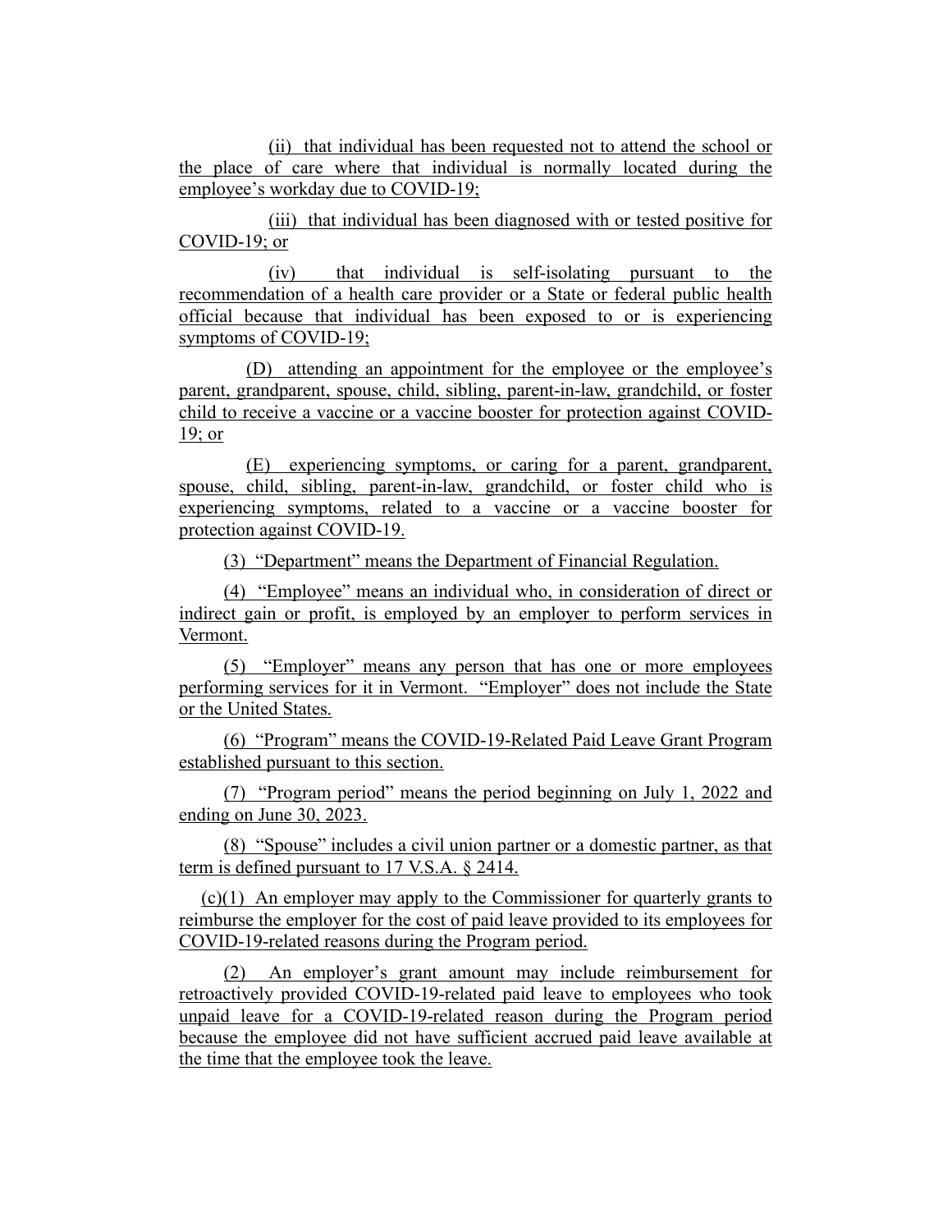(ii) that individual has been requested not to attend the school or the place of care where that individual is normally located during the employee's workday due to COVID-19;

(iii) that individual has been diagnosed with or tested positive for COVID-19; or

(iv) that individual is self-isolating pursuant to the recommendation of a health care provider or a State or federal public health official because that individual has been exposed to or is experiencing symptoms of COVID-19;

(D) attending an appointment for the employee or the employee's parent, grandparent, spouse, child, sibling, parent-in-law, grandchild, or foster child to receive a vaccine or a vaccine booster for protection against COVID-19; or

(E) experiencing symptoms, or caring for a parent, grandparent, spouse, child, sibling, parent-in-law, grandchild, or foster child who is experiencing symptoms, related to a vaccine or a vaccine booster for protection against COVID-19.

(3) "Department" means the Department of Financial Regulation.

(4) "Employee" means an individual who, in consideration of direct or indirect gain or profit, is employed by an employer to perform services in Vermont.

(5) "Employer" means any person that has one or more employees performing services for it in Vermont. "Employer" does not include the State or the United States.

(6) "Program" means the COVID-19-Related Paid Leave Grant Program established pursuant to this section.

(7) "Program period" means the period beginning on July 1, 2022 and ending on June 30, 2023.

(8) "Spouse" includes a civil union partner or a domestic partner, as that term is defined pursuant to 17 V.S.A. § 2414.

(c)(1) An employer may apply to the Commissioner for quarterly grants to reimburse the employer for the cost of paid leave provided to its employees for COVID-19-related reasons during the Program period.

(2) An employer's grant amount may include reimbursement for retroactively provided COVID-19-related paid leave to employees who took unpaid leave for a COVID-19-related reason during the Program period because the employee did not have sufficient accrued paid leave available at the time that the employee took the leave.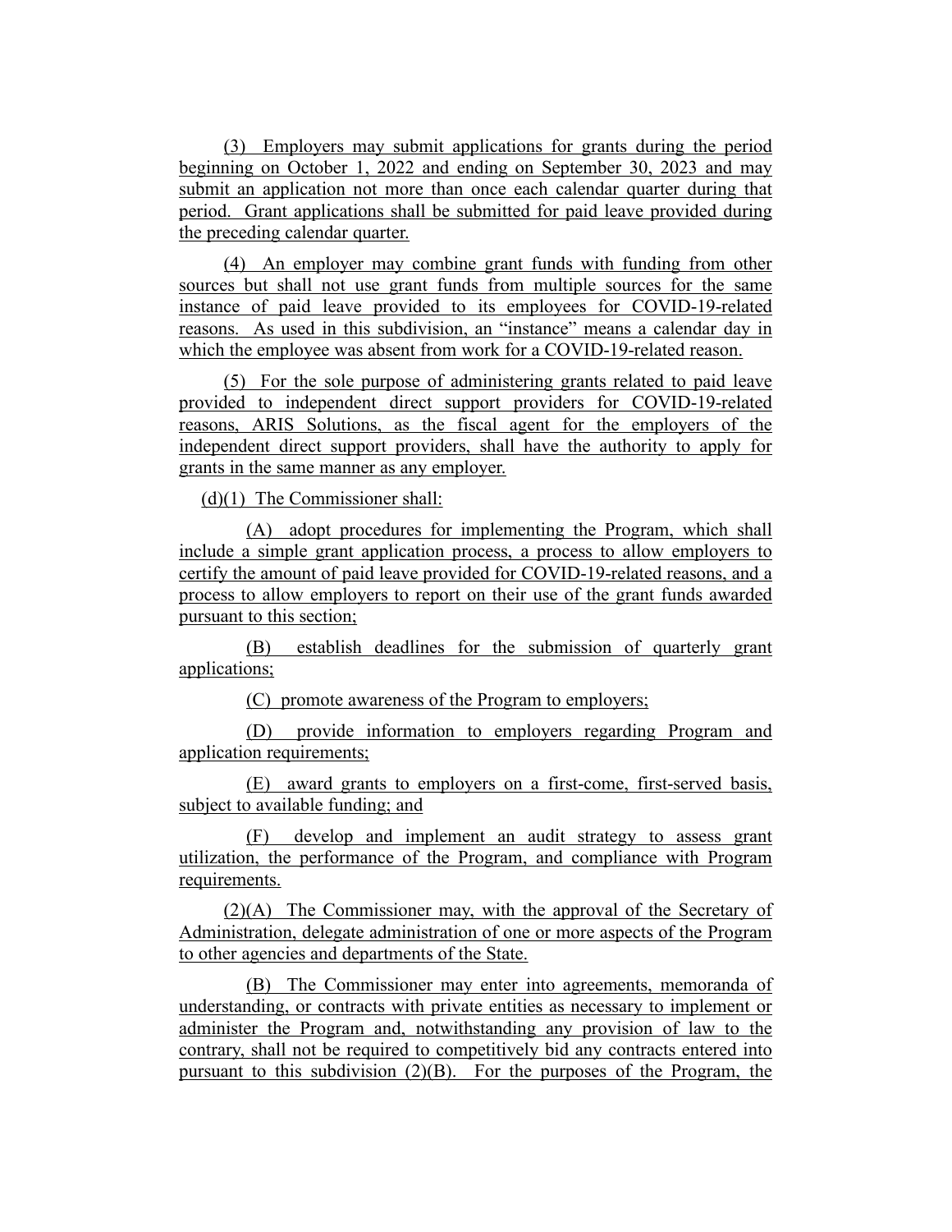(3) Employers may submit applications for grants during the period beginning on October 1, 2022 and ending on September 30, 2023 and may submit an application not more than once each calendar quarter during that period. Grant applications shall be submitted for paid leave provided during the preceding calendar quarter.

(4) An employer may combine grant funds with funding from other sources but shall not use grant funds from multiple sources for the same instance of paid leave provided to its employees for COVID-19-related reasons. As used in this subdivision, an "instance" means a calendar day in which the employee was absent from work for a COVID-19-related reason.

(5) For the sole purpose of administering grants related to paid leave provided to independent direct support providers for COVID-19-related reasons, ARIS Solutions, as the fiscal agent for the employers of the independent direct support providers, shall have the authority to apply for grants in the same manner as any employer.

(d)(1) The Commissioner shall:

(A) adopt procedures for implementing the Program, which shall include a simple grant application process, a process to allow employers to certify the amount of paid leave provided for COVID-19-related reasons, and a process to allow employers to report on their use of the grant funds awarded pursuant to this section;

(B) establish deadlines for the submission of quarterly grant applications;

(C) promote awareness of the Program to employers;

(D) provide information to employers regarding Program and application requirements;

(E) award grants to employers on a first-come, first-served basis, subject to available funding; and

(F) develop and implement an audit strategy to assess grant utilization, the performance of the Program, and compliance with Program requirements.

(2)(A) The Commissioner may, with the approval of the Secretary of Administration, delegate administration of one or more aspects of the Program to other agencies and departments of the State.

(B) The Commissioner may enter into agreements, memoranda of understanding, or contracts with private entities as necessary to implement or administer the Program and, notwithstanding any provision of law to the contrary, shall not be required to competitively bid any contracts entered into pursuant to this subdivision (2)(B). For the purposes of the Program, the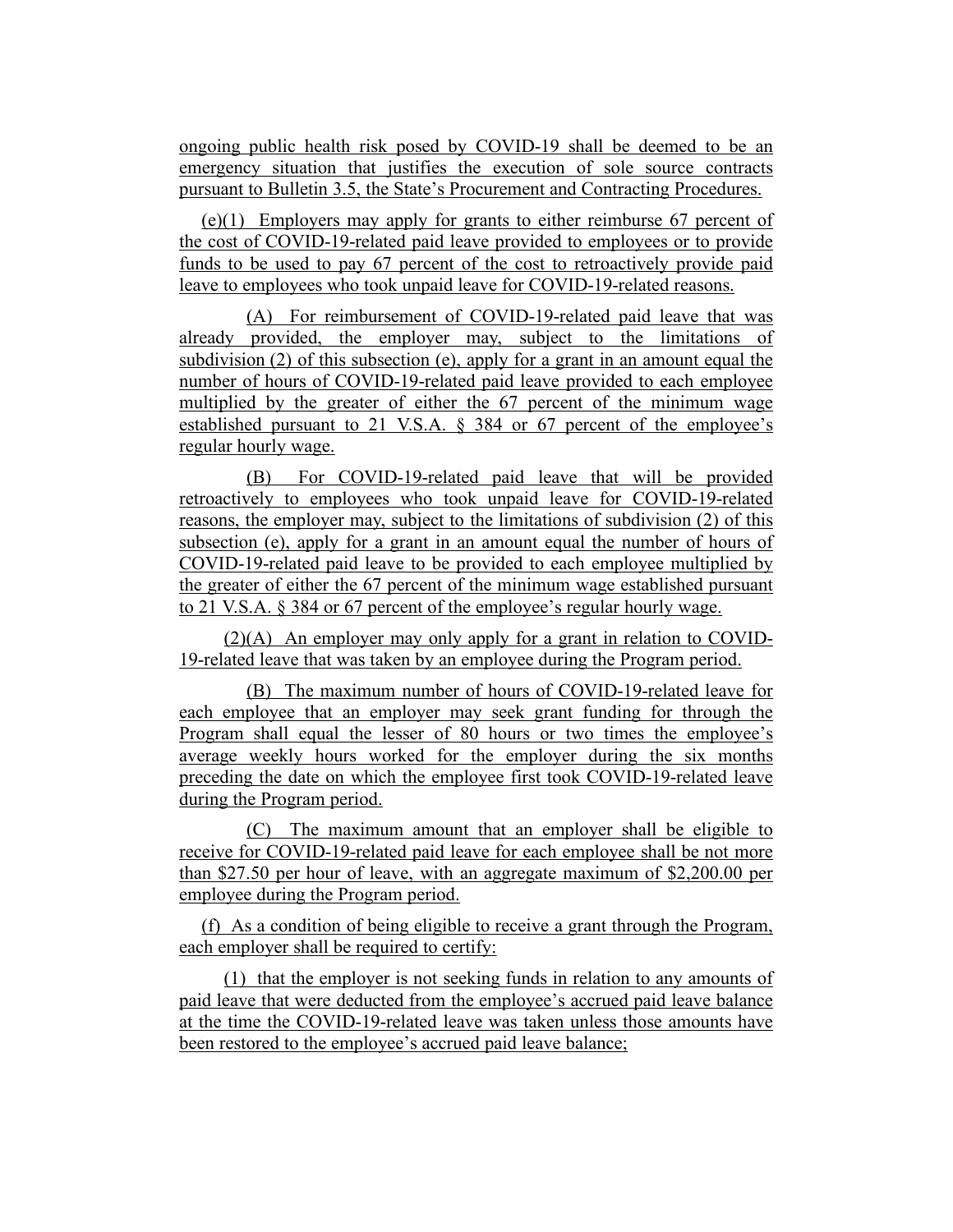ongoing public health risk posed by COVID-19 shall be deemed to be an emergency situation that justifies the execution of sole source contracts pursuant to Bulletin 3.5, the State's Procurement and Contracting Procedures.

(e)(1) Employers may apply for grants to either reimburse 67 percent of the cost of COVID-19-related paid leave provided to employees or to provide funds to be used to pay 67 percent of the cost to retroactively provide paid leave to employees who took unpaid leave for COVID-19-related reasons.

(A) For reimbursement of COVID-19-related paid leave that was already provided, the employer may, subject to the limitations of subdivision (2) of this subsection (e), apply for a grant in an amount equal the number of hours of COVID-19-related paid leave provided to each employee multiplied by the greater of either the 67 percent of the minimum wage established pursuant to 21 V.S.A. § 384 or 67 percent of the employee's regular hourly wage.

(B) For COVID-19-related paid leave that will be provided retroactively to employees who took unpaid leave for COVID-19-related reasons, the employer may, subject to the limitations of subdivision (2) of this subsection (e), apply for a grant in an amount equal the number of hours of COVID-19-related paid leave to be provided to each employee multiplied by the greater of either the 67 percent of the minimum wage established pursuant to 21 V.S.A. § 384 or 67 percent of the employee's regular hourly wage.

(2)(A) An employer may only apply for a grant in relation to COVID-19-related leave that was taken by an employee during the Program period.

(B) The maximum number of hours of COVID-19-related leave for each employee that an employer may seek grant funding for through the Program shall equal the lesser of 80 hours or two times the employee's average weekly hours worked for the employer during the six months preceding the date on which the employee first took COVID-19-related leave during the Program period.

(C) The maximum amount that an employer shall be eligible to receive for COVID-19-related paid leave for each employee shall be not more than $27.50 per hour of leave, with an aggregate maximum of $2,200.00 per employee during the Program period.

(f) As a condition of being eligible to receive a grant through the Program, each employer shall be required to certify:

(1) that the employer is not seeking funds in relation to any amounts of paid leave that were deducted from the employee's accrued paid leave balance at the time the COVID-19-related leave was taken unless those amounts have been restored to the employee's accrued paid leave balance;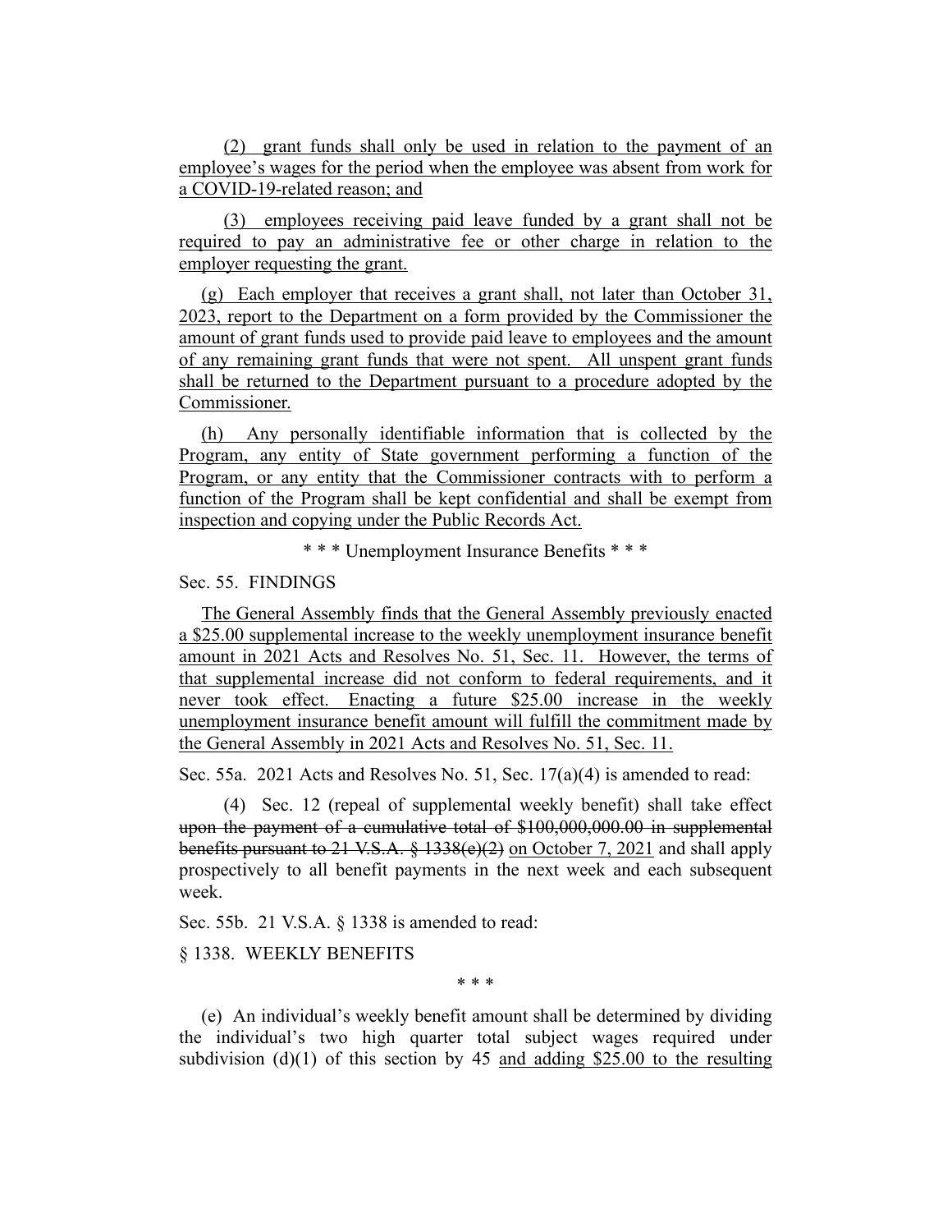(2) grant funds shall only be used in relation to the payment of an employee's wages for the period when the employee was absent from work for a COVID-19-related reason; and

(3) employees receiving paid leave funded by a grant shall not be required to pay an administrative fee or other charge in relation to the employer requesting the grant.

(g) Each employer that receives a grant shall, not later than October 31, 2023, report to the Department on a form provided by the Commissioner the amount of grant funds used to provide paid leave to employees and the amount of any remaining grant funds that were not spent. All unspent grant funds shall be returned to the Department pursuant to a procedure adopted by the Commissioner.

(h) Any personally identifiable information that is collected by the Program, any entity of State government performing a function of the Program, or any entity that the Commissioner contracts with to perform a function of the Program shall be kept confidential and shall be exempt from inspection and copying under the Public Records Act.

\* \* \* Unemployment Insurance Benefits \* \* \*

Sec. 55. FINDINGS

The General Assembly finds that the General Assembly previously enacted a $25.00 supplemental increase to the weekly unemployment insurance benefit amount in 2021 Acts and Resolves No. 51, Sec. 11. However, the terms of that supplemental increase did not conform to federal requirements, and it never took effect. Enacting a future $25.00 increase in the weekly unemployment insurance benefit amount will fulfill the commitment made by the General Assembly in 2021 Acts and Resolves No. 51, Sec. 11.

Sec. 55a. 2021 Acts and Resolves No. 51, Sec. 17(a)(4) is amended to read:

(4) Sec. 12 (repeal of supplemental weekly benefit) shall take effect ~~upon the payment of a cumulative total of $100,000,000.00 in supplemental benefits pursuant to 21 V.S.A. § 1338(e)(2)~~ on October 7, 2021 and shall apply prospectively to all benefit payments in the next week and each subsequent week.

Sec. 55b. 21 V.S.A. § 1338 is amended to read:

§ 1338. WEEKLY BENEFITS

\* \* \*

(e) An individual's weekly benefit amount shall be determined by dividing the individual's two high quarter total subject wages required under subdivision (d)(1) of this section by 45 and adding $25.00 to the resulting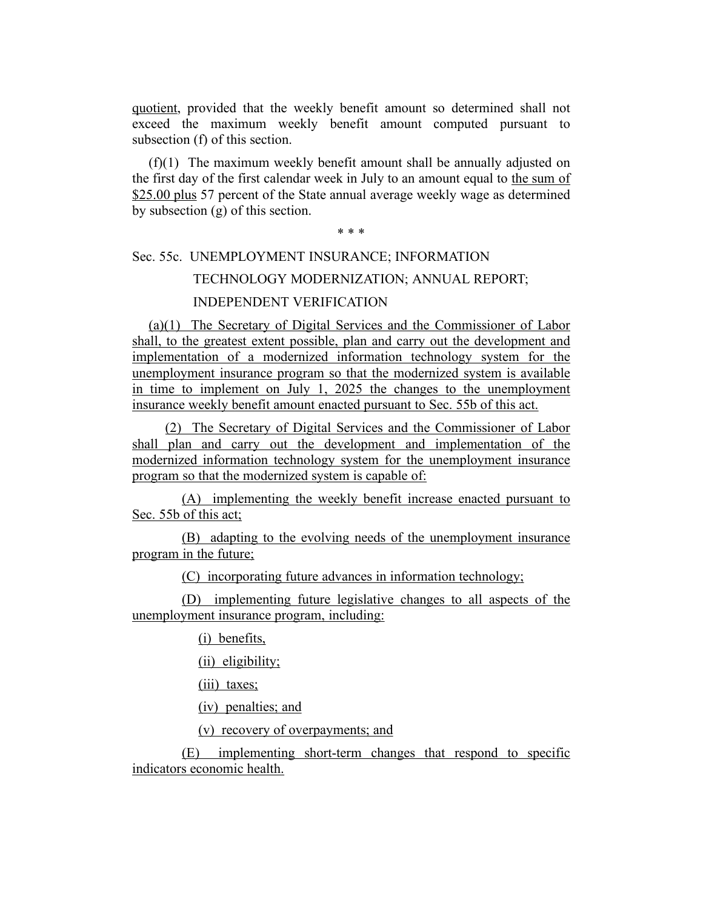quotient, provided that the weekly benefit amount so determined shall not exceed the maximum weekly benefit amount computed pursuant to subsection (f) of this section.

(f)(1) The maximum weekly benefit amount shall be annually adjusted on the first day of the first calendar week in July to an amount equal to the sum of $25.00 plus 57 percent of the State annual average weekly wage as determined by subsection (g) of this section.

\* \* \*

Sec. 55c. UNEMPLOYMENT INSURANCE; INFORMATION TECHNOLOGY MODERNIZATION; ANNUAL REPORT; INDEPENDENT VERIFICATION

(a)(1) The Secretary of Digital Services and the Commissioner of Labor shall, to the greatest extent possible, plan and carry out the development and implementation of a modernized information technology system for the unemployment insurance program so that the modernized system is available in time to implement on July 1, 2025 the changes to the unemployment insurance weekly benefit amount enacted pursuant to Sec. 55b of this act.

(2) The Secretary of Digital Services and the Commissioner of Labor shall plan and carry out the development and implementation of the modernized information technology system for the unemployment insurance program so that the modernized system is capable of:

(A) implementing the weekly benefit increase enacted pursuant to Sec. 55b of this act;

(B) adapting to the evolving needs of the unemployment insurance program in the future;

(C) incorporating future advances in information technology;

(D) implementing future legislative changes to all aspects of the unemployment insurance program, including:

(i) benefits,

(ii) eligibility;

(iii) taxes;

(iv) penalties; and

(v) recovery of overpayments; and

(E) implementing short-term changes that respond to specific indicators economic health.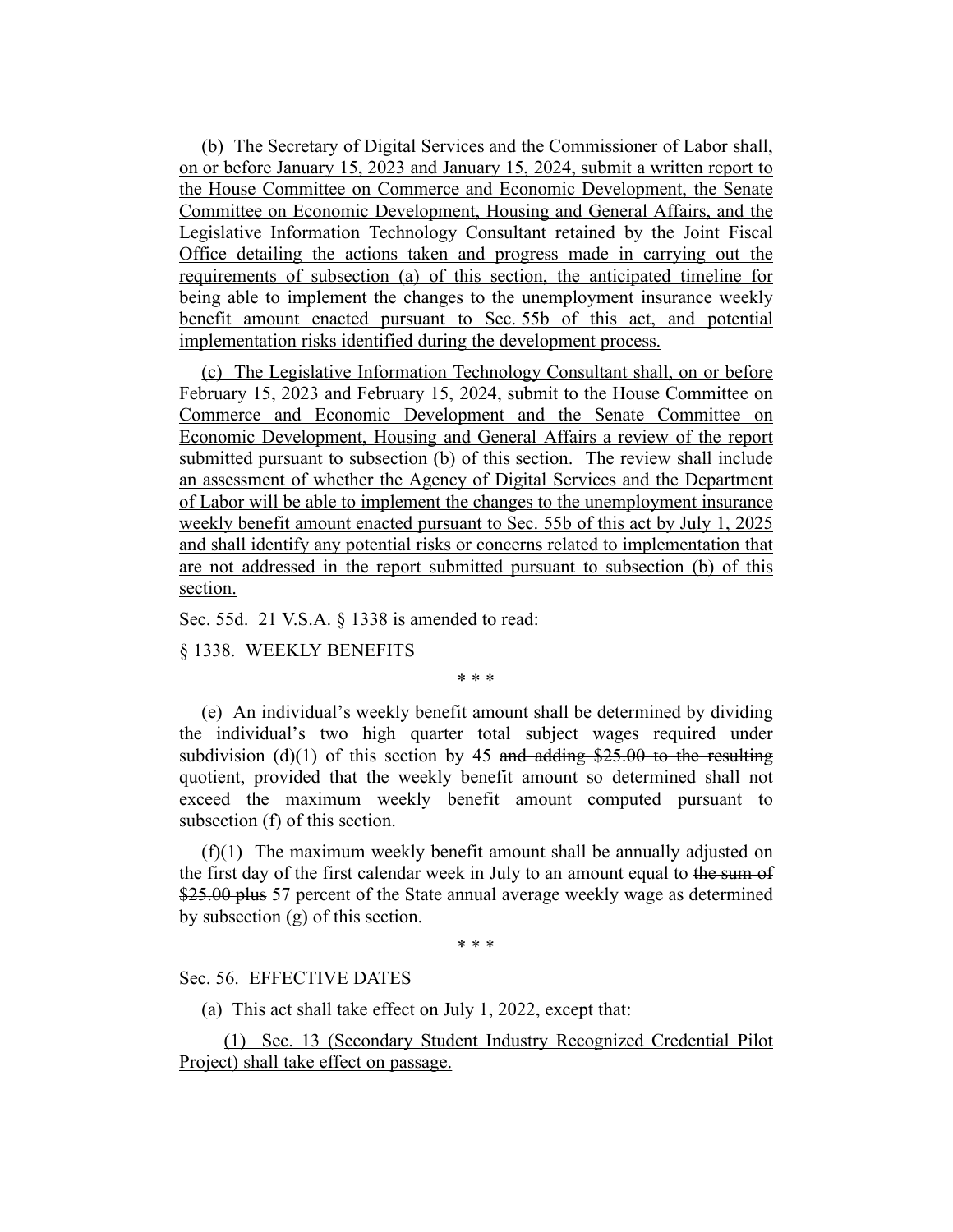(b) The Secretary of Digital Services and the Commissioner of Labor shall, on or before January 15, 2023 and January 15, 2024, submit a written report to the House Committee on Commerce and Economic Development, the Senate Committee on Economic Development, Housing and General Affairs, and the Legislative Information Technology Consultant retained by the Joint Fiscal Office detailing the actions taken and progress made in carrying out the requirements of subsection (a) of this section, the anticipated timeline for being able to implement the changes to the unemployment insurance weekly benefit amount enacted pursuant to Sec. 55b of this act, and potential implementation risks identified during the development process.

(c) The Legislative Information Technology Consultant shall, on or before February 15, 2023 and February 15, 2024, submit to the House Committee on Commerce and Economic Development and the Senate Committee on Economic Development, Housing and General Affairs a review of the report submitted pursuant to subsection (b) of this section. The review shall include an assessment of whether the Agency of Digital Services and the Department of Labor will be able to implement the changes to the unemployment insurance weekly benefit amount enacted pursuant to Sec. 55b of this act by July 1, 2025 and shall identify any potential risks or concerns related to implementation that are not addressed in the report submitted pursuant to subsection (b) of this section.

Sec. 55d. 21 V.S.A. § 1338 is amended to read:

§ 1338. WEEKLY BENEFITS

\* \* \*

(e) An individual's weekly benefit amount shall be determined by dividing the individual's two high quarter total subject wages required under subdivision (d)(1) of this section by 45 ~~and adding $25.00 to the resulting quotient~~, provided that the weekly benefit amount so determined shall not exceed the maximum weekly benefit amount computed pursuant to subsection (f) of this section.

(f)(1) The maximum weekly benefit amount shall be annually adjusted on the first day of the first calendar week in July to an amount equal to ~~the sum of $25.00 plus~~ 57 percent of the State annual average weekly wage as determined by subsection (g) of this section.

\* \* \*

Sec. 56. EFFECTIVE DATES

(a) This act shall take effect on July 1, 2022, except that:

(1) Sec. 13 (Secondary Student Industry Recognized Credential Pilot Project) shall take effect on passage.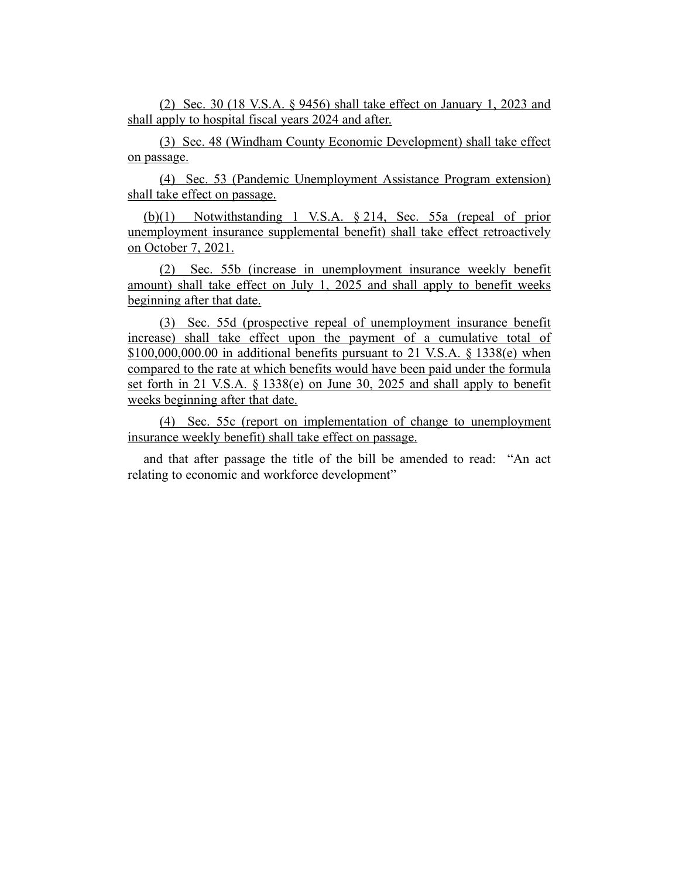(2) Sec. 30 (18 V.S.A. § 9456) shall take effect on January 1, 2023 and shall apply to hospital fiscal years 2024 and after.

(3) Sec. 48 (Windham County Economic Development) shall take effect on passage.

(4) Sec. 53 (Pandemic Unemployment Assistance Program extension) shall take effect on passage.

(b)(1) Notwithstanding 1 V.S.A. § 214, Sec. 55a (repeal of prior unemployment insurance supplemental benefit) shall take effect retroactively on October 7, 2021.

(2) Sec. 55b (increase in unemployment insurance weekly benefit amount) shall take effect on July 1, 2025 and shall apply to benefit weeks beginning after that date.

(3) Sec. 55d (prospective repeal of unemployment insurance benefit increase) shall take effect upon the payment of a cumulative total of $100,000,000.00 in additional benefits pursuant to 21 V.S.A. § 1338(e) when compared to the rate at which benefits would have been paid under the formula set forth in 21 V.S.A. § 1338(e) on June 30, 2025 and shall apply to benefit weeks beginning after that date.

(4) Sec. 55c (report on implementation of change to unemployment insurance weekly benefit) shall take effect on passage.

and that after passage the title of the bill be amended to read: "An act relating to economic and workforce development"